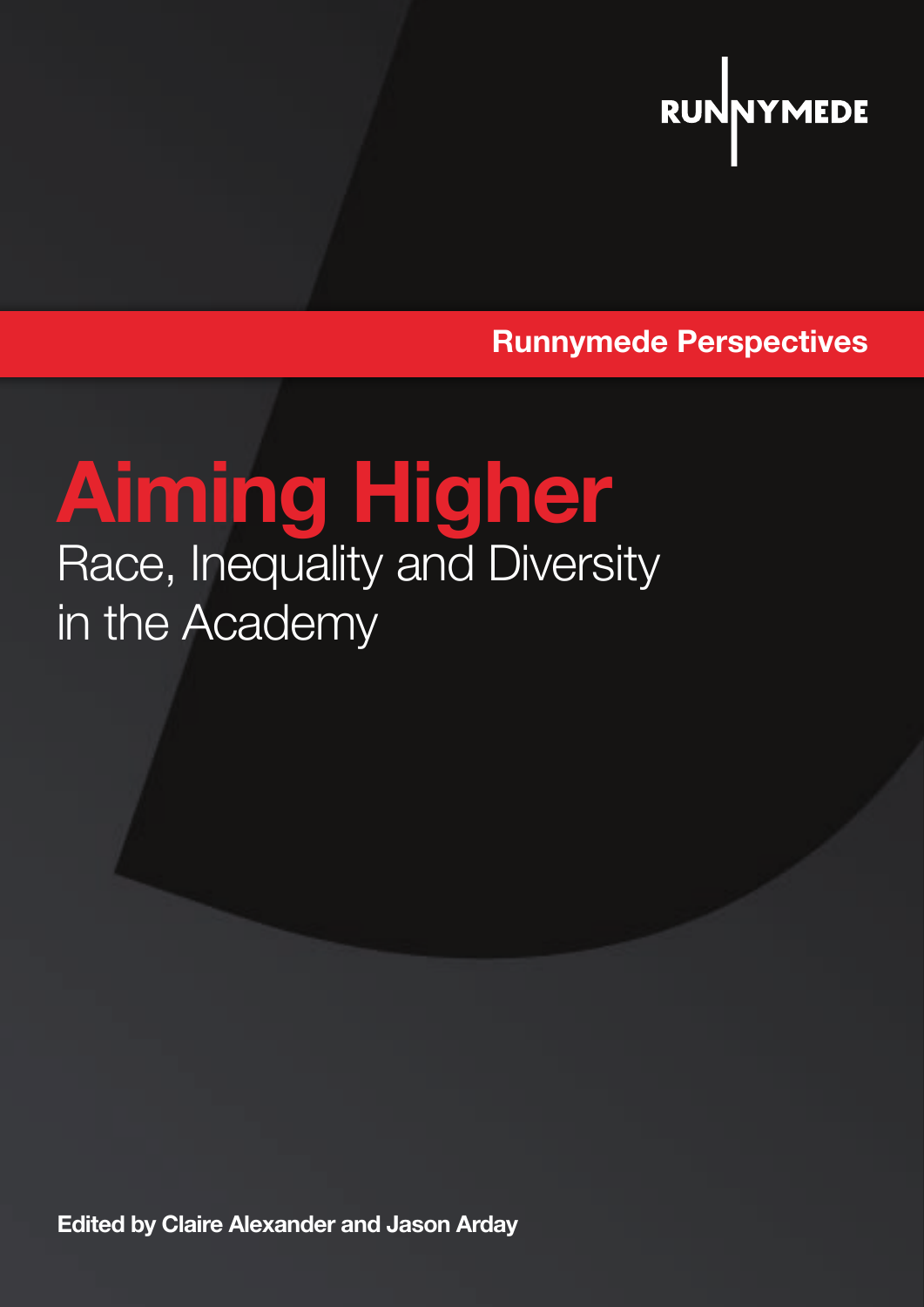RUNNYMEDE

Runnymede Perspectives

# Aiming Higher

## Race, Inequality and Diversity in the Academy

**Edited by Claire Alexander and Jason Arday**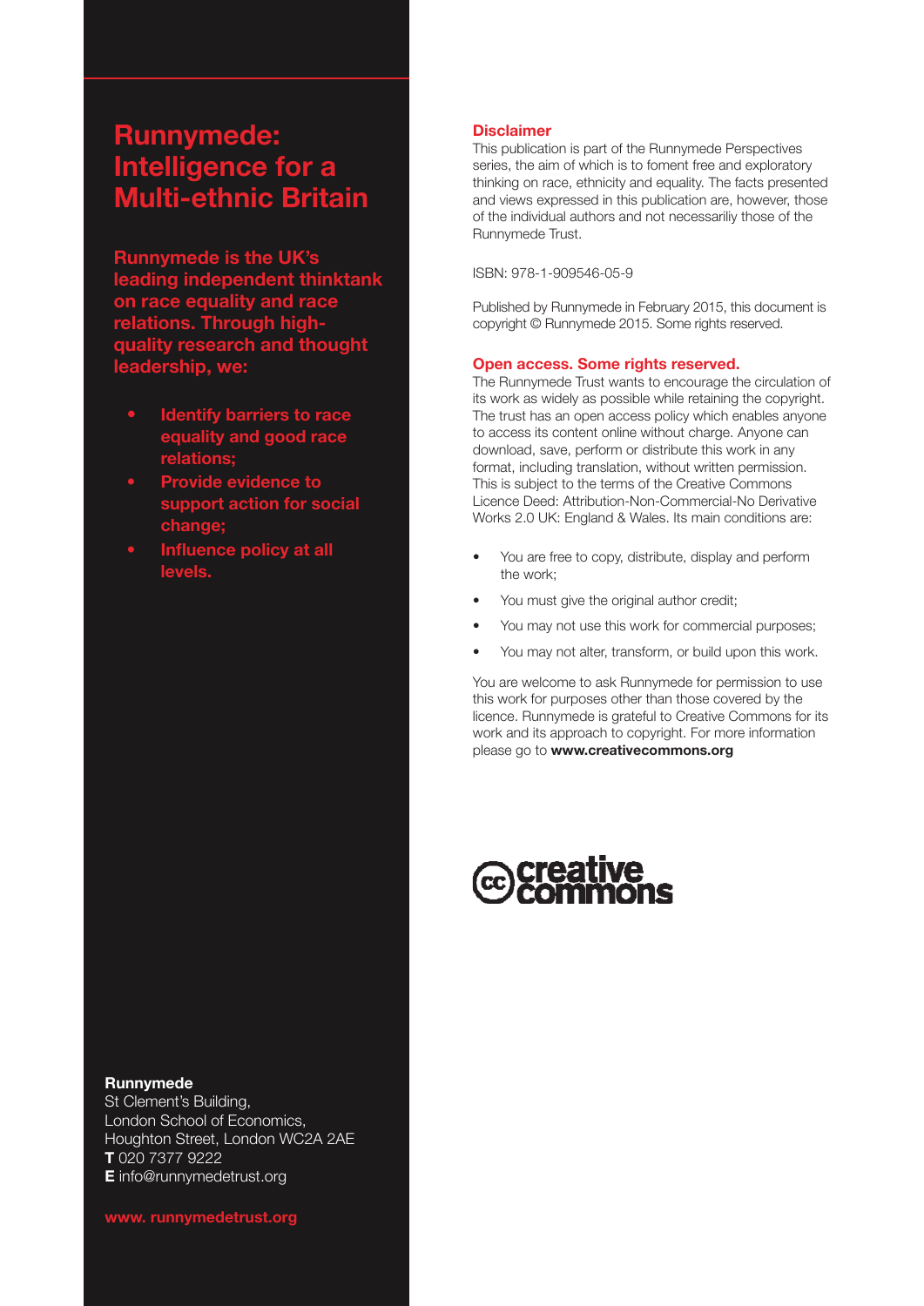# Runnymede: Intelligence for a Multi-ethnic Britain

**Runnymede is the UK's leading independent thinktank on race equality and race relations. Through high-quality research and thought leadership, we:**

- **Identify barriers to race equality and good race relations;**
- **Provide evidence to support action for social change;**
- **Influence policy at all levels.**

**Runnymede**
St Clement's Building,
London School of Economics,
Houghton Street, London WC2A 2AE
**T** 020 7377 9222
**E** info@runnymedetrust.org

**www. runnymedetrust.org**

## Disclaimer

This publication is part of the Runnymede Perspectives series, the aim of which is to foment free and exploratory thinking on race, ethnicity and equality. The facts presented and views expressed in this publication are, however, those of the individual authors and not necessariliy those of the Runnymede Trust.

ISBN: 978-1-909546-05-9

Published by Runnymede in February 2015, this document is copyright © Runnymede 2015. Some rights reserved.

## Open access. Some rights reserved.

The Runnymede Trust wants to encourage the circulation of its work as widely as possible while retaining the copyright. The trust has an open access policy which enables anyone to access its content online without charge. Anyone can download, save, perform or distribute this work in any format, including translation, without written permission. This is subject to the terms of the Creative Commons Licence Deed: Attribution-Non-Commercial-No Derivative Works 2.0 UK: England & Wales. Its main conditions are:

- You are free to copy, distribute, display and perform the work;
- You must give the original author credit;
- You may not use this work for commercial purposes;
- You may not alter, transform, or build upon this work.

You are welcome to ask Runnymede for permission to use this work for purposes other than those covered by the licence. Runnymede is grateful to Creative Commons for its work and its approach to copyright. For more information please go to **www.creativecommons.org**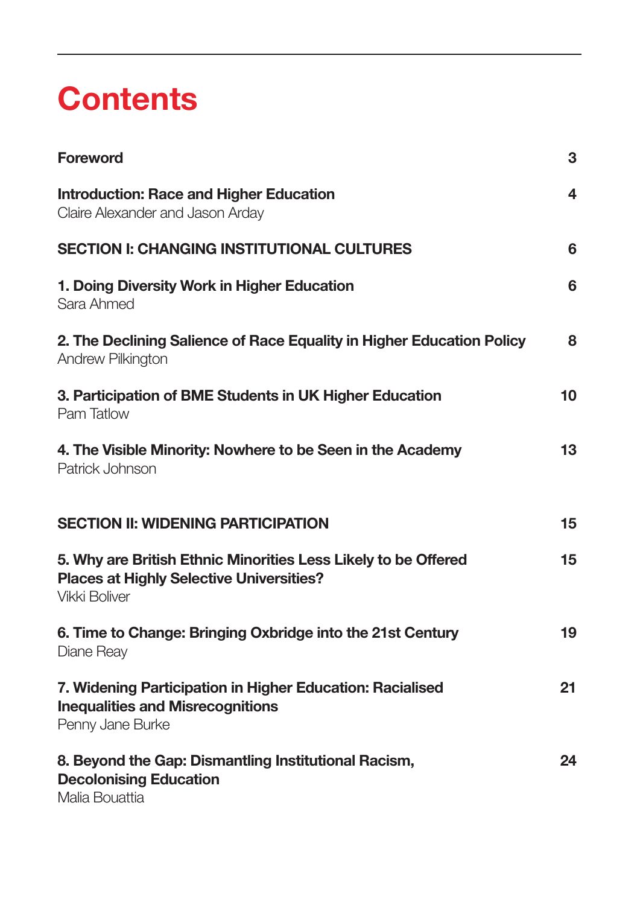# Contents

| | |
|---|---|
| **Foreword** | **3** |
| **Introduction: Race and Higher Education**<br>Claire Alexander and Jason Arday | **4** |
| **SECTION I: CHANGING INSTITUTIONAL CULTURES** | **6** |
| **1. Doing Diversity Work in Higher Education**<br>Sara Ahmed | **6** |
| **2. The Declining Salience of Race Equality in Higher Education Policy**<br>Andrew Pilkington | **8** |
| **3. Participation of BME Students in UK Higher Education**<br>Pam Tatlow | **10** |
| **4. The Visible Minority: Nowhere to be Seen in the Academy**<br>Patrick Johnson | **13** |
| **SECTION II: WIDENING PARTICIPATION** | **15** |
| **5. Why are British Ethnic Minorities Less Likely to be Offered Places at Highly Selective Universities?**<br>Vikki Boliver | **15** |
| **6. Time to Change: Bringing Oxbridge into the 21st Century**<br>Diane Reay | **19** |
| **7. Widening Participation in Higher Education: Racialised Inequalities and Misrecognitions**<br>Penny Jane Burke | **21** |
| **8. Beyond the Gap: Dismantling Institutional Racism, Decolonising Education**<br>Malia Bouattia | **24** |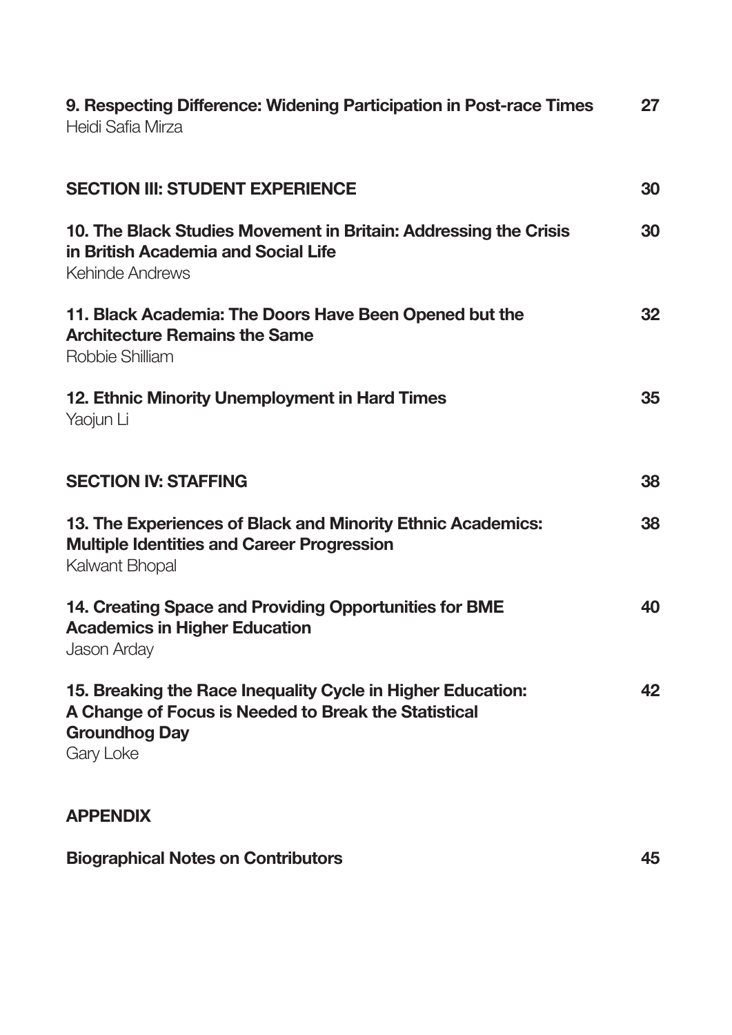**9. Respecting Difference: Widening Participation in Post-race Times** 27
Heidi Safia Mirza

**SECTION III: STUDENT EXPERIENCE** 30

**10. The Black Studies Movement in Britain: Addressing the Crisis in British Academia and Social Life** 30
Kehinde Andrews

**11. Black Academia: The Doors Have Been Opened but the Architecture Remains the Same** 32
Robbie Shilliam

**12. Ethnic Minority Unemployment in Hard Times** 35
Yaojun Li

**SECTION IV: STAFFING** 38

**13. The Experiences of Black and Minority Ethnic Academics: Multiple Identities and Career Progression** 38
Kalwant Bhopal

**14. Creating Space and Providing Opportunities for BME Academics in Higher Education** 40
Jason Arday

**15. Breaking the Race Inequality Cycle in Higher Education: A Change of Focus is Needed to Break the Statistical Groundhog Day** 42
Gary Loke

**APPENDIX**

**Biographical Notes on Contributors** 45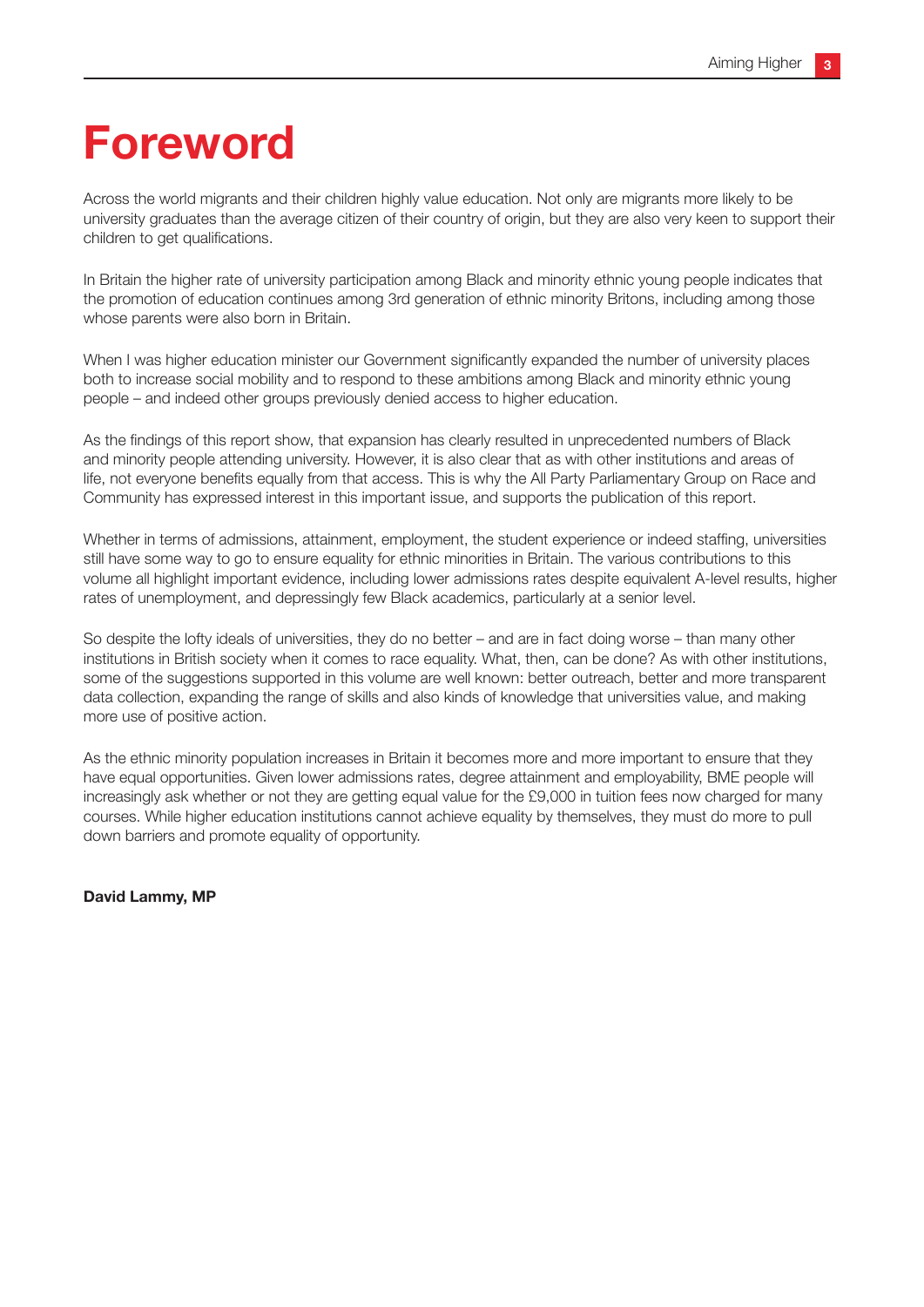# Foreword

Across the world migrants and their children highly value education. Not only are migrants more likely to be university graduates than the average citizen of their country of origin, but they are also very keen to support their children to get qualifications.

In Britain the higher rate of university participation among Black and minority ethnic young people indicates that the promotion of education continues among 3rd generation of ethnic minority Britons, including among those whose parents were also born in Britain.

When I was higher education minister our Government significantly expanded the number of university places both to increase social mobility and to respond to these ambitions among Black and minority ethnic young people – and indeed other groups previously denied access to higher education.

As the findings of this report show, that expansion has clearly resulted in unprecedented numbers of Black and minority people attending university. However, it is also clear that as with other institutions and areas of life, not everyone benefits equally from that access. This is why the All Party Parliamentary Group on Race and Community has expressed interest in this important issue, and supports the publication of this report.

Whether in terms of admissions, attainment, employment, the student experience or indeed staffing, universities still have some way to go to ensure equality for ethnic minorities in Britain. The various contributions to this volume all highlight important evidence, including lower admissions rates despite equivalent A-level results, higher rates of unemployment, and depressingly few Black academics, particularly at a senior level.

So despite the lofty ideals of universities, they do no better – and are in fact doing worse – than many other institutions in British society when it comes to race equality. What, then, can be done? As with other institutions, some of the suggestions supported in this volume are well known: better outreach, better and more transparent data collection, expanding the range of skills and also kinds of knowledge that universities value, and making more use of positive action.

As the ethnic minority population increases in Britain it becomes more and more important to ensure that they have equal opportunities. Given lower admissions rates, degree attainment and employability, BME people will increasingly ask whether or not they are getting equal value for the £9,000 in tuition fees now charged for many courses. While higher education institutions cannot achieve equality by themselves, they must do more to pull down barriers and promote equality of opportunity.

**David Lammy, MP**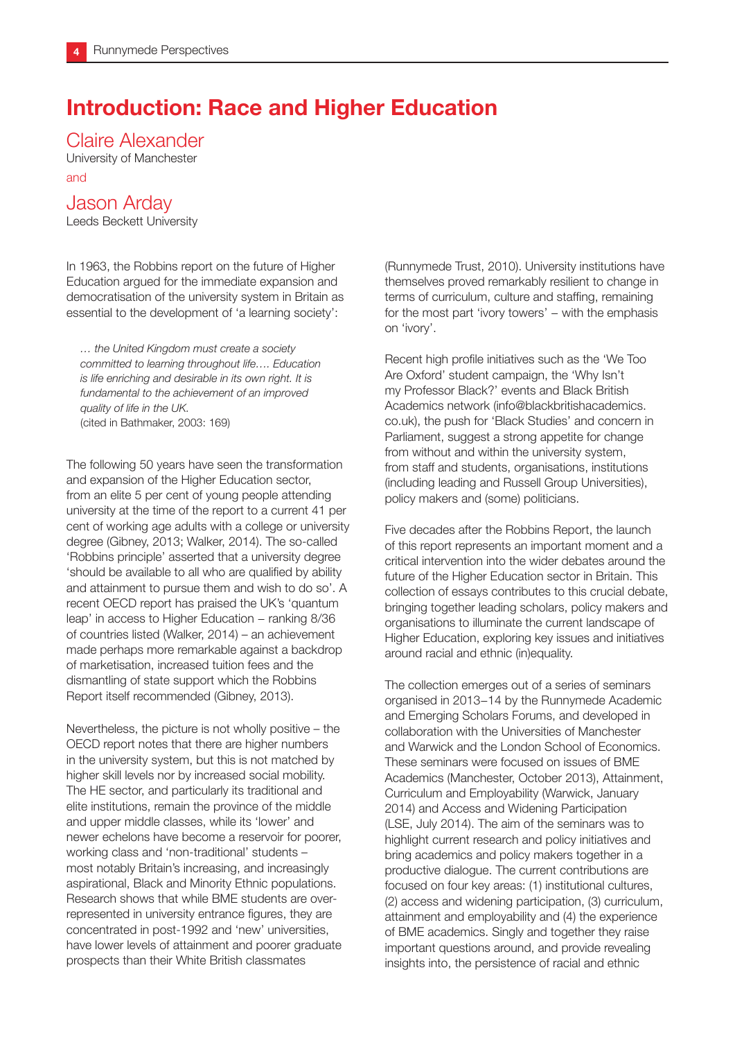# Introduction: Race and Higher Education

## Claire Alexander

University of Manchester

and

## Jason Arday

Leeds Beckett University

In 1963, the Robbins report on the future of Higher Education argued for the immediate expansion and democratisation of the university system in Britain as essential to the development of 'a learning society':

> *… the United Kingdom must create a society committed to learning throughout life.… Education is life enriching and desirable in its own right. It is fundamental to the achievement of an improved quality of life in the UK.*
> (cited in Bathmaker, 2003: 169)

The following 50 years have seen the transformation and expansion of the Higher Education sector, from an elite 5 per cent of young people attending university at the time of the report to a current 41 per cent of working age adults with a college or university degree (Gibney, 2013; Walker, 2014). The so-called 'Robbins principle' asserted that a university degree 'should be available to all who are qualified by ability and attainment to pursue them and wish to do so'. A recent OECD report has praised the UK's 'quantum leap' in access to Higher Education – ranking 8/36 of countries listed (Walker, 2014) – an achievement made perhaps more remarkable against a backdrop of marketisation, increased tuition fees and the dismantling of state support which the Robbins Report itself recommended (Gibney, 2013).

Nevertheless, the picture is not wholly positive – the OECD report notes that there are higher numbers in the university system, but this is not matched by higher skill levels nor by increased social mobility. The HE sector, and particularly its traditional and elite institutions, remain the province of the middle and upper middle classes, while its 'lower' and newer echelons have become a reservoir for poorer, working class and 'non-traditional' students – most notably Britain's increasing, and increasingly aspirational, Black and Minority Ethnic populations. Research shows that while BME students are over-represented in university entrance figures, they are concentrated in post-1992 and 'new' universities, have lower levels of attainment and poorer graduate prospects than their White British classmates (Runnymede Trust, 2010). University institutions have themselves proved remarkably resilient to change in terms of curriculum, culture and staffing, remaining for the most part 'ivory towers' – with the emphasis on 'ivory'.

Recent high profile initiatives such as the 'We Too Are Oxford' student campaign, the 'Why Isn't my Professor Black?' events and Black British Academics network (info@blackbritishacademics.co.uk), the push for 'Black Studies' and concern in Parliament, suggest a strong appetite for change from without and within the university system, from staff and students, organisations, institutions (including leading and Russell Group Universities), policy makers and (some) politicians.

Five decades after the Robbins Report, the launch of this report represents an important moment and a critical intervention into the wider debates around the future of the Higher Education sector in Britain. This collection of essays contributes to this crucial debate, bringing together leading scholars, policy makers and organisations to illuminate the current landscape of Higher Education, exploring key issues and initiatives around racial and ethnic (in)equality.

The collection emerges out of a series of seminars organised in 2013–14 by the Runnymede Academic and Emerging Scholars Forums, and developed in collaboration with the Universities of Manchester and Warwick and the London School of Economics. These seminars were focused on issues of BME Academics (Manchester, October 2013), Attainment, Curriculum and Employability (Warwick, January 2014) and Access and Widening Participation (LSE, July 2014). The aim of the seminars was to highlight current research and policy initiatives and bring academics and policy makers together in a productive dialogue. The current contributions are focused on four key areas: (1) institutional cultures, (2) access and widening participation, (3) curriculum, attainment and employability and (4) the experience of BME academics. Singly and together they raise important questions around, and provide revealing insights into, the persistence of racial and ethnic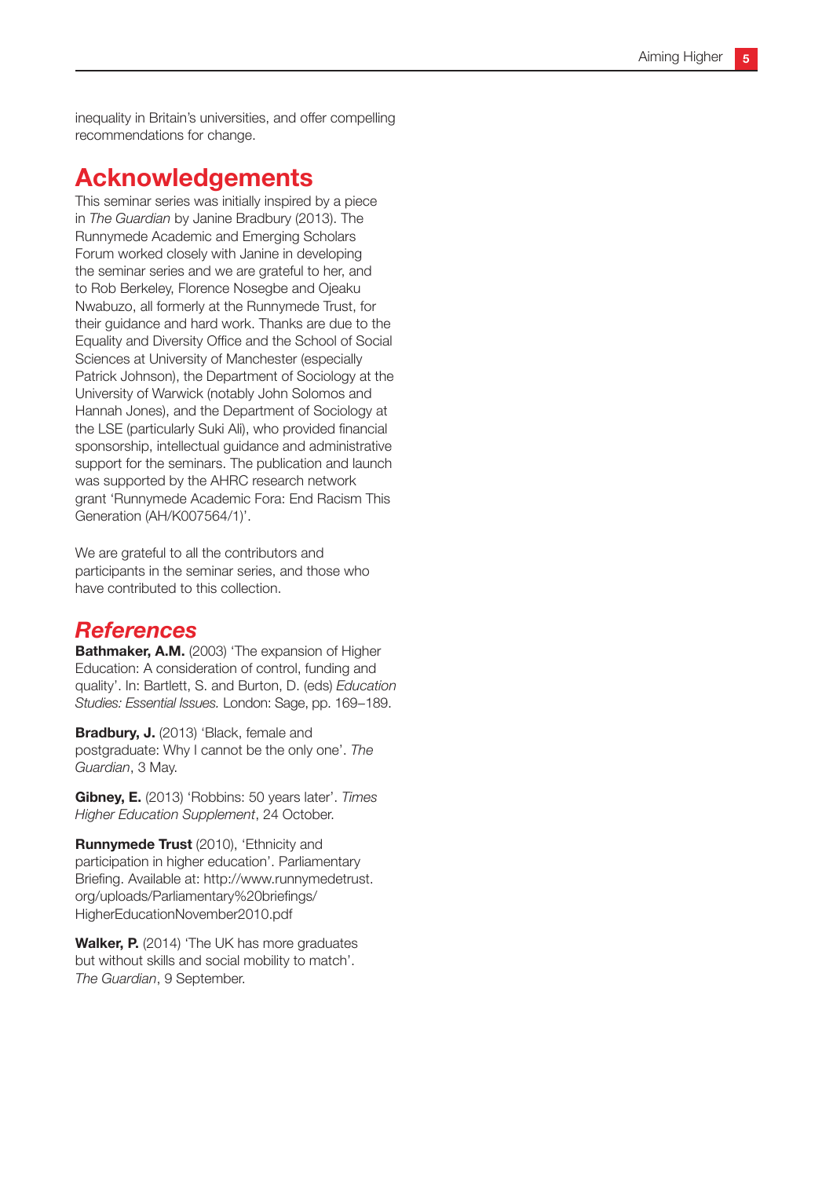inequality in Britain's universities, and offer compelling recommendations for change.

## Acknowledgements

This seminar series was initially inspired by a piece in *The Guardian* by Janine Bradbury (2013). The Runnymede Academic and Emerging Scholars Forum worked closely with Janine in developing the seminar series and we are grateful to her, and to Rob Berkeley, Florence Nosegbe and Ojeaku Nwabuzo, all formerly at the Runnymede Trust, for their guidance and hard work. Thanks are due to the Equality and Diversity Office and the School of Social Sciences at University of Manchester (especially Patrick Johnson), the Department of Sociology at the University of Warwick (notably John Solomos and Hannah Jones), and the Department of Sociology at the LSE (particularly Suki Ali), who provided financial sponsorship, intellectual guidance and administrative support for the seminars. The publication and launch was supported by the AHRC research network grant 'Runnymede Academic Fora: End Racism This Generation (AH/K007564/1)'.

We are grateful to all the contributors and participants in the seminar series, and those who have contributed to this collection.

## *References*

**Bathmaker, A.M.** (2003) 'The expansion of Higher Education: A consideration of control, funding and quality'. In: Bartlett, S. and Burton, D. (eds) *Education Studies: Essential Issues.* London: Sage, pp. 169–189.

**Bradbury, J.** (2013) 'Black, female and postgraduate: Why I cannot be the only one'. *The Guardian*, 3 May.

**Gibney, E.** (2013) 'Robbins: 50 years later'. *Times Higher Education Supplement*, 24 October.

**Runnymede Trust** (2010), 'Ethnicity and participation in higher education'. Parliamentary Briefing. Available at: http://www.runnymedetrust.org/uploads/Parliamentary%20briefings/HigherEducationNovember2010.pdf

**Walker, P.** (2014) 'The UK has more graduates but without skills and social mobility to match'. *The Guardian*, 9 September.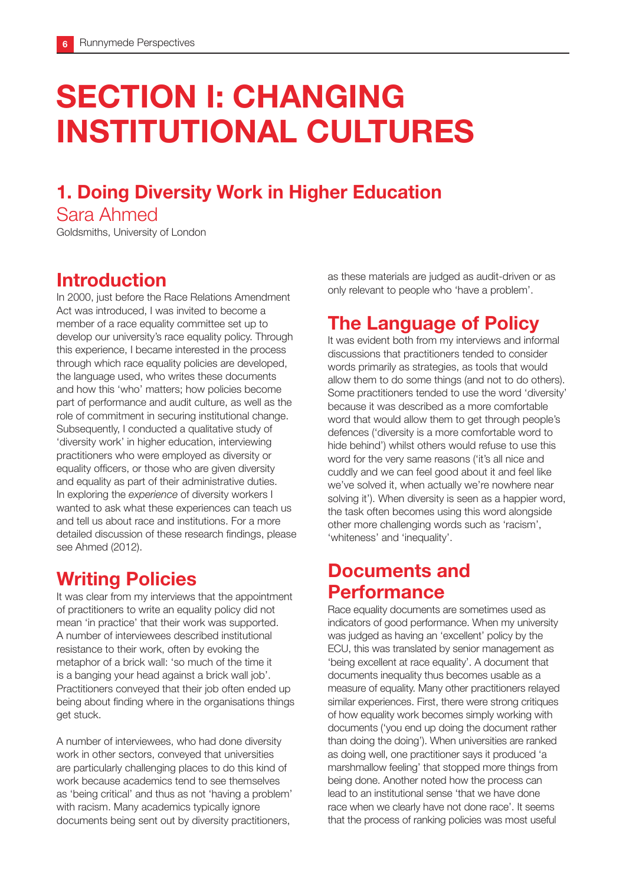# SECTION I: CHANGING INSTITUTIONAL CULTURES

## 1. Doing Diversity Work in Higher Education

Sara Ahmed

Goldsmiths, University of London

### Introduction

In 2000, just before the Race Relations Amendment Act was introduced, I was invited to become a member of a race equality committee set up to develop our university's race equality policy. Through this experience, I became interested in the process through which race equality policies are developed, the language used, who writes these documents and how this 'who' matters; how policies become part of performance and audit culture, as well as the role of commitment in securing institutional change. Subsequently, I conducted a qualitative study of 'diversity work' in higher education, interviewing practitioners who were employed as diversity or equality officers, or those who are given diversity and equality as part of their administrative duties. In exploring the *experience* of diversity workers I wanted to ask what these experiences can teach us and tell us about race and institutions. For a more detailed discussion of these research findings, please see Ahmed (2012).

### Writing Policies

It was clear from my interviews that the appointment of practitioners to write an equality policy did not mean 'in practice' that their work was supported. A number of interviewees described institutional resistance to their work, often by evoking the metaphor of a brick wall: 'so much of the time it is a banging your head against a brick wall job'. Practitioners conveyed that their job often ended up being about finding where in the organisations things get stuck.

A number of interviewees, who had done diversity work in other sectors, conveyed that universities are particularly challenging places to do this kind of work because academics tend to see themselves as 'being critical' and thus as not 'having a problem' with racism. Many academics typically ignore documents being sent out by diversity practitioners, as these materials are judged as audit-driven or as only relevant to people who 'have a problem'.

### The Language of Policy

It was evident both from my interviews and informal discussions that practitioners tended to consider words primarily as strategies, as tools that would allow them to do some things (and not to do others). Some practitioners tended to use the word 'diversity' because it was described as a more comfortable word that would allow them to get through people's defences ('diversity is a more comfortable word to hide behind') whilst others would refuse to use this word for the very same reasons ('it's all nice and cuddly and we can feel good about it and feel like we've solved it, when actually we're nowhere near solving it'). When diversity is seen as a happier word, the task often becomes using this word alongside other more challenging words such as 'racism', 'whiteness' and 'inequality'.

### Documents and Performance

Race equality documents are sometimes used as indicators of good performance. When my university was judged as having an 'excellent' policy by the ECU, this was translated by senior management as 'being excellent at race equality'. A document that documents inequality thus becomes usable as a measure of equality. Many other practitioners relayed similar experiences. First, there were strong critiques of how equality work becomes simply working with documents ('you end up doing the document rather than doing the doing'). When universities are ranked as doing well, one practitioner says it produced 'a marshmallow feeling' that stopped more things from being done. Another noted how the process can lead to an institutional sense 'that we have done race when we clearly have not done race'. It seems that the process of ranking policies was most useful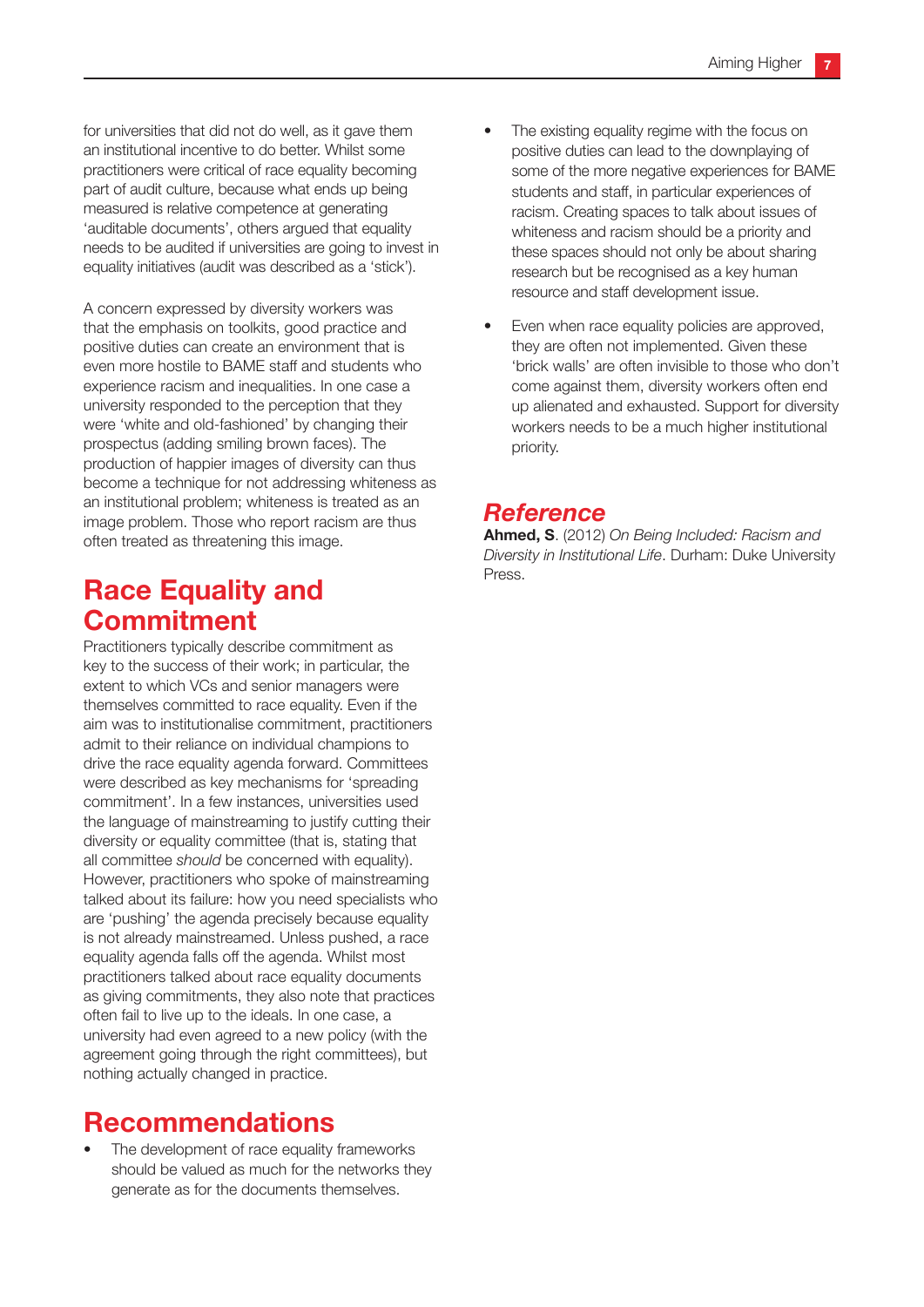for universities that did not do well, as it gave them an institutional incentive to do better. Whilst some practitioners were critical of race equality becoming part of audit culture, because what ends up being measured is relative competence at generating 'auditable documents', others argued that equality needs to be audited if universities are going to invest in equality initiatives (audit was described as a 'stick').

A concern expressed by diversity workers was that the emphasis on toolkits, good practice and positive duties can create an environment that is even more hostile to BAME staff and students who experience racism and inequalities. In one case a university responded to the perception that they were 'white and old-fashioned' by changing their prospectus (adding smiling brown faces). The production of happier images of diversity can thus become a technique for not addressing whiteness as an institutional problem; whiteness is treated as an image problem. Those who report racism are thus often treated as threatening this image.

## Race Equality and Commitment

Practitioners typically describe commitment as key to the success of their work; in particular, the extent to which VCs and senior managers were themselves committed to race equality. Even if the aim was to institutionalise commitment, practitioners admit to their reliance on individual champions to drive the race equality agenda forward. Committees were described as key mechanisms for 'spreading commitment'. In a few instances, universities used the language of mainstreaming to justify cutting their diversity or equality committee (that is, stating that all committee *should* be concerned with equality). However, practitioners who spoke of mainstreaming talked about its failure: how you need specialists who are 'pushing' the agenda precisely because equality is not already mainstreamed. Unless pushed, a race equality agenda falls off the agenda. Whilst most practitioners talked about race equality documents as giving commitments, they also note that practices often fail to live up to the ideals. In one case, a university had even agreed to a new policy (with the agreement going through the right committees), but nothing actually changed in practice.

## Recommendations

- The development of race equality frameworks should be valued as much for the networks they generate as for the documents themselves.
- The existing equality regime with the focus on positive duties can lead to the downplaying of some of the more negative experiences for BAME students and staff, in particular experiences of racism. Creating spaces to talk about issues of whiteness and racism should be a priority and these spaces should not only be about sharing research but be recognised as a key human resource and staff development issue.
- Even when race equality policies are approved, they are often not implemented. Given these 'brick walls' are often invisible to those who don't come against them, diversity workers often end up alienated and exhausted. Support for diversity workers needs to be a much higher institutional priority.

## *Reference*

**Ahmed, S**. (2012) *On Being Included: Racism and Diversity in Institutional Life*. Durham: Duke University Press.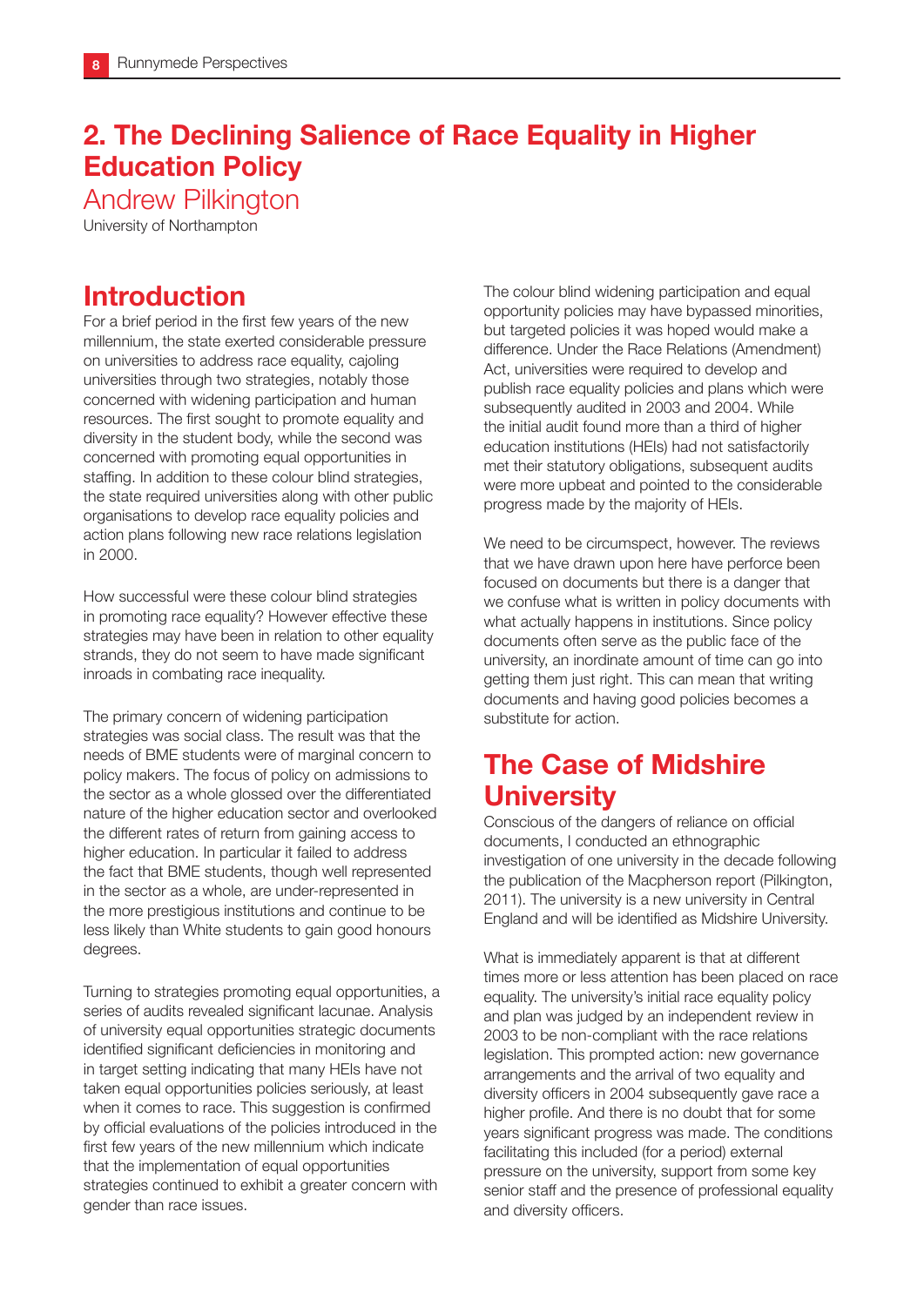## 2. The Declining Salience of Race Equality in Higher Education Policy

Andrew Pilkington

University of Northampton

### Introduction

For a brief period in the first few years of the new millennium, the state exerted considerable pressure on universities to address race equality, cajoling universities through two strategies, notably those concerned with widening participation and human resources. The first sought to promote equality and diversity in the student body, while the second was concerned with promoting equal opportunities in staffing. In addition to these colour blind strategies, the state required universities along with other public organisations to develop race equality policies and action plans following new race relations legislation in 2000.

How successful were these colour blind strategies in promoting race equality? However effective these strategies may have been in relation to other equality strands, they do not seem to have made significant inroads in combating race inequality.

The primary concern of widening participation strategies was social class. The result was that the needs of BME students were of marginal concern to policy makers. The focus of policy on admissions to the sector as a whole glossed over the differentiated nature of the higher education sector and overlooked the different rates of return from gaining access to higher education. In particular it failed to address the fact that BME students, though well represented in the sector as a whole, are under-represented in the more prestigious institutions and continue to be less likely than White students to gain good honours degrees.

Turning to strategies promoting equal opportunities, a series of audits revealed significant lacunae. Analysis of university equal opportunities strategic documents identified significant deficiencies in monitoring and in target setting indicating that many HEIs have not taken equal opportunities policies seriously, at least when it comes to race. This suggestion is confirmed by official evaluations of the policies introduced in the first few years of the new millennium which indicate that the implementation of equal opportunities strategies continued to exhibit a greater concern with gender than race issues.

The colour blind widening participation and equal opportunity policies may have bypassed minorities, but targeted policies it was hoped would make a difference. Under the Race Relations (Amendment) Act, universities were required to develop and publish race equality policies and plans which were subsequently audited in 2003 and 2004. While the initial audit found more than a third of higher education institutions (HEIs) had not satisfactorily met their statutory obligations, subsequent audits were more upbeat and pointed to the considerable progress made by the majority of HEIs.

We need to be circumspect, however. The reviews that we have drawn upon here have perforce been focused on documents but there is a danger that we confuse what is written in policy documents with what actually happens in institutions. Since policy documents often serve as the public face of the university, an inordinate amount of time can go into getting them just right. This can mean that writing documents and having good policies becomes a substitute for action.

### The Case of Midshire University

Conscious of the dangers of reliance on official documents, I conducted an ethnographic investigation of one university in the decade following the publication of the Macpherson report (Pilkington, 2011). The university is a new university in Central England and will be identified as Midshire University.

What is immediately apparent is that at different times more or less attention has been placed on race equality. The university's initial race equality policy and plan was judged by an independent review in 2003 to be non-compliant with the race relations legislation. This prompted action: new governance arrangements and the arrival of two equality and diversity officers in 2004 subsequently gave race a higher profile. And there is no doubt that for some years significant progress was made. The conditions facilitating this included (for a period) external pressure on the university, support from some key senior staff and the presence of professional equality and diversity officers.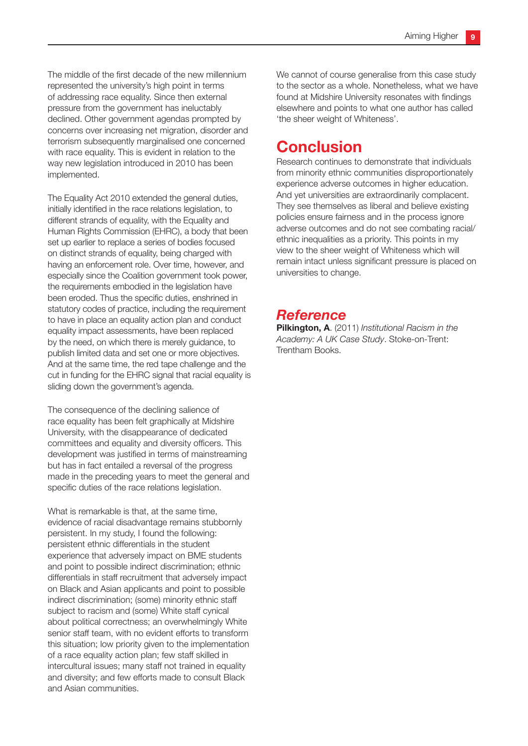The middle of the first decade of the new millennium represented the university's high point in terms of addressing race equality. Since then external pressure from the government has ineluctably declined. Other government agendas prompted by concerns over increasing net migration, disorder and terrorism subsequently marginalised one concerned with race equality. This is evident in relation to the way new legislation introduced in 2010 has been implemented.

The Equality Act 2010 extended the general duties, initially identified in the race relations legislation, to different strands of equality, with the Equality and Human Rights Commission (EHRC), a body that been set up earlier to replace a series of bodies focused on distinct strands of equality, being charged with having an enforcement role. Over time, however, and especially since the Coalition government took power, the requirements embodied in the legislation have been eroded. Thus the specific duties, enshrined in statutory codes of practice, including the requirement to have in place an equality action plan and conduct equality impact assessments, have been replaced by the need, on which there is merely guidance, to publish limited data and set one or more objectives. And at the same time, the red tape challenge and the cut in funding for the EHRC signal that racial equality is sliding down the government's agenda.

The consequence of the declining salience of race equality has been felt graphically at Midshire University, with the disappearance of dedicated committees and equality and diversity officers. This development was justified in terms of mainstreaming but has in fact entailed a reversal of the progress made in the preceding years to meet the general and specific duties of the race relations legislation.

What is remarkable is that, at the same time, evidence of racial disadvantage remains stubbornly persistent. In my study, I found the following: persistent ethnic differentials in the student experience that adversely impact on BME students and point to possible indirect discrimination; ethnic differentials in staff recruitment that adversely impact on Black and Asian applicants and point to possible indirect discrimination; (some) minority ethnic staff subject to racism and (some) White staff cynical about political correctness; an overwhelmingly White senior staff team, with no evident efforts to transform this situation; low priority given to the implementation of a race equality action plan; few staff skilled in intercultural issues; many staff not trained in equality and diversity; and few efforts made to consult Black and Asian communities.

We cannot of course generalise from this case study to the sector as a whole. Nonetheless, what we have found at Midshire University resonates with findings elsewhere and points to what one author has called 'the sheer weight of Whiteness'.

## Conclusion

Research continues to demonstrate that individuals from minority ethnic communities disproportionately experience adverse outcomes in higher education. And yet universities are extraordinarily complacent. They see themselves as liberal and believe existing policies ensure fairness and in the process ignore adverse outcomes and do not see combating racial/ethnic inequalities as a priority. This points in my view to the sheer weight of Whiteness which will remain intact unless significant pressure is placed on universities to change.

## *Reference*

**Pilkington, A**. (2011) *Institutional Racism in the Academy: A UK Case Study*. Stoke-on-Trent: Trentham Books.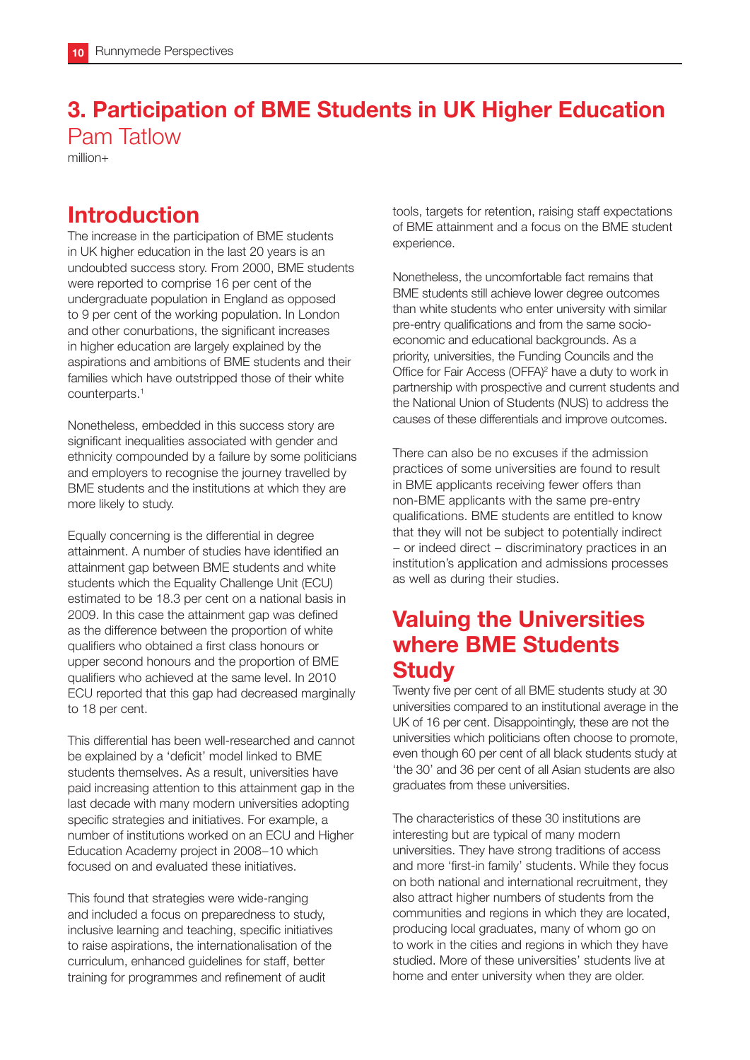# 3. Participation of BME Students in UK Higher Education

Pam Tatlow

million+

## Introduction

The increase in the participation of BME students in UK higher education in the last 20 years is an undoubted success story. From 2000, BME students were reported to comprise 16 per cent of the undergraduate population in England as opposed to 9 per cent of the working population. In London and other conurbations, the significant increases in higher education are largely explained by the aspirations and ambitions of BME students and their families which have outstripped those of their white counterparts.[1]

Nonetheless, embedded in this success story are significant inequalities associated with gender and ethnicity compounded by a failure by some politicians and employers to recognise the journey travelled by BME students and the institutions at which they are more likely to study.

Equally concerning is the differential in degree attainment. A number of studies have identified an attainment gap between BME students and white students which the Equality Challenge Unit (ECU) estimated to be 18.3 per cent on a national basis in 2009. In this case the attainment gap was defined as the difference between the proportion of white qualifiers who obtained a first class honours or upper second honours and the proportion of BME qualifiers who achieved at the same level. In 2010 ECU reported that this gap had decreased marginally to 18 per cent.

This differential has been well-researched and cannot be explained by a 'deficit' model linked to BME students themselves. As a result, universities have paid increasing attention to this attainment gap in the last decade with many modern universities adopting specific strategies and initiatives. For example, a number of institutions worked on an ECU and Higher Education Academy project in 2008–10 which focused on and evaluated these initiatives.

This found that strategies were wide-ranging and included a focus on preparedness to study, inclusive learning and teaching, specific initiatives to raise aspirations, the internationalisation of the curriculum, enhanced guidelines for staff, better training for programmes and refinement of audit tools, targets for retention, raising staff expectations of BME attainment and a focus on the BME student experience.

Nonetheless, the uncomfortable fact remains that BME students still achieve lower degree outcomes than white students who enter university with similar pre-entry qualifications and from the same socio-economic and educational backgrounds. As a priority, universities, the Funding Councils and the Office for Fair Access (OFFA)[2] have a duty to work in partnership with prospective and current students and the National Union of Students (NUS) to address the causes of these differentials and improve outcomes.

There can also be no excuses if the admission practices of some universities are found to result in BME applicants receiving fewer offers than non-BME applicants with the same pre-entry qualifications. BME students are entitled to know that they will not be subject to potentially indirect – or indeed direct – discriminatory practices in an institution's application and admissions processes as well as during their studies.

## Valuing the Universities where BME Students Study

Twenty five per cent of all BME students study at 30 universities compared to an institutional average in the UK of 16 per cent. Disappointingly, these are not the universities which politicians often choose to promote, even though 60 per cent of all black students study at 'the 30' and 36 per cent of all Asian students are also graduates from these universities.

The characteristics of these 30 institutions are interesting but are typical of many modern universities. They have strong traditions of access and more 'first-in family' students. While they focus on both national and international recruitment, they also attract higher numbers of students from the communities and regions in which they are located, producing local graduates, many of whom go on to work in the cities and regions in which they have studied. More of these universities' students live at home and enter university when they are older.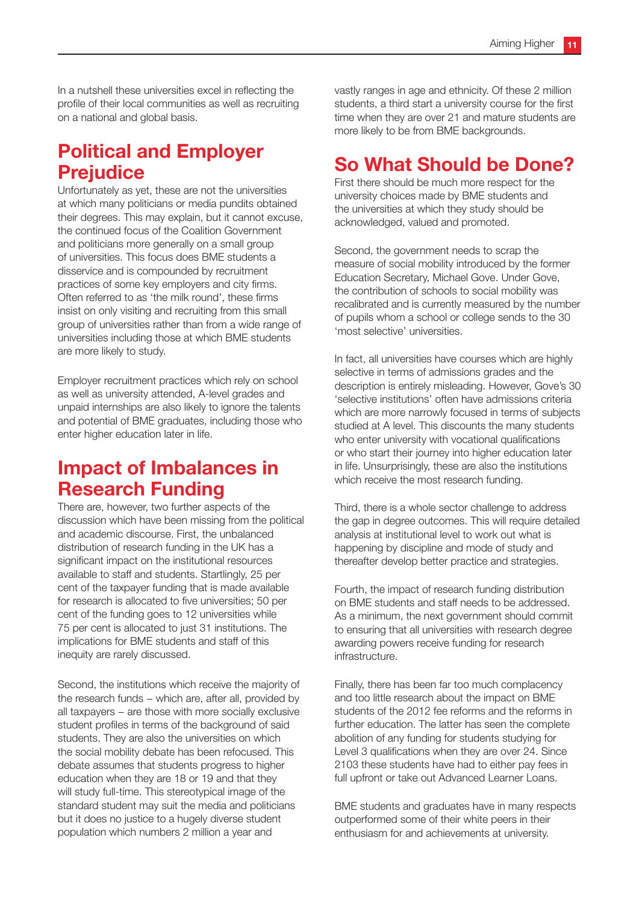In a nutshell these universities excel in reflecting the profile of their local communities as well as recruiting on a national and global basis.

## Political and Employer Prejudice

Unfortunately as yet, these are not the universities at which many politicians or media pundits obtained their degrees. This may explain, but it cannot excuse, the continued focus of the Coalition Government and politicians more generally on a small group of universities. This focus does BME students a disservice and is compounded by recruitment practices of some key employers and city firms. Often referred to as 'the milk round', these firms insist on only visiting and recruiting from this small group of universities rather than from a wide range of universities including those at which BME students are more likely to study.

Employer recruitment practices which rely on school as well as university attended, A-level grades and unpaid internships are also likely to ignore the talents and potential of BME graduates, including those who enter higher education later in life.

## Impact of Imbalances in Research Funding

There are, however, two further aspects of the discussion which have been missing from the political and academic discourse. First, the unbalanced distribution of research funding in the UK has a significant impact on the institutional resources available to staff and students. Startlingly, 25 per cent of the taxpayer funding that is made available for research is allocated to five universities; 50 per cent of the funding goes to 12 universities while 75 per cent is allocated to just 31 institutions. The implications for BME students and staff of this inequity are rarely discussed.

Second, the institutions which receive the majority of the research funds – which are, after all, provided by all taxpayers – are those with more socially exclusive student profiles in terms of the background of said students. They are also the universities on which the social mobility debate has been refocused. This debate assumes that students progress to higher education when they are 18 or 19 and that they will study full-time. This stereotypical image of the standard student may suit the media and politicians but it does no justice to a hugely diverse student population which numbers 2 million a year and vastly ranges in age and ethnicity. Of these 2 million students, a third start a university course for the first time when they are over 21 and mature students are more likely to be from BME backgrounds.

## So What Should be Done?

First there should be much more respect for the university choices made by BME students and the universities at which they study should be acknowledged, valued and promoted.

Second, the government needs to scrap the measure of social mobility introduced by the former Education Secretary, Michael Gove. Under Gove, the contribution of schools to social mobility was recalibrated and is currently measured by the number of pupils whom a school or college sends to the 30 'most selective' universities.

In fact, all universities have courses which are highly selective in terms of admissions grades and the description is entirely misleading. However, Gove's 30 'selective institutions' often have admissions criteria which are more narrowly focused in terms of subjects studied at A level. This discounts the many students who enter university with vocational qualifications or who start their journey into higher education later in life. Unsurprisingly, these are also the institutions which receive the most research funding.

Third, there is a whole sector challenge to address the gap in degree outcomes. This will require detailed analysis at institutional level to work out what is happening by discipline and mode of study and thereafter develop better practice and strategies.

Fourth, the impact of research funding distribution on BME students and staff needs to be addressed. As a minimum, the next government should commit to ensuring that all universities with research degree awarding powers receive funding for research infrastructure.

Finally, there has been far too much complacency and too little research about the impact on BME students of the 2012 fee reforms and the reforms in further education. The latter has seen the complete abolition of any funding for students studying for Level 3 qualifications when they are over 24. Since 2103 these students have had to either pay fees in full upfront or take out Advanced Learner Loans.

BME students and graduates have in many respects outperformed some of their white peers in their enthusiasm for and achievements at university.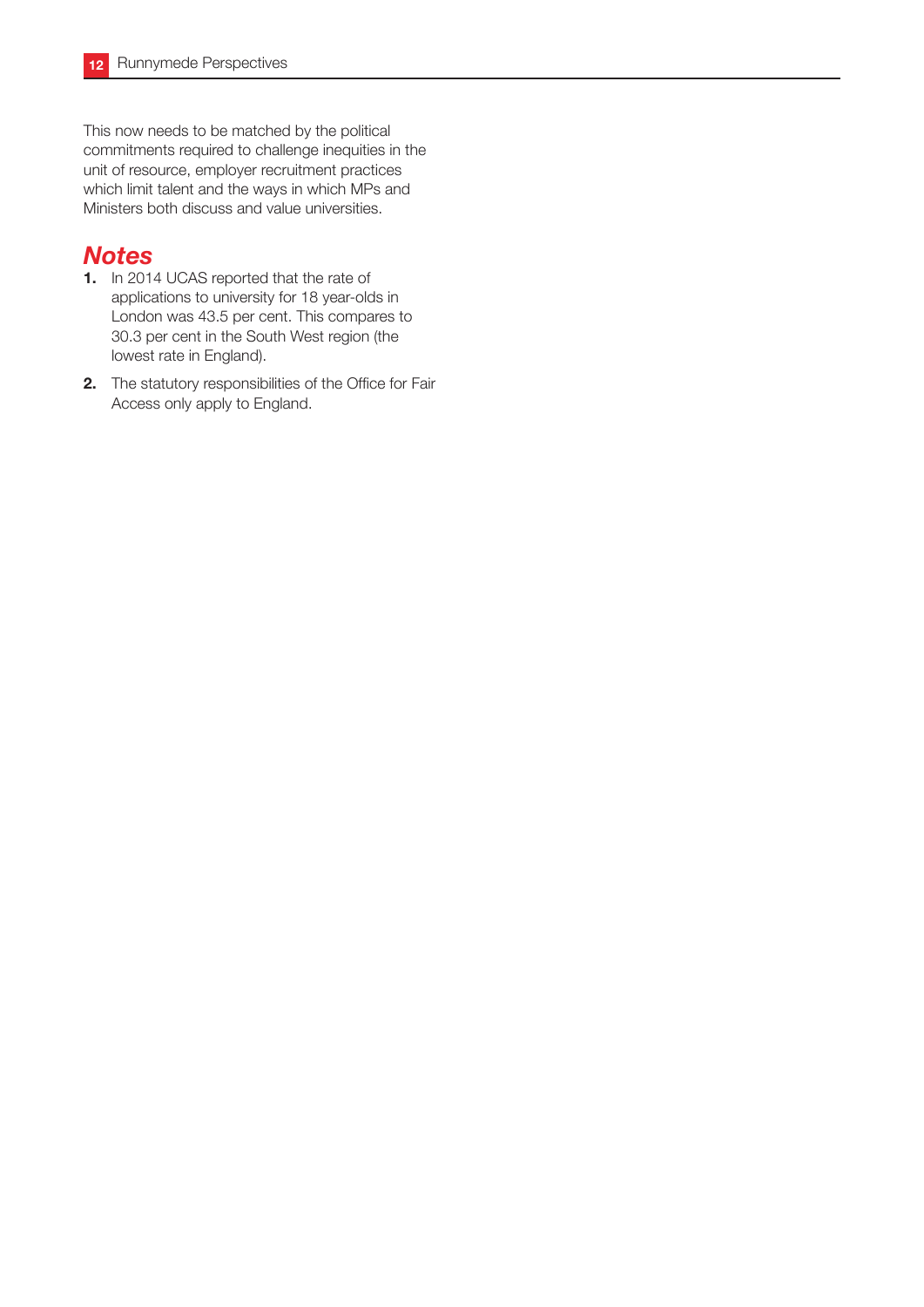This now needs to be matched by the political commitments required to challenge inequities in the unit of resource, employer recruitment practices which limit talent and the ways in which MPs and Ministers both discuss and value universities.

## *Notes*

1. In 2014 UCAS reported that the rate of applications to university for 18 year-olds in London was 43.5 per cent. This compares to 30.3 per cent in the South West region (the lowest rate in England).
2. The statutory responsibilities of the Office for Fair Access only apply to England.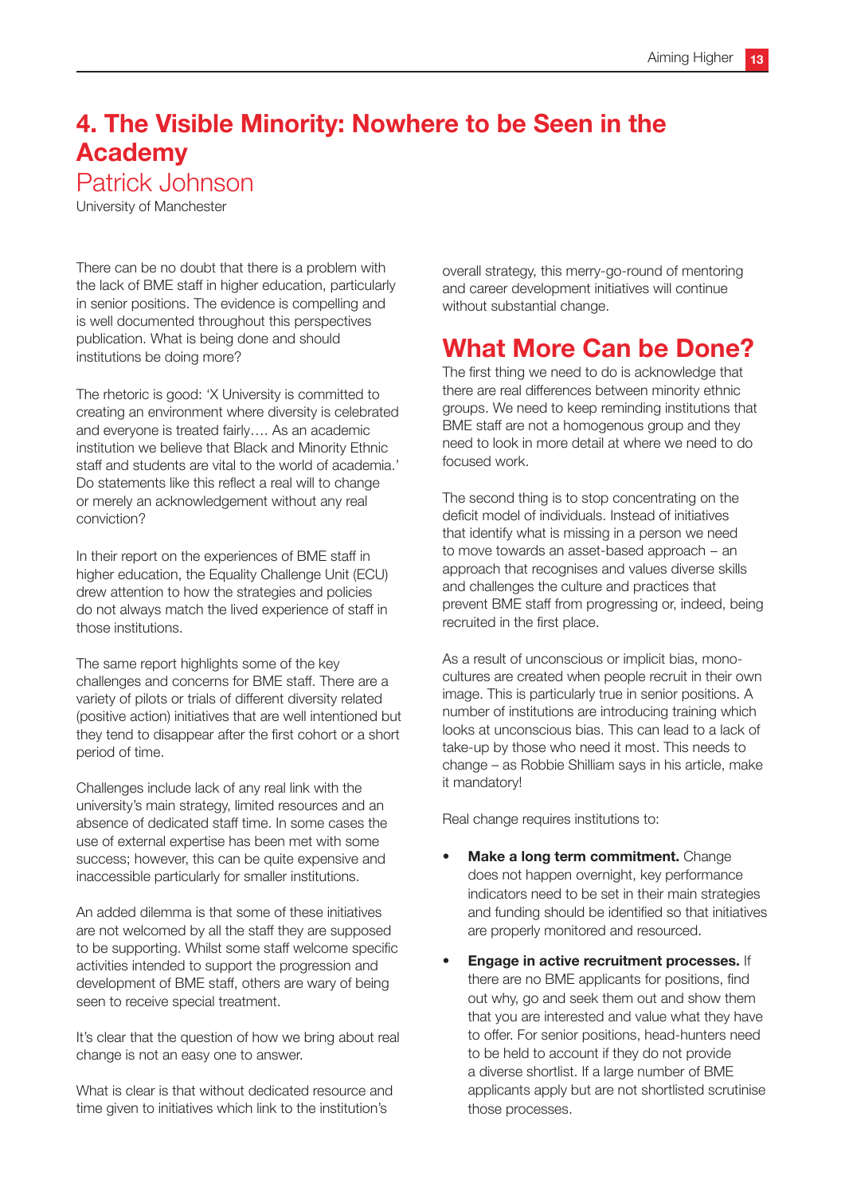# 4. The Visible Minority: Nowhere to be Seen in the Academy

## Patrick Johnson

University of Manchester

There can be no doubt that there is a problem with the lack of BME staff in higher education, particularly in senior positions. The evidence is compelling and is well documented throughout this perspectives publication. What is being done and should institutions be doing more?

The rhetoric is good: 'X University is committed to creating an environment where diversity is celebrated and everyone is treated fairly…. As an academic institution we believe that Black and Minority Ethnic staff and students are vital to the world of academia.' Do statements like this reflect a real will to change or merely an acknowledgement without any real conviction?

In their report on the experiences of BME staff in higher education, the Equality Challenge Unit (ECU) drew attention to how the strategies and policies do not always match the lived experience of staff in those institutions.

The same report highlights some of the key challenges and concerns for BME staff. There are a variety of pilots or trials of different diversity related (positive action) initiatives that are well intentioned but they tend to disappear after the first cohort or a short period of time.

Challenges include lack of any real link with the university's main strategy, limited resources and an absence of dedicated staff time. In some cases the use of external expertise has been met with some success; however, this can be quite expensive and inaccessible particularly for smaller institutions.

An added dilemma is that some of these initiatives are not welcomed by all the staff they are supposed to be supporting. Whilst some staff welcome specific activities intended to support the progression and development of BME staff, others are wary of being seen to receive special treatment.

It's clear that the question of how we bring about real change is not an easy one to answer.

What is clear is that without dedicated resource and time given to initiatives which link to the institution's overall strategy, this merry-go-round of mentoring and career development initiatives will continue without substantial change.

## What More Can be Done?

The first thing we need to do is acknowledge that there are real differences between minority ethnic groups. We need to keep reminding institutions that BME staff are not a homogenous group and they need to look in more detail at where we need to do focused work.

The second thing is to stop concentrating on the deficit model of individuals. Instead of initiatives that identify what is missing in a person we need to move towards an asset-based approach – an approach that recognises and values diverse skills and challenges the culture and practices that prevent BME staff from progressing or, indeed, being recruited in the first place.

As a result of unconscious or implicit bias, mono-cultures are created when people recruit in their own image. This is particularly true in senior positions. A number of institutions are introducing training which looks at unconscious bias. This can lead to a lack of take-up by those who need it most. This needs to change – as Robbie Shilliam says in his article, make it mandatory!

Real change requires institutions to:

- **Make a long term commitment.** Change does not happen overnight, key performance indicators need to be set in their main strategies and funding should be identified so that initiatives are properly monitored and resourced.
- **Engage in active recruitment processes.** If there are no BME applicants for positions, find out why, go and seek them out and show them that you are interested and value what they have to offer. For senior positions, head-hunters need to be held to account if they do not provide a diverse shortlist. If a large number of BME applicants apply but are not shortlisted scrutinise those processes.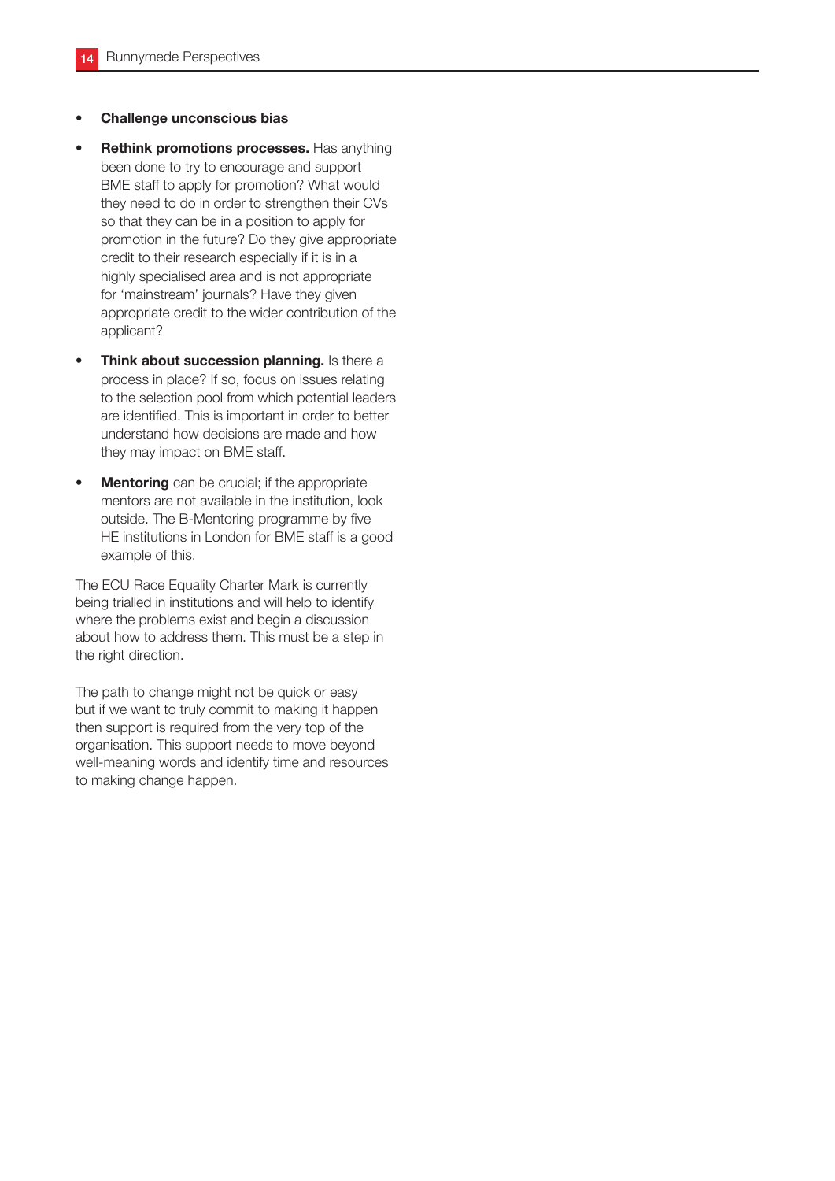- **Challenge unconscious bias**
- **Rethink promotions processes.** Has anything been done to try to encourage and support BME staff to apply for promotion? What would they need to do in order to strengthen their CVs so that they can be in a position to apply for promotion in the future? Do they give appropriate credit to their research especially if it is in a highly specialised area and is not appropriate for 'mainstream' journals? Have they given appropriate credit to the wider contribution of the applicant?
- **Think about succession planning.** Is there a process in place? If so, focus on issues relating to the selection pool from which potential leaders are identified. This is important in order to better understand how decisions are made and how they may impact on BME staff.
- **Mentoring** can be crucial; if the appropriate mentors are not available in the institution, look outside. The B-Mentoring programme by five HE institutions in London for BME staff is a good example of this.

The ECU Race Equality Charter Mark is currently being trialled in institutions and will help to identify where the problems exist and begin a discussion about how to address them. This must be a step in the right direction.

The path to change might not be quick or easy but if we want to truly commit to making it happen then support is required from the very top of the organisation. This support needs to move beyond well-meaning words and identify time and resources to making change happen.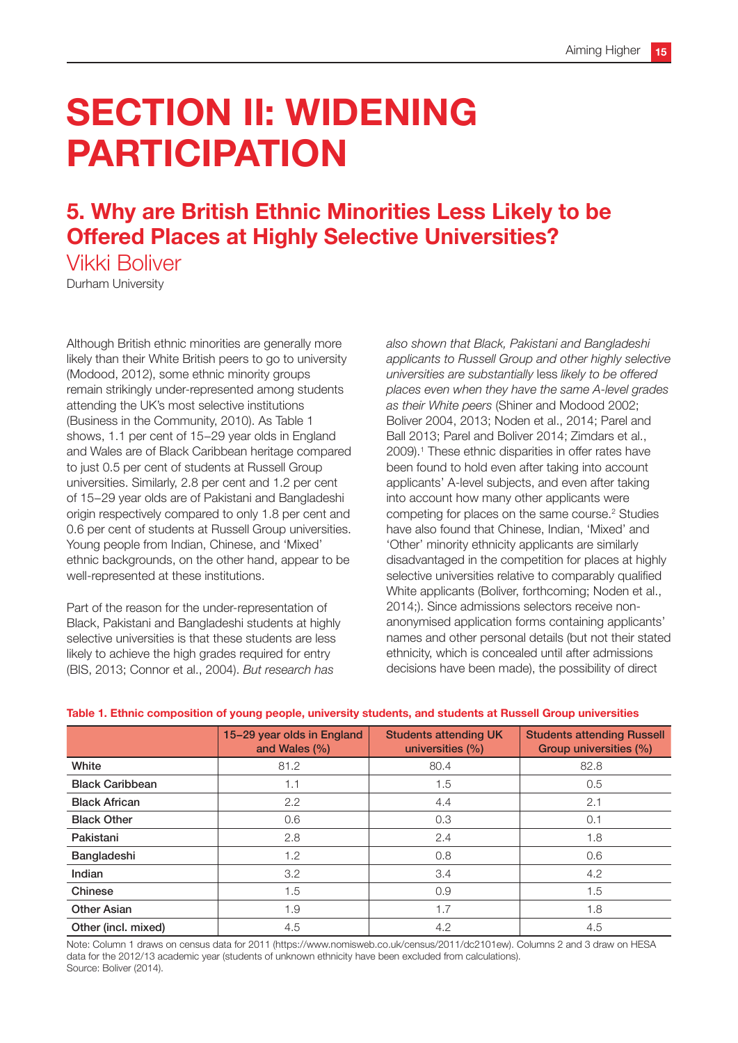# SECTION II: WIDENING PARTICIPATION

## 5. Why are British Ethnic Minorities Less Likely to be Offered Places at Highly Selective Universities?

Vikki Boliver

Durham University

Although British ethnic minorities are generally more likely than their White British peers to go to university (Modood, 2012), some ethnic minority groups remain strikingly under-represented among students attending the UK's most selective institutions (Business in the Community, 2010). As Table 1 shows, 1.1 per cent of 15–29 year olds in England and Wales are of Black Caribbean heritage compared to just 0.5 per cent of students at Russell Group universities. Similarly, 2.8 per cent and 1.2 per cent of 15–29 year olds are of Pakistani and Bangladeshi origin respectively compared to only 1.8 per cent and 0.6 per cent of students at Russell Group universities. Young people from Indian, Chinese, and 'Mixed' ethnic backgrounds, on the other hand, appear to be well-represented at these institutions.

Part of the reason for the under-representation of Black, Pakistani and Bangladeshi students at highly selective universities is that these students are less likely to achieve the high grades required for entry (BIS, 2013; Connor et al., 2004). *But research has also shown that Black, Pakistani and Bangladeshi applicants to Russell Group and other highly selective universities are substantially* less *likely to be offered places even when they have the same A-level grades as their White peers* (Shiner and Modood 2002; Boliver 2004, 2013; Noden et al., 2014; Parel and Ball 2013; Parel and Boliver 2014; Zimdars et al., 2009).[1] These ethnic disparities in offer rates have been found to hold even after taking into account applicants' A-level subjects, and even after taking into account how many other applicants were competing for places on the same course.[2] Studies have also found that Chinese, Indian, 'Mixed' and 'Other' minority ethnicity applicants are similarly disadvantaged in the competition for places at highly selective universities relative to comparably qualified White applicants (Boliver, forthcoming; Noden et al., 2014;). Since admissions selectors receive non-anonymised application forms containing applicants' names and other personal details (but not their stated ethnicity, which is concealed until after admissions decisions have been made), the possibility of direct

**Table 1. Ethnic composition of young people, university students, and students at Russell Group universities**

| | 15–29 year olds in England and Wales (%) | Students attending UK universities (%) | Students attending Russell Group universities (%) |
|---|---|---|---|
| **White** | 81.2 | 80.4 | 82.8 |
| **Black Caribbean** | 1.1 | 1.5 | 0.5 |
| **Black African** | 2.2 | 4.4 | 2.1 |
| **Black Other** | 0.6 | 0.3 | 0.1 |
| **Pakistani** | 2.8 | 2.4 | 1.8 |
| **Bangladeshi** | 1.2 | 0.8 | 0.6 |
| **Indian** | 3.2 | 3.4 | 4.2 |
| **Chinese** | 1.5 | 0.9 | 1.5 |
| **Other Asian** | 1.9 | 1.7 | 1.8 |
| **Other (incl. mixed)** | 4.5 | 4.2 | 4.5 |

Note: Column 1 draws on census data for 2011 (https://www.nomisweb.co.uk/census/2011/dc2101ew). Columns 2 and 3 draw on HESA data for the 2012/13 academic year (students of unknown ethnicity have been excluded from calculations).
Source: Boliver (2014).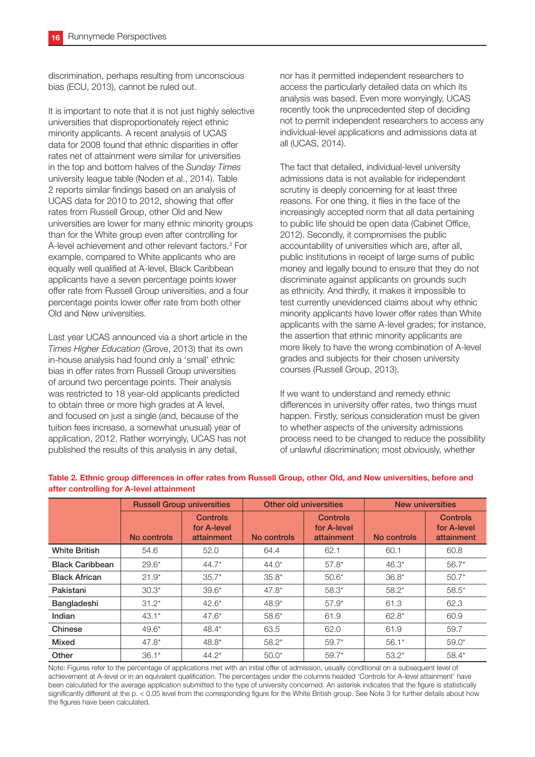discrimination, perhaps resulting from unconscious bias (ECU, 2013), cannot be ruled out.

It is important to note that it is not just highly selective universities that disproportionately reject ethnic minority applicants. A recent analysis of UCAS data for 2008 found that ethnic disparities in offer rates net of attainment were similar for universities in the top and bottom halves of the *Sunday Times* university league table (Noden et al., 2014). Table 2 reports similar findings based on an analysis of UCAS data for 2010 to 2012, showing that offer rates from Russell Group, other Old and New universities are lower for many ethnic minority groups than for the White group even after controlling for A-level achievement and other relevant factors.[3] For example, compared to White applicants who are equally well qualified at A-level, Black Caribbean applicants have a seven percentage points lower offer rate from Russell Group universities, and a four percentage points lower offer rate from both other Old and New universities.

Last year UCAS announced via a short article in the *Times Higher Education* (Grove, 2013) that its own in-house analysis had found only a 'small' ethnic bias in offer rates from Russell Group universities of around two percentage points. Their analysis was restricted to 18 year-old applicants predicted to obtain three or more high grades at A level, and focused on just a single (and, because of the tuition fees increase, a somewhat unusual) year of application, 2012. Rather worryingly, UCAS has not published the results of this analysis in any detail, nor has it permitted independent researchers to access the particularly detailed data on which its analysis was based. Even more worryingly, UCAS recently took the unprecedented step of deciding not to permit independent researchers to access any individual-level applications and admissions data at all (UCAS, 2014).

The fact that detailed, individual-level university admissions data is not available for independent scrutiny is deeply concerning for at least three reasons. For one thing, it flies in the face of the increasingly accepted norm that all data pertaining to public life should be open data (Cabinet Office, 2012). Secondly, it compromises the public accountability of universities which are, after all, public institutions in receipt of large sums of public money and legally bound to ensure that they do not discriminate against applicants on grounds such as ethnicity. And thirdly, it makes it impossible to test currently unevidenced claims about why ethnic minority applicants have lower offer rates than White applicants with the same A-level grades; for instance, the assertion that ethnic minority applicants are more likely to have the wrong combination of A-level grades and subjects for their chosen university courses (Russell Group, 2013).

If we want to understand and remedy ethnic differences in university offer rates, two things must happen. Firstly, serious consideration must be given to whether aspects of the university admissions process need to be changed to reduce the possibility of unlawful discrimination; most obviously, whether

**Table 2. Ethnic group differences in offer rates from Russell Group, other Old, and New universities, before and after controlling for A-level attainment**

| | Russell Group universities | | Other old universities | | New universities | |
|---|---|---|---|---|---|---|
| | No controls | Controls for A-level attainment | No controls | Controls for A-level attainment | No controls | Controls for A-level attainment |
| White British | 54.6 | 52.0 | 64.4 | 62.1 | 60.1 | 60.8 |
| Black Caribbean | 29.6* | 44.7* | 44.0* | 57.8* | 46.3* | 56.7* |
| Black African | 21.9* | 35.7* | 35.8* | 50.6* | 36.8* | 50.7* |
| Pakistani | 30.3* | 39.6* | 47.8* | 58.3* | 58.2* | 58.5* |
| Bangladeshi | 31.2* | 42.6* | 48.9* | 57.9* | 61.3 | 62.3 |
| Indian | 43.1* | 47.6* | 58.6* | 61.9 | 62.8* | 60.9 |
| Chinese | 49.6* | 48.4* | 63.5 | 62.0 | 61.9 | 59.7 |
| Mixed | 47.8* | 48.8* | 58.2* | 59.7* | 56.1* | 59.0* |
| Other | 36.1* | 44.2* | 50.0* | 59.7* | 53.2* | 58.4* |

Note: Figures refer to the percentage of applications met with an initial offer of admission, usually conditional on a subsequent level of achievement at A-level or in an equivalent qualification. The percentages under the columns headed 'Controls for A-level attainment' have been calculated for the average application submitted to the type of university concerned. An asterisk indicates that the figure is statistically significantly different at the $p < 0.05$ level from the corresponding figure for the White British group. See Note 3 for further details about how the figures have been calculated.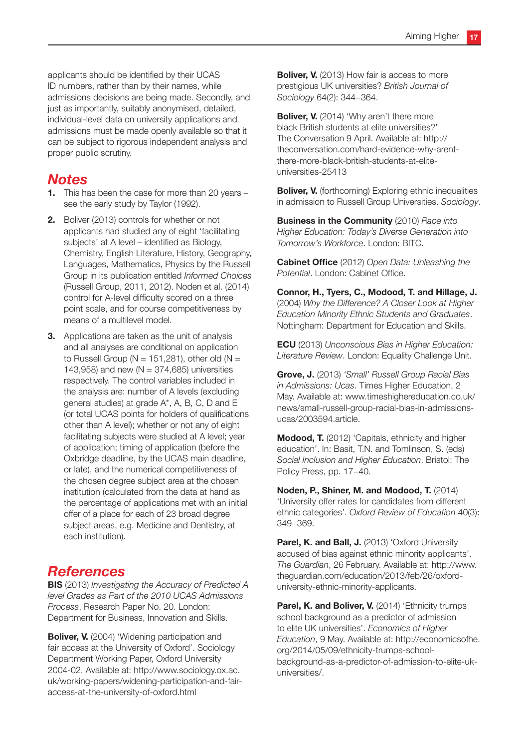applicants should be identified by their UCAS ID numbers, rather than by their names, while admissions decisions are being made. Secondly, and just as importantly, suitably anonymised, detailed, individual-level data on university applications and admissions must be made openly available so that it can be subject to rigorous independent analysis and proper public scrutiny.

## Notes

1. This has been the case for more than 20 years – see the early study by Taylor (1992).
2. Boliver (2013) controls for whether or not applicants had studied any of eight 'facilitating subjects' at A level – identified as Biology, Chemistry, English Literature, History, Geography, Languages, Mathematics, Physics by the Russell Group in its publication entitled *Informed Choices* (Russell Group, 2011, 2012). Noden et al. (2014) control for A-level difficulty scored on a three point scale, and for course competitiveness by means of a multilevel model.
3. Applications are taken as the unit of analysis and all analyses are conditional on application to Russell Group (N = 151,281), other old (N = 143,958) and new (N = 374,685) universities respectively. The control variables included in the analysis are: number of A levels (excluding general studies) at grade A*, A, B, C, D and E (or total UCAS points for holders of qualifications other than A level); whether or not any of eight facilitating subjects were studied at A level; year of application; timing of application (before the Oxbridge deadline, by the UCAS main deadline, or late), and the numerical competitiveness of the chosen degree subject area at the chosen institution (calculated from the data at hand as the percentage of applications met with an initial offer of a place for each of 23 broad degree subject areas, e.g. Medicine and Dentistry, at each institution).

## References

**BIS** (2013) *Investigating the Accuracy of Predicted A level Grades as Part of the 2010 UCAS Admissions Process*, Research Paper No. 20. London: Department for Business, Innovation and Skills.

**Boliver, V.** (2004) 'Widening participation and fair access at the University of Oxford'. Sociology Department Working Paper, Oxford University 2004-02. Available at: http://www.sociology.ox.ac.uk/working-papers/widening-participation-and-fair-access-at-the-university-of-oxford.html

**Boliver, V.** (2013) How fair is access to more prestigious UK universities? *British Journal of Sociology* 64(2): 344–364.

**Boliver, V.** (2014) 'Why aren't there more black British students at elite universities?' The Conversation 9 April. Available at: http://theconversation.com/hard-evidence-why-arent-there-more-black-british-students-at-elite-universities-25413

**Boliver, V.** (forthcoming) Exploring ethnic inequalities in admission to Russell Group Universities. *Sociology*.

**Business in the Community** (2010) *Race into Higher Education: Today's Diverse Generation into Tomorrow's Workforce*. London: BITC.

**Cabinet Office** (2012) *Open Data: Unleashing the Potential*. London: Cabinet Office.

**Connor, H., Tyers, C., Modood, T. and Hillage, J.** (2004) *Why the Difference? A Closer Look at Higher Education Minority Ethnic Students and Graduates*. Nottingham: Department for Education and Skills.

**ECU** (2013) *Unconscious Bias in Higher Education: Literature Review*. London: Equality Challenge Unit.

**Grove, J.** (2013) *'Small' Russell Group Racial Bias in Admissions: Ucas*. Times Higher Education, 2 May. Available at: www.timeshighereducation.co.uk/news/small-russell-group-racial-bias-in-admissions-ucas/2003594.article.

**Modood, T.** (2012) 'Capitals, ethnicity and higher education'. In: Basit, T.N. and Tomlinson, S. (eds) *Social Inclusion and Higher Education*. Bristol: The Policy Press, pp. 17–40.

**Noden, P., Shiner, M. and Modood, T.** (2014) 'University offer rates for candidates from different ethnic categories'. *Oxford Review of Education* 40(3): 349–369.

**Parel, K. and Ball, J.** (2013) 'Oxford University accused of bias against ethnic minority applicants'. *The Guardian*, 26 February. Available at: http://www.theguardian.com/education/2013/feb/26/oxford-university-ethnic-minority-applicants.

**Parel, K. and Boliver, V.** (2014) 'Ethnicity trumps school background as a predictor of admission to elite UK universities'. *Economics of Higher Education*, 9 May. Available at: http://economicsofhe.org/2014/05/09/ethnicity-trumps-school-background-as-a-predictor-of-admission-to-elite-uk-universities/.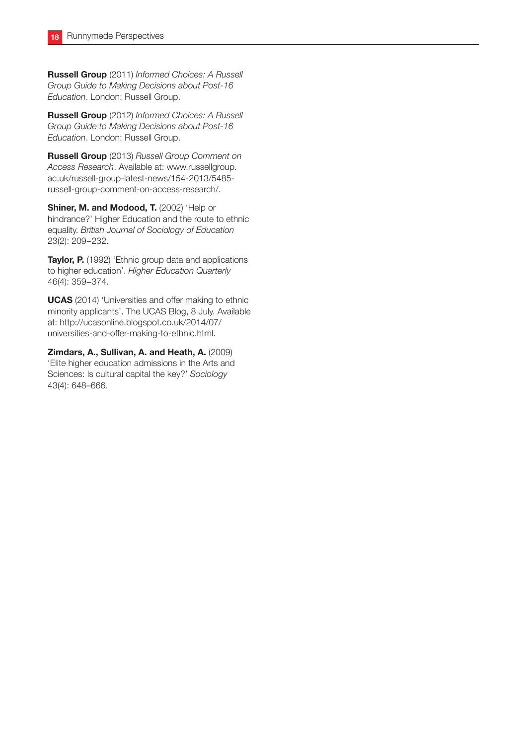**Russell Group** (2011) *Informed Choices: A Russell Group Guide to Making Decisions about Post-16 Education*. London: Russell Group.

**Russell Group** (2012) *Informed Choices: A Russell Group Guide to Making Decisions about Post-16 Education*. London: Russell Group.

**Russell Group** (2013) *Russell Group Comment on Access Research*. Available at: www.russellgroup.ac.uk/russell-group-latest-news/154-2013/5485-russell-group-comment-on-access-research/.

**Shiner, M. and Modood, T.** (2002) 'Help or hindrance?' Higher Education and the route to ethnic equality. *British Journal of Sociology of Education* 23(2): 209–232.

**Taylor, P.** (1992) 'Ethnic group data and applications to higher education'. *Higher Education Quarterly* 46(4): 359–374.

**UCAS** (2014) 'Universities and offer making to ethnic minority applicants'. The UCAS Blog, 8 July. Available at: http://ucasonline.blogspot.co.uk/2014/07/universities-and-offer-making-to-ethnic.html.

**Zimdars, A., Sullivan, A. and Heath, A.** (2009) 'Elite higher education admissions in the Arts and Sciences: Is cultural capital the key?' *Sociology* 43(4): 648–666.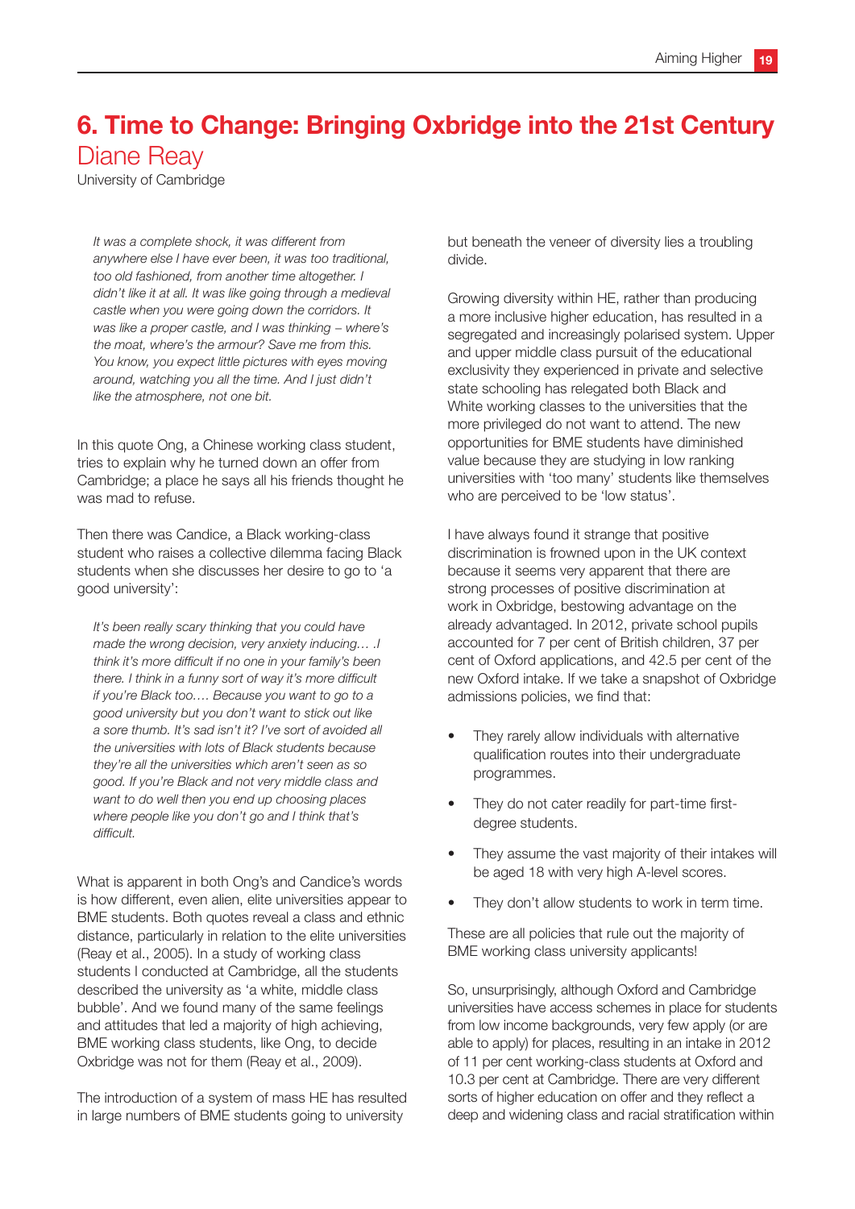# 6. Time to Change: Bringing Oxbridge into the 21st Century

## Diane Reay

University of Cambridge

> *It was a complete shock, it was different from anywhere else I have ever been, it was too traditional, too old fashioned, from another time altogether. I didn't like it at all. It was like going through a medieval castle when you were going down the corridors. It was like a proper castle, and I was thinking – where's the moat, where's the armour? Save me from this. You know, you expect little pictures with eyes moving around, watching you all the time. And I just didn't like the atmosphere, not one bit.*

In this quote Ong, a Chinese working class student, tries to explain why he turned down an offer from Cambridge; a place he says all his friends thought he was mad to refuse.

Then there was Candice, a Black working-class student who raises a collective dilemma facing Black students when she discusses her desire to go to 'a good university':

> *It's been really scary thinking that you could have made the wrong decision, very anxiety inducing… .I think it's more difficult if no one in your family's been there. I think in a funny sort of way it's more difficult if you're Black too…. Because you want to go to a good university but you don't want to stick out like a sore thumb. It's sad isn't it? I've sort of avoided all the universities with lots of Black students because they're all the universities which aren't seen as so good. If you're Black and not very middle class and want to do well then you end up choosing places where people like you don't go and I think that's difficult.*

What is apparent in both Ong's and Candice's words is how different, even alien, elite universities appear to BME students. Both quotes reveal a class and ethnic distance, particularly in relation to the elite universities (Reay et al., 2005). In a study of working class students I conducted at Cambridge, all the students described the university as 'a white, middle class bubble'. And we found many of the same feelings and attitudes that led a majority of high achieving, BME working class students, like Ong, to decide Oxbridge was not for them (Reay et al., 2009).

The introduction of a system of mass HE has resulted in large numbers of BME students going to university but beneath the veneer of diversity lies a troubling divide.

Growing diversity within HE, rather than producing a more inclusive higher education, has resulted in a segregated and increasingly polarised system. Upper and upper middle class pursuit of the educational exclusivity they experienced in private and selective state schooling has relegated both Black and White working classes to the universities that the more privileged do not want to attend. The new opportunities for BME students have diminished value because they are studying in low ranking universities with 'too many' students like themselves who are perceived to be 'low status'.

I have always found it strange that positive discrimination is frowned upon in the UK context because it seems very apparent that there are strong processes of positive discrimination at work in Oxbridge, bestowing advantage on the already advantaged. In 2012, private school pupils accounted for 7 per cent of British children, 37 per cent of Oxford applications, and 42.5 per cent of the new Oxford intake. If we take a snapshot of Oxbridge admissions policies, we find that:

- They rarely allow individuals with alternative qualification routes into their undergraduate programmes.
- They do not cater readily for part-time first-degree students.
- They assume the vast majority of their intakes will be aged 18 with very high A-level scores.
- They don't allow students to work in term time.

These are all policies that rule out the majority of BME working class university applicants!

So, unsurprisingly, although Oxford and Cambridge universities have access schemes in place for students from low income backgrounds, very few apply (or are able to apply) for places, resulting in an intake in 2012 of 11 per cent working-class students at Oxford and 10.3 per cent at Cambridge. There are very different sorts of higher education on offer and they reflect a deep and widening class and racial stratification within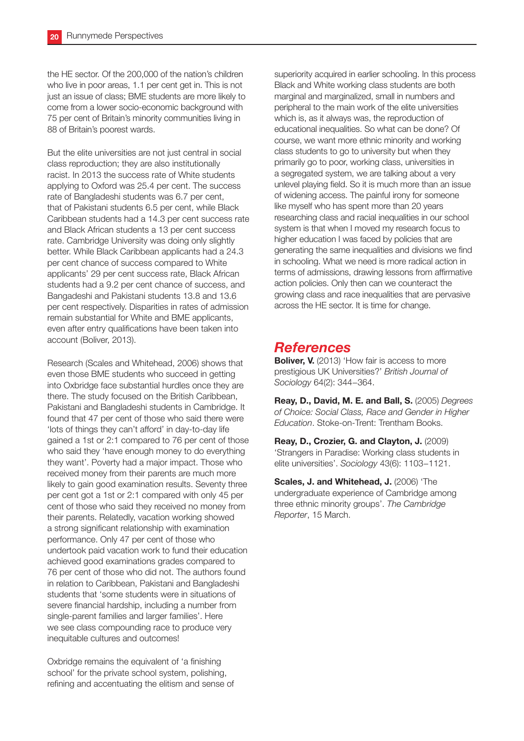the HE sector. Of the 200,000 of the nation's children who live in poor areas, 1.1 per cent get in. This is not just an issue of class; BME students are more likely to come from a lower socio-economic background with 75 per cent of Britain's minority communities living in 88 of Britain's poorest wards.

But the elite universities are not just central in social class reproduction; they are also institutionally racist. In 2013 the success rate of White students applying to Oxford was 25.4 per cent. The success rate of Bangladeshi students was 6.7 per cent, that of Pakistani students 6.5 per cent, while Black Caribbean students had a 14.3 per cent success rate and Black African students a 13 per cent success rate. Cambridge University was doing only slightly better. While Black Caribbean applicants had a 24.3 per cent chance of success compared to White applicants' 29 per cent success rate, Black African students had a 9.2 per cent chance of success, and Bangadeshi and Pakistani students 13.8 and 13.6 per cent respectively. Disparities in rates of admission remain substantial for White and BME applicants, even after entry qualifications have been taken into account (Boliver, 2013).

Research (Scales and Whitehead, 2006) shows that even those BME students who succeed in getting into Oxbridge face substantial hurdles once they are there. The study focused on the British Caribbean, Pakistani and Bangladeshi students in Cambridge. It found that 47 per cent of those who said there were 'lots of things they can't afford' in day-to-day life gained a 1st or 2:1 compared to 76 per cent of those who said they 'have enough money to do everything they want'. Poverty had a major impact. Those who received money from their parents are much more likely to gain good examination results. Seventy three per cent got a 1st or 2:1 compared with only 45 per cent of those who said they received no money from their parents. Relatedly, vacation working showed a strong significant relationship with examination performance. Only 47 per cent of those who undertook paid vacation work to fund their education achieved good examinations grades compared to 76 per cent of those who did not. The authors found in relation to Caribbean, Pakistani and Bangladeshi students that 'some students were in situations of severe financial hardship, including a number from single-parent families and larger families'. Here we see class compounding race to produce very inequitable cultures and outcomes!

Oxbridge remains the equivalent of 'a finishing school' for the private school system, polishing, refining and accentuating the elitism and sense of superiority acquired in earlier schooling. In this process Black and White working class students are both marginal and marginalized, small in numbers and peripheral to the main work of the elite universities which is, as it always was, the reproduction of educational inequalities. So what can be done? Of course, we want more ethnic minority and working class students to go to university but when they primarily go to poor, working class, universities in a segregated system, we are talking about a very unlevel playing field. So it is much more than an issue of widening access. The painful irony for someone like myself who has spent more than 20 years researching class and racial inequalities in our school system is that when I moved my research focus to higher education I was faced by policies that are generating the same inequalities and divisions we find in schooling. What we need is more radical action in terms of admissions, drawing lessons from affirmative action policies. Only then can we counteract the growing class and race inequalities that are pervasive across the HE sector. It is time for change.

## *References*

**Boliver, V.** (2013) 'How fair is access to more prestigious UK Universities?' *British Journal of Sociology* 64(2): 344–364.

**Reay, D., David, M. E. and Ball, S.** (2005) *Degrees of Choice: Social Class, Race and Gender in Higher Education*. Stoke-on-Trent: Trentham Books.

**Reay, D., Crozier, G. and Clayton, J.** (2009) 'Strangers in Paradise: Working class students in elite universities'. *Sociology* 43(6): 1103–1121.

**Scales, J. and Whitehead, J.** (2006) 'The undergraduate experience of Cambridge among three ethnic minority groups'. *The Cambridge Reporter*, 15 March.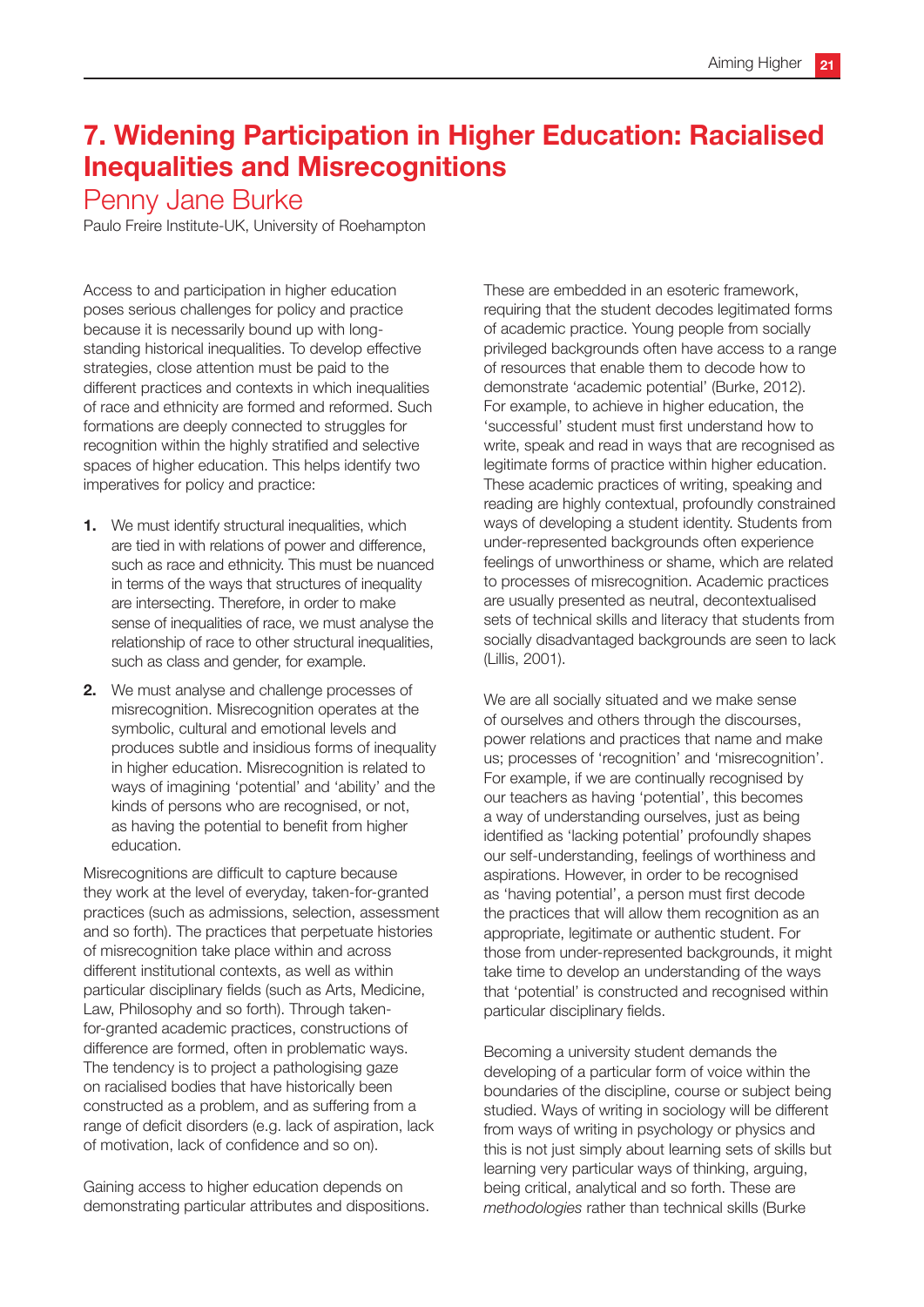# 7. Widening Participation in Higher Education: Racialised Inequalities and Misrecognitions

## Penny Jane Burke

Paulo Freire Institute-UK, University of Roehampton

Access to and participation in higher education poses serious challenges for policy and practice because it is necessarily bound up with long-standing historical inequalities. To develop effective strategies, close attention must be paid to the different practices and contexts in which inequalities of race and ethnicity are formed and reformed. Such formations are deeply connected to struggles for recognition within the highly stratified and selective spaces of higher education. This helps identify two imperatives for policy and practice:

1. We must identify structural inequalities, which are tied in with relations of power and difference, such as race and ethnicity. This must be nuanced in terms of the ways that structures of inequality are intersecting. Therefore, in order to make sense of inequalities of race, we must analyse the relationship of race to other structural inequalities, such as class and gender, for example.
2. We must analyse and challenge processes of misrecognition. Misrecognition operates at the symbolic, cultural and emotional levels and produces subtle and insidious forms of inequality in higher education. Misrecognition is related to ways of imagining 'potential' and 'ability' and the kinds of persons who are recognised, or not, as having the potential to benefit from higher education.

Misrecognitions are difficult to capture because they work at the level of everyday, taken-for-granted practices (such as admissions, selection, assessment and so forth). The practices that perpetuate histories of misrecognition take place within and across different institutional contexts, as well as within particular disciplinary fields (such as Arts, Medicine, Law, Philosophy and so forth). Through taken-for-granted academic practices, constructions of difference are formed, often in problematic ways. The tendency is to project a pathologising gaze on racialised bodies that have historically been constructed as a problem, and as suffering from a range of deficit disorders (e.g. lack of aspiration, lack of motivation, lack of confidence and so on).

Gaining access to higher education depends on demonstrating particular attributes and dispositions. These are embedded in an esoteric framework, requiring that the student decodes legitimated forms of academic practice. Young people from socially privileged backgrounds often have access to a range of resources that enable them to decode how to demonstrate 'academic potential' (Burke, 2012). For example, to achieve in higher education, the 'successful' student must first understand how to write, speak and read in ways that are recognised as legitimate forms of practice within higher education. These academic practices of writing, speaking and reading are highly contextual, profoundly constrained ways of developing a student identity. Students from under-represented backgrounds often experience feelings of unworthiness or shame, which are related to processes of misrecognition. Academic practices are usually presented as neutral, decontextualised sets of technical skills and literacy that students from socially disadvantaged backgrounds are seen to lack (Lillis, 2001).

We are all socially situated and we make sense of ourselves and others through the discourses, power relations and practices that name and make us; processes of 'recognition' and 'misrecognition'. For example, if we are continually recognised by our teachers as having 'potential', this becomes a way of understanding ourselves, just as being identified as 'lacking potential' profoundly shapes our self-understanding, feelings of worthiness and aspirations. However, in order to be recognised as 'having potential', a person must first decode the practices that will allow them recognition as an appropriate, legitimate or authentic student. For those from under-represented backgrounds, it might take time to develop an understanding of the ways that 'potential' is constructed and recognised within particular disciplinary fields.

Becoming a university student demands the developing of a particular form of voice within the boundaries of the discipline, course or subject being studied. Ways of writing in sociology will be different from ways of writing in psychology or physics and this is not just simply about learning sets of skills but learning very particular ways of thinking, arguing, being critical, analytical and so forth. These are *methodologies* rather than technical skills (Burke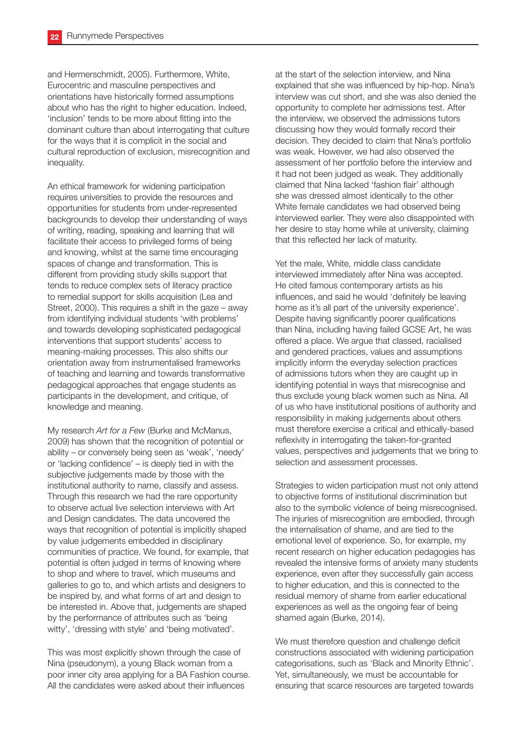and Hermerschmidt, 2005). Furthermore, White, Eurocentric and masculine perspectives and orientations have historically formed assumptions about who has the right to higher education. Indeed, 'inclusion' tends to be more about fitting into the dominant culture than about interrogating that culture for the ways that it is complicit in the social and cultural reproduction of exclusion, misrecognition and inequality.

An ethical framework for widening participation requires universities to provide the resources and opportunities for students from under-represented backgrounds to develop their understanding of ways of writing, reading, speaking and learning that will facilitate their access to privileged forms of being and knowing, whilst at the same time encouraging spaces of change and transformation. This is different from providing study skills support that tends to reduce complex sets of literacy practice to remedial support for skills acquisition (Lea and Street, 2000). This requires a shift in the gaze – away from identifying individual students 'with problems' and towards developing sophisticated pedagogical interventions that support students' access to meaning-making processes. This also shifts our orientation away from instrumentalised frameworks of teaching and learning and towards transformative pedagogical approaches that engage students as participants in the development, and critique, of knowledge and meaning.

My research *Art for a Few* (Burke and McManus, 2009) has shown that the recognition of potential or ability – or conversely being seen as 'weak', 'needy' or 'lacking confidence' – is deeply tied in with the subjective judgements made by those with the institutional authority to name, classify and assess. Through this research we had the rare opportunity to observe actual live selection interviews with Art and Design candidates. The data uncovered the ways that recognition of potential is implicitly shaped by value judgements embedded in disciplinary communities of practice. We found, for example, that potential is often judged in terms of knowing where to shop and where to travel, which museums and galleries to go to, and which artists and designers to be inspired by, and what forms of art and design to be interested in. Above that, judgements are shaped by the performance of attributes such as 'being witty', 'dressing with style' and 'being motivated'.

This was most explicitly shown through the case of Nina (pseudonym), a young Black woman from a poor inner city area applying for a BA Fashion course. All the candidates were asked about their influences at the start of the selection interview, and Nina explained that she was influenced by hip-hop. Nina's interview was cut short, and she was also denied the opportunity to complete her admissions test. After the interview, we observed the admissions tutors discussing how they would formally record their decision. They decided to claim that Nina's portfolio was weak. However, we had also observed the assessment of her portfolio before the interview and it had not been judged as weak. They additionally claimed that Nina lacked 'fashion flair' although she was dressed almost identically to the other White female candidates we had observed being interviewed earlier. They were also disappointed with her desire to stay home while at university, claiming that this reflected her lack of maturity.

Yet the male, White, middle class candidate interviewed immediately after Nina was accepted. He cited famous contemporary artists as his influences, and said he would 'definitely be leaving home as it's all part of the university experience'. Despite having significantly poorer qualifications than Nina, including having failed GCSE Art, he was offered a place. We argue that classed, racialised and gendered practices, values and assumptions implicitly inform the everyday selection practices of admissions tutors when they are caught up in identifying potential in ways that misrecognise and thus exclude young black women such as Nina. All of us who have institutional positions of authority and responsibility in making judgements about others must therefore exercise a critical and ethically-based reflexivity in interrogating the taken-for-granted values, perspectives and judgements that we bring to selection and assessment processes.

Strategies to widen participation must not only attend to objective forms of institutional discrimination but also to the symbolic violence of being misrecognised. The injuries of misrecognition are embodied, through the internalisation of shame, and are tied to the emotional level of experience. So, for example, my recent research on higher education pedagogies has revealed the intensive forms of anxiety many students experience, even after they successfully gain access to higher education, and this is connected to the residual memory of shame from earlier educational experiences as well as the ongoing fear of being shamed again (Burke, 2014).

We must therefore question and challenge deficit constructions associated with widening participation categorisations, such as 'Black and Minority Ethnic'. Yet, simultaneously, we must be accountable for ensuring that scarce resources are targeted towards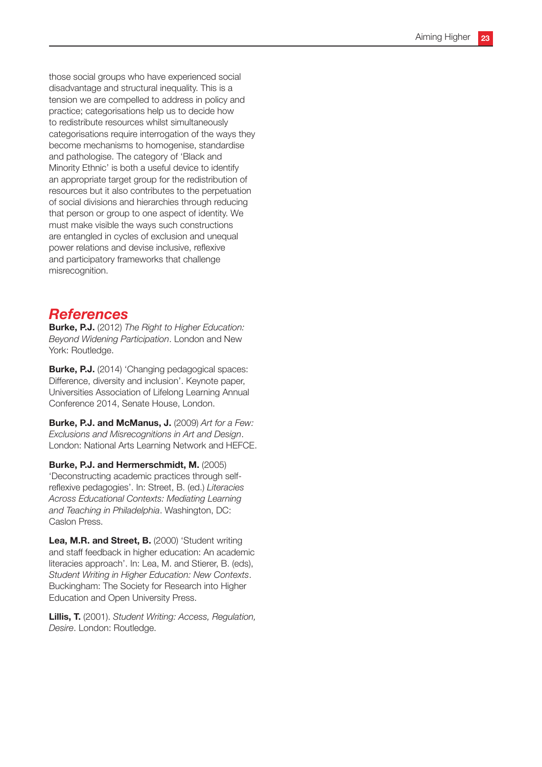those social groups who have experienced social disadvantage and structural inequality. This is a tension we are compelled to address in policy and practice; categorisations help us to decide how to redistribute resources whilst simultaneously categorisations require interrogation of the ways they become mechanisms to homogenise, standardise and pathologise. The category of 'Black and Minority Ethnic' is both a useful device to identify an appropriate target group for the redistribution of resources but it also contributes to the perpetuation of social divisions and hierarchies through reducing that person or group to one aspect of identity. We must make visible the ways such constructions are entangled in cycles of exclusion and unequal power relations and devise inclusive, reflexive and participatory frameworks that challenge misrecognition.

## References

**Burke, P.J.** (2012) *The Right to Higher Education: Beyond Widening Participation*. London and New York: Routledge.

**Burke, P.J.** (2014) 'Changing pedagogical spaces: Difference, diversity and inclusion'. Keynote paper, Universities Association of Lifelong Learning Annual Conference 2014, Senate House, London.

**Burke, P.J. and McManus, J.** (2009) *Art for a Few: Exclusions and Misrecognitions in Art and Design*. London: National Arts Learning Network and HEFCE.

**Burke, P.J. and Hermerschmidt, M.** (2005) 'Deconstructing academic practices through self-reflexive pedagogies'. In: Street, B. (ed.) *Literacies Across Educational Contexts: Mediating Learning and Teaching in Philadelphia*. Washington, DC: Caslon Press.

**Lea, M.R. and Street, B.** (2000) 'Student writing and staff feedback in higher education: An academic literacies approach'. In: Lea, M. and Stierer, B. (eds), *Student Writing in Higher Education: New Contexts*. Buckingham: The Society for Research into Higher Education and Open University Press.

**Lillis, T.** (2001). *Student Writing: Access, Regulation, Desire*. London: Routledge.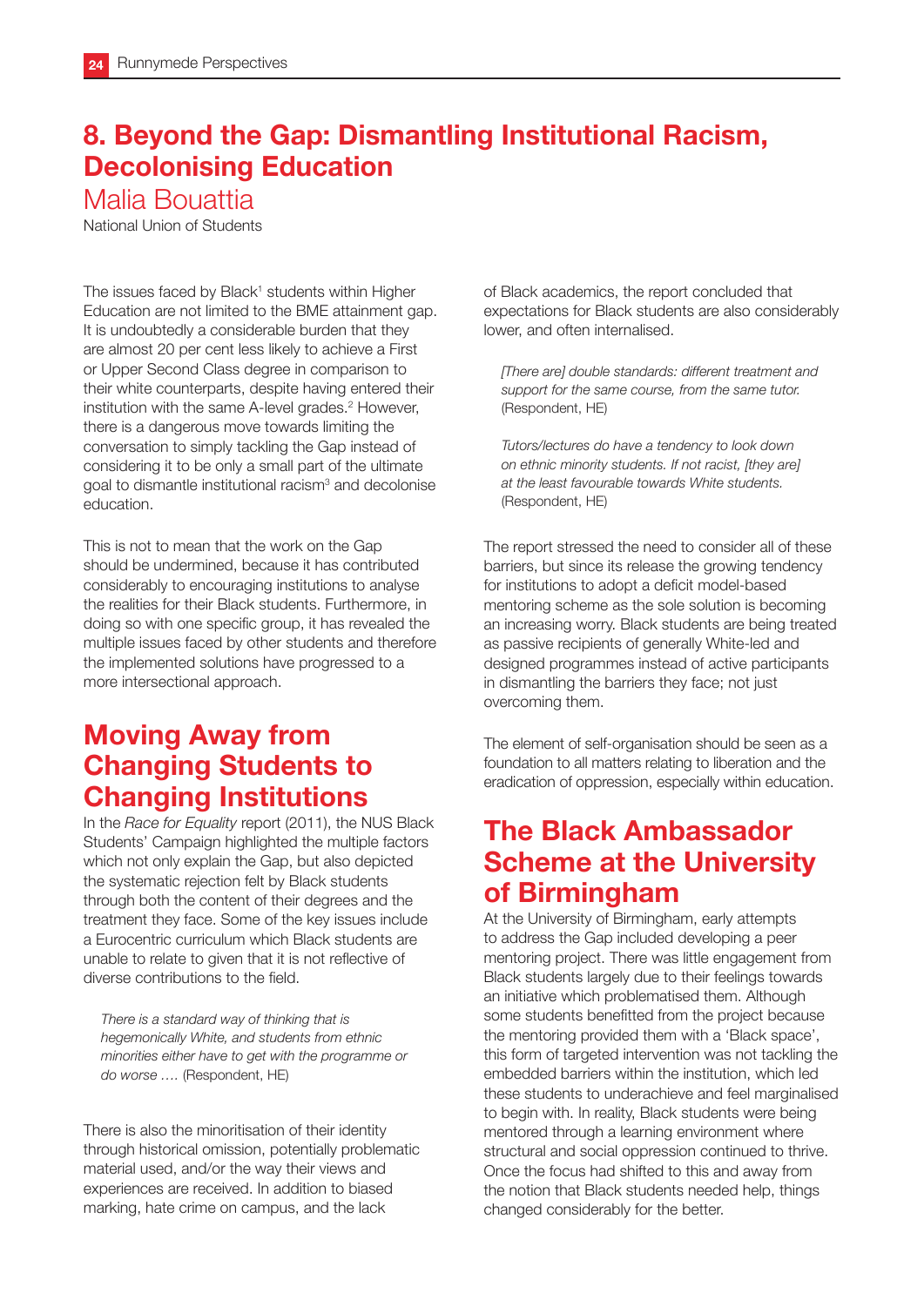# 8. Beyond the Gap: Dismantling Institutional Racism, Decolonising Education

Malia Bouattia

National Union of Students

The issues faced by Black[1] students within Higher Education are not limited to the BME attainment gap. It is undoubtedly a considerable burden that they are almost 20 per cent less likely to achieve a First or Upper Second Class degree in comparison to their white counterparts, despite having entered their institution with the same A-level grades.[2] However, there is a dangerous move towards limiting the conversation to simply tackling the Gap instead of considering it to be only a small part of the ultimate goal to dismantle institutional racism[3] and decolonise education.

This is not to mean that the work on the Gap should be undermined, because it has contributed considerably to encouraging institutions to analyse the realities for their Black students. Furthermore, in doing so with one specific group, it has revealed the multiple issues faced by other students and therefore the implemented solutions have progressed to a more intersectional approach.

## Moving Away from Changing Students to Changing Institutions

In the *Race for Equality* report (2011), the NUS Black Students' Campaign highlighted the multiple factors which not only explain the Gap, but also depicted the systematic rejection felt by Black students through both the content of their degrees and the treatment they face. Some of the key issues include a Eurocentric curriculum which Black students are unable to relate to given that it is not reflective of diverse contributions to the field.

> *There is a standard way of thinking that is hegemonically White, and students from ethnic minorities either have to get with the programme or do worse ….* (Respondent, HE)

There is also the minoritisation of their identity through historical omission, potentially problematic material used, and/or the way their views and experiences are received. In addition to biased marking, hate crime on campus, and the lack of Black academics, the report concluded that expectations for Black students are also considerably lower, and often internalised.

> *[There are] double standards: different treatment and support for the same course, from the same tutor.* (Respondent, HE)

> *Tutors/lectures do have a tendency to look down on ethnic minority students. If not racist, [they are] at the least favourable towards White students.* (Respondent, HE)

The report stressed the need to consider all of these barriers, but since its release the growing tendency for institutions to adopt a deficit model-based mentoring scheme as the sole solution is becoming an increasing worry. Black students are being treated as passive recipients of generally White-led and designed programmes instead of active participants in dismantling the barriers they face; not just overcoming them.

The element of self-organisation should be seen as a foundation to all matters relating to liberation and the eradication of oppression, especially within education.

## The Black Ambassador Scheme at the University of Birmingham

At the University of Birmingham, early attempts to address the Gap included developing a peer mentoring project. There was little engagement from Black students largely due to their feelings towards an initiative which problematised them. Although some students benefitted from the project because the mentoring provided them with a 'Black space', this form of targeted intervention was not tackling the embedded barriers within the institution, which led these students to underachieve and feel marginalised to begin with. In reality, Black students were being mentored through a learning environment where structural and social oppression continued to thrive. Once the focus had shifted to this and away from the notion that Black students needed help, things changed considerably for the better.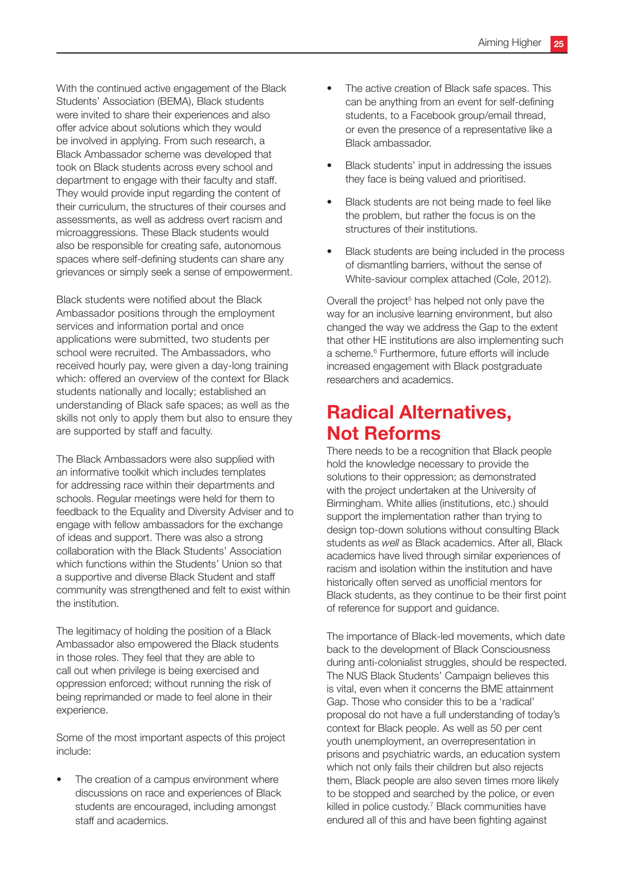With the continued active engagement of the Black Students' Association (BEMA), Black students were invited to share their experiences and also offer advice about solutions which they would be involved in applying. From such research, a Black Ambassador scheme was developed that took on Black students across every school and department to engage with their faculty and staff. They would provide input regarding the content of their curriculum, the structures of their courses and assessments, as well as address overt racism and microaggressions. These Black students would also be responsible for creating safe, autonomous spaces where self-defining students can share any grievances or simply seek a sense of empowerment.

Black students were notified about the Black Ambassador positions through the employment services and information portal and once applications were submitted, two students per school were recruited. The Ambassadors, who received hourly pay, were given a day-long training which: offered an overview of the context for Black students nationally and locally; established an understanding of Black safe spaces; as well as the skills not only to apply them but also to ensure they are supported by staff and faculty.

The Black Ambassadors were also supplied with an informative toolkit which includes templates for addressing race within their departments and schools. Regular meetings were held for them to feedback to the Equality and Diversity Adviser and to engage with fellow ambassadors for the exchange of ideas and support. There was also a strong collaboration with the Black Students' Association which functions within the Students' Union so that a supportive and diverse Black Student and staff community was strengthened and felt to exist within the institution.

The legitimacy of holding the position of a Black Ambassador also empowered the Black students in those roles. They feel that they are able to call out when privilege is being exercised and oppression enforced; without running the risk of being reprimanded or made to feel alone in their experience.

Some of the most important aspects of this project include:

- The creation of a campus environment where discussions on race and experiences of Black students are encouraged, including amongst staff and academics.
- The active creation of Black safe spaces. This can be anything from an event for self-defining students, to a Facebook group/email thread, or even the presence of a representative like a Black ambassador.
- Black students' input in addressing the issues they face is being valued and prioritised.
- Black students are not being made to feel like the problem, but rather the focus is on the structures of their institutions.
- Black students are being included in the process of dismantling barriers, without the sense of White-saviour complex attached (Cole, 2012).

Overall the project[5] has helped not only pave the way for an inclusive learning environment, but also changed the way we address the Gap to the extent that other HE institutions are also implementing such a scheme.[6] Furthermore, future efforts will include increased engagement with Black postgraduate researchers and academics.

## Radical Alternatives, Not Reforms

There needs to be a recognition that Black people hold the knowledge necessary to provide the solutions to their oppression; as demonstrated with the project undertaken at the University of Birmingham. White allies (institutions, etc.) should support the implementation rather than trying to design top-down solutions without consulting Black students as *well* as Black academics. After all, Black academics have lived through similar experiences of racism and isolation within the institution and have historically often served as unofficial mentors for Black students, as they continue to be their first point of reference for support and guidance.

The importance of Black-led movements, which date back to the development of Black Consciousness during anti-colonialist struggles, should be respected. The NUS Black Students' Campaign believes this is vital, even when it concerns the BME attainment Gap. Those who consider this to be a 'radical' proposal do not have a full understanding of today's context for Black people. As well as 50 per cent youth unemployment, an overrepresentation in prisons and psychiatric wards, an education system which not only fails their children but also rejects them, Black people are also seven times more likely to be stopped and searched by the police, or even killed in police custody.[7] Black communities have endured all of this and have been fighting against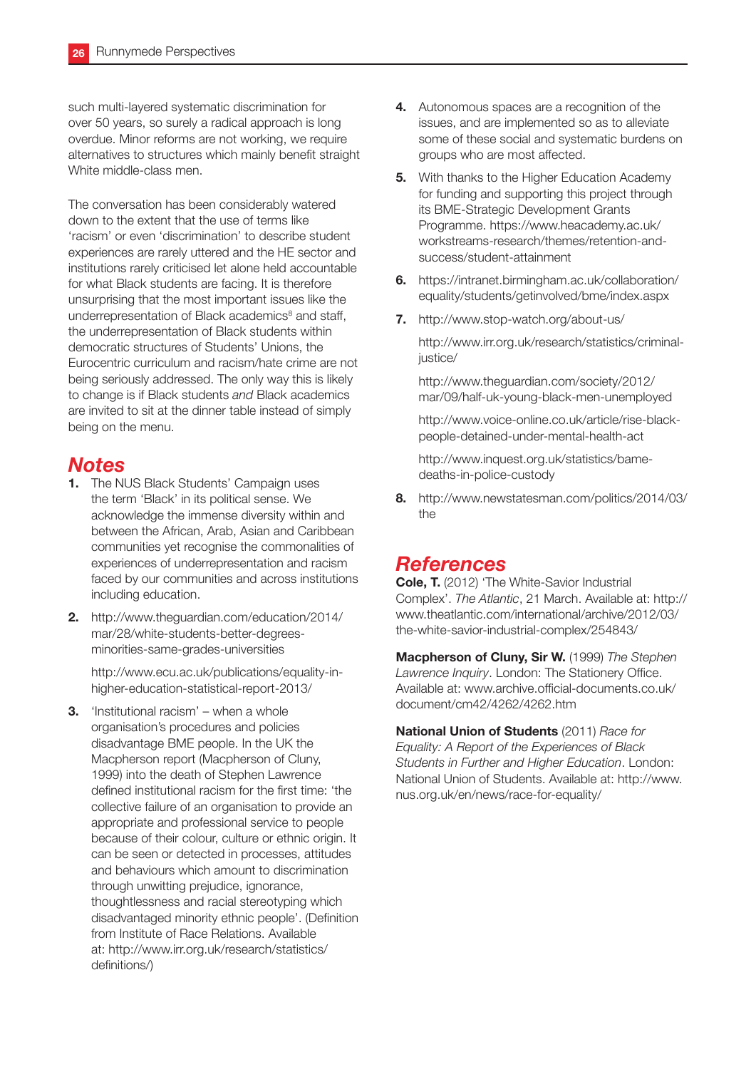such multi-layered systematic discrimination for over 50 years, so surely a radical approach is long overdue. Minor reforms are not working, we require alternatives to structures which mainly benefit straight White middle-class men.

The conversation has been considerably watered down to the extent that the use of terms like 'racism' or even 'discrimination' to describe student experiences are rarely uttered and the HE sector and institutions rarely criticised let alone held accountable for what Black students are facing. It is therefore unsurprising that the most important issues like the underrepresentation of Black academics[8] and staff, the underrepresentation of Black students within democratic structures of Students' Unions, the Eurocentric curriculum and racism/hate crime are not being seriously addressed. The only way this is likely to change is if Black students *and* Black academics are invited to sit at the dinner table instead of simply being on the menu.

## Notes

1. The NUS Black Students' Campaign uses the term 'Black' in its political sense. We acknowledge the immense diversity within and between the African, Arab, Asian and Caribbean communities yet recognise the commonalities of experiences of underrepresentation and racism faced by our communities and across institutions including education.
2. http://www.theguardian.com/education/2014/mar/28/white-students-better-degrees-minorities-same-grades-universities

   http://www.ecu.ac.uk/publications/equality-in-higher-education-statistical-report-2013/
3. 'Institutional racism' – when a whole organisation's procedures and policies disadvantage BME people. In the UK the Macpherson report (Macpherson of Cluny, 1999) into the death of Stephen Lawrence defined institutional racism for the first time: 'the collective failure of an organisation to provide an appropriate and professional service to people because of their colour, culture or ethnic origin. It can be seen or detected in processes, attitudes and behaviours which amount to discrimination through unwitting prejudice, ignorance, thoughtlessness and racial stereotyping which disadvantaged minority ethnic people'. (Definition from Institute of Race Relations. Available at: http://www.irr.org.uk/research/statistics/definitions/)
4. Autonomous spaces are a recognition of the issues, and are implemented so as to alleviate some of these social and systematic burdens on groups who are most affected.
5. With thanks to the Higher Education Academy for funding and supporting this project through its BME-Strategic Development Grants Programme. https://www.heacademy.ac.uk/workstreams-research/themes/retention-and-success/student-attainment
6. https://intranet.birmingham.ac.uk/collaboration/equality/students/getinvolved/bme/index.aspx
7. http://www.stop-watch.org/about-us/

   http://www.irr.org.uk/research/statistics/criminal-justice/

   http://www.theguardian.com/society/2012/mar/09/half-uk-young-black-men-unemployed

   http://www.voice-online.co.uk/article/rise-black-people-detained-under-mental-health-act

   http://www.inquest.org.uk/statistics/bame-deaths-in-police-custody
8. http://www.newstatesman.com/politics/2014/03/the

## References

**Cole, T.** (2012) 'The White-Savior Industrial Complex'. *The Atlantic*, 21 March. Available at: http://www.theatlantic.com/international/archive/2012/03/the-white-savior-industrial-complex/254843/

**Macpherson of Cluny, Sir W.** (1999) *The Stephen Lawrence Inquiry*. London: The Stationery Office. Available at: www.archive.official-documents.co.uk/document/cm42/4262/4262.htm

**National Union of Students** (2011) *Race for Equality: A Report of the Experiences of Black Students in Further and Higher Education*. London: National Union of Students. Available at: http://www.nus.org.uk/en/news/race-for-equality/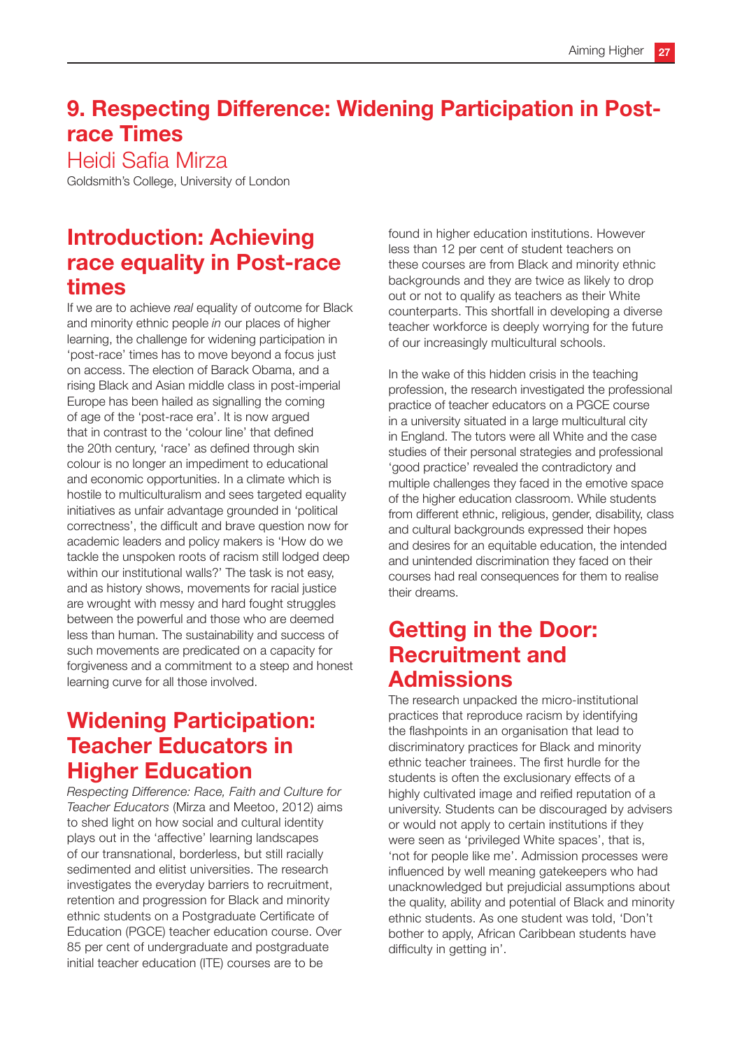# 9. Respecting Difference: Widening Participation in Post-race Times

Heidi Safia Mirza

Goldsmith's College, University of London

## Introduction: Achieving race equality in Post-race times

If we are to achieve *real* equality of outcome for Black and minority ethnic people *in* our places of higher learning, the challenge for widening participation in 'post-race' times has to move beyond a focus just on access. The election of Barack Obama, and a rising Black and Asian middle class in post-imperial Europe has been hailed as signalling the coming of age of the 'post-race era'. It is now argued that in contrast to the 'colour line' that defined the 20th century, 'race' as defined through skin colour is no longer an impediment to educational and economic opportunities. In a climate which is hostile to multiculturalism and sees targeted equality initiatives as unfair advantage grounded in 'political correctness', the difficult and brave question now for academic leaders and policy makers is 'How do we tackle the unspoken roots of racism still lodged deep within our institutional walls?' The task is not easy, and as history shows, movements for racial justice are wrought with messy and hard fought struggles between the powerful and those who are deemed less than human. The sustainability and success of such movements are predicated on a capacity for forgiveness and a commitment to a steep and honest learning curve for all those involved.

## Widening Participation: Teacher Educators in Higher Education

*Respecting Difference: Race, Faith and Culture for Teacher Educators* (Mirza and Meetoo, 2012) aims to shed light on how social and cultural identity plays out in the 'affective' learning landscapes of our transnational, borderless, but still racially sedimented and elitist universities. The research investigates the everyday barriers to recruitment, retention and progression for Black and minority ethnic students on a Postgraduate Certificate of Education (PGCE) teacher education course. Over 85 per cent of undergraduate and postgraduate initial teacher education (ITE) courses are to be found in higher education institutions. However less than 12 per cent of student teachers on these courses are from Black and minority ethnic backgrounds and they are twice as likely to drop out or not to qualify as teachers as their White counterparts. This shortfall in developing a diverse teacher workforce is deeply worrying for the future of our increasingly multicultural schools.

In the wake of this hidden crisis in the teaching profession, the research investigated the professional practice of teacher educators on a PGCE course in a university situated in a large multicultural city in England. The tutors were all White and the case studies of their personal strategies and professional 'good practice' revealed the contradictory and multiple challenges they faced in the emotive space of the higher education classroom. While students from different ethnic, religious, gender, disability, class and cultural backgrounds expressed their hopes and desires for an equitable education, the intended and unintended discrimination they faced on their courses had real consequences for them to realise their dreams.

## Getting in the Door: Recruitment and Admissions

The research unpacked the micro-institutional practices that reproduce racism by identifying the flashpoints in an organisation that lead to discriminatory practices for Black and minority ethnic teacher trainees. The first hurdle for the students is often the exclusionary effects of a highly cultivated image and reified reputation of a university. Students can be discouraged by advisers or would not apply to certain institutions if they were seen as 'privileged White spaces', that is, 'not for people like me'. Admission processes were influenced by well meaning gatekeepers who had unacknowledged but prejudicial assumptions about the quality, ability and potential of Black and minority ethnic students. As one student was told, 'Don't bother to apply, African Caribbean students have difficulty in getting in'.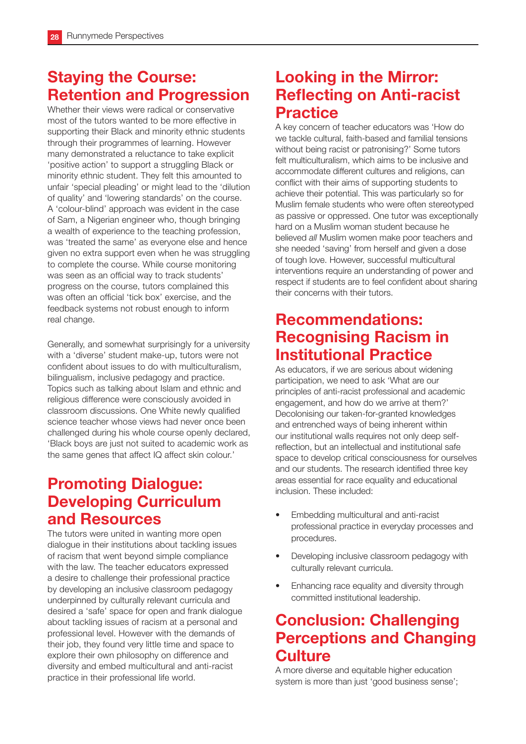## Staying the Course: Retention and Progression

Whether their views were radical or conservative most of the tutors wanted to be more effective in supporting their Black and minority ethnic students through their programmes of learning. However many demonstrated a reluctance to take explicit 'positive action' to support a struggling Black or minority ethnic student. They felt this amounted to unfair 'special pleading' or might lead to the 'dilution of quality' and 'lowering standards' on the course. A 'colour-blind' approach was evident in the case of Sam, a Nigerian engineer who, though bringing a wealth of experience to the teaching profession, was 'treated the same' as everyone else and hence given no extra support even when he was struggling to complete the course. While course monitoring was seen as an official way to track students' progress on the course, tutors complained this was often an official 'tick box' exercise, and the feedback systems not robust enough to inform real change.

Generally, and somewhat surprisingly for a university with a 'diverse' student make-up, tutors were not confident about issues to do with multiculturalism, bilingualism, inclusive pedagogy and practice. Topics such as talking about Islam and ethnic and religious difference were consciously avoided in classroom discussions. One White newly qualified science teacher whose views had never once been challenged during his whole course openly declared, 'Black boys are just not suited to academic work as the same genes that affect IQ affect skin colour.'

## Promoting Dialogue: Developing Curriculum and Resources

The tutors were united in wanting more open dialogue in their institutions about tackling issues of racism that went beyond simple compliance with the law. The teacher educators expressed a desire to challenge their professional practice by developing an inclusive classroom pedagogy underpinned by culturally relevant curricula and desired a 'safe' space for open and frank dialogue about tackling issues of racism at a personal and professional level. However with the demands of their job, they found very little time and space to explore their own philosophy on difference and diversity and embed multicultural and anti-racist practice in their professional life world.

## Looking in the Mirror: Reflecting on Anti-racist Practice

A key concern of teacher educators was 'How do we tackle cultural, faith-based and familial tensions without being racist or patronising?' Some tutors felt multiculturalism, which aims to be inclusive and accommodate different cultures and religions, can conflict with their aims of supporting students to achieve their potential. This was particularly so for Muslim female students who were often stereotyped as passive or oppressed. One tutor was exceptionally hard on a Muslim woman student because he believed *all* Muslim women make poor teachers and she needed 'saving' from herself and given a dose of tough love. However, successful multicultural interventions require an understanding of power and respect if students are to feel confident about sharing their concerns with their tutors.

## Recommendations: Recognising Racism in Institutional Practice

As educators, if we are serious about widening participation, we need to ask 'What are our principles of anti-racist professional and academic engagement, and how do we arrive at them?' Decolonising our taken-for-granted knowledges and entrenched ways of being inherent within our institutional walls requires not only deep self-reflection, but an intellectual and institutional safe space to develop critical consciousness for ourselves and our students. The research identified three key areas essential for race equality and educational inclusion. These included:

- Embedding multicultural and anti-racist professional practice in everyday processes and procedures.
- Developing inclusive classroom pedagogy with culturally relevant curricula.
- Enhancing race equality and diversity through committed institutional leadership.

## Conclusion: Challenging Perceptions and Changing Culture

A more diverse and equitable higher education system is more than just 'good business sense';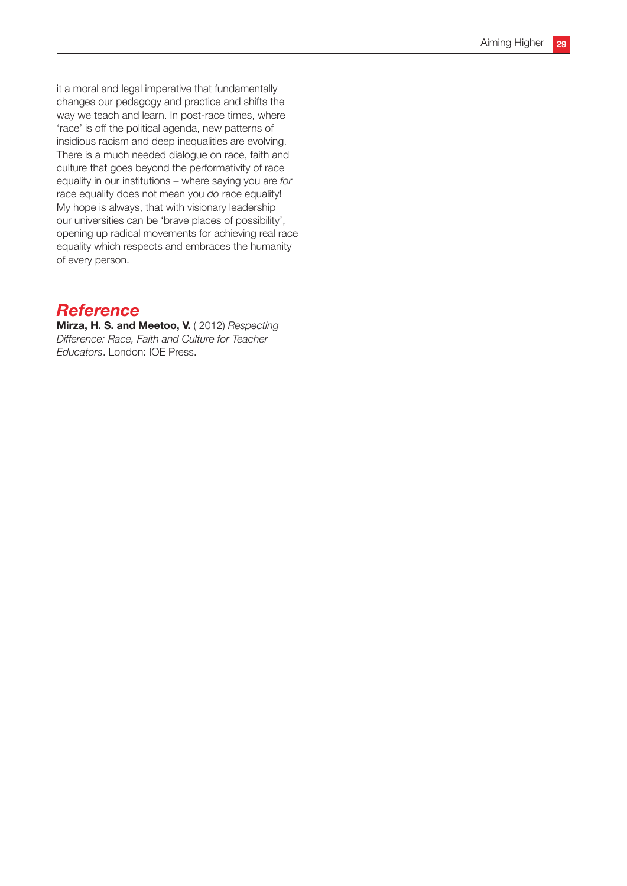it a moral and legal imperative that fundamentally changes our pedagogy and practice and shifts the way we teach and learn. In post-race times, where 'race' is off the political agenda, new patterns of insidious racism and deep inequalities are evolving. There is a much needed dialogue on race, faith and culture that goes beyond the performativity of race equality in our institutions – where saying you are *for* race equality does not mean you *do* race equality! My hope is always, that with visionary leadership our universities can be 'brave places of possibility', opening up radical movements for achieving real race equality which respects and embraces the humanity of every person.

## *Reference*

**Mirza, H. S. and Meetoo, V.** ( 2012) *Respecting Difference: Race, Faith and Culture for Teacher Educators*. London: IOE Press.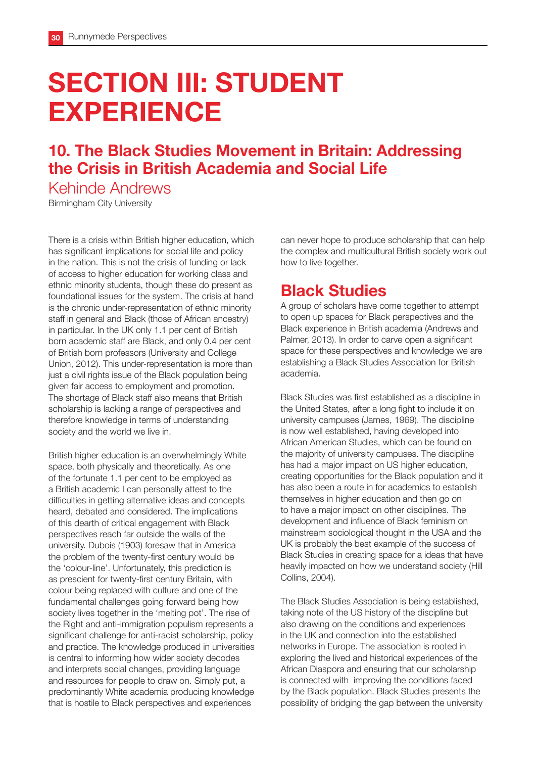# SECTION III: STUDENT EXPERIENCE

## 10. The Black Studies Movement in Britain: Addressing the Crisis in British Academia and Social Life

Kehinde Andrews

Birmingham City University

There is a crisis within British higher education, which has significant implications for social life and policy in the nation. This is not the crisis of funding or lack of access to higher education for working class and ethnic minority students, though these do present as foundational issues for the system. The crisis at hand is the chronic under-representation of ethnic minority staff in general and Black (those of African ancestry) in particular. In the UK only 1.1 per cent of British born academic staff are Black, and only 0.4 per cent of British born professors (University and College Union, 2012). This under-representation is more than just a civil rights issue of the Black population being given fair access to employment and promotion. The shortage of Black staff also means that British scholarship is lacking a range of perspectives and therefore knowledge in terms of understanding society and the world we live in.

British higher education is an overwhelmingly White space, both physically and theoretically. As one of the fortunate 1.1 per cent to be employed as a British academic I can personally attest to the difficulties in getting alternative ideas and concepts heard, debated and considered. The implications of this dearth of critical engagement with Black perspectives reach far outside the walls of the university. Dubois (1903) foresaw that in America the problem of the twenty-first century would be the 'colour-line'. Unfortunately, this prediction is as prescient for twenty-first century Britain, with colour being replaced with culture and one of the fundamental challenges going forward being how society lives together in the 'melting pot'. The rise of the Right and anti-immigration populism represents a significant challenge for anti-racist scholarship, policy and practice. The knowledge produced in universities is central to informing how wider society decodes and interprets social changes, providing language and resources for people to draw on. Simply put, a predominantly White academia producing knowledge that is hostile to Black perspectives and experiences can never hope to produce scholarship that can help the complex and multicultural British society work out how to live together.

## Black Studies

A group of scholars have come together to attempt to open up spaces for Black perspectives and the Black experience in British academia (Andrews and Palmer, 2013). In order to carve open a significant space for these perspectives and knowledge we are establishing a Black Studies Association for British academia.

Black Studies was first established as a discipline in the United States, after a long fight to include it on university campuses (James, 1969). The discipline is now well established, having developed into African American Studies, which can be found on the majority of university campuses. The discipline has had a major impact on US higher education, creating opportunities for the Black population and it has also been a route in for academics to establish themselves in higher education and then go on to have a major impact on other disciplines. The development and influence of Black feminism on mainstream sociological thought in the USA and the UK is probably the best example of the success of Black Studies in creating space for a ideas that have heavily impacted on how we understand society (Hill Collins, 2004).

The Black Studies Association is being established, taking note of the US history of the discipline but also drawing on the conditions and experiences in the UK and connection into the established networks in Europe. The association is rooted in exploring the lived and historical experiences of the African Diaspora and ensuring that our scholarship is connected with improving the conditions faced by the Black population. Black Studies presents the possibility of bridging the gap between the university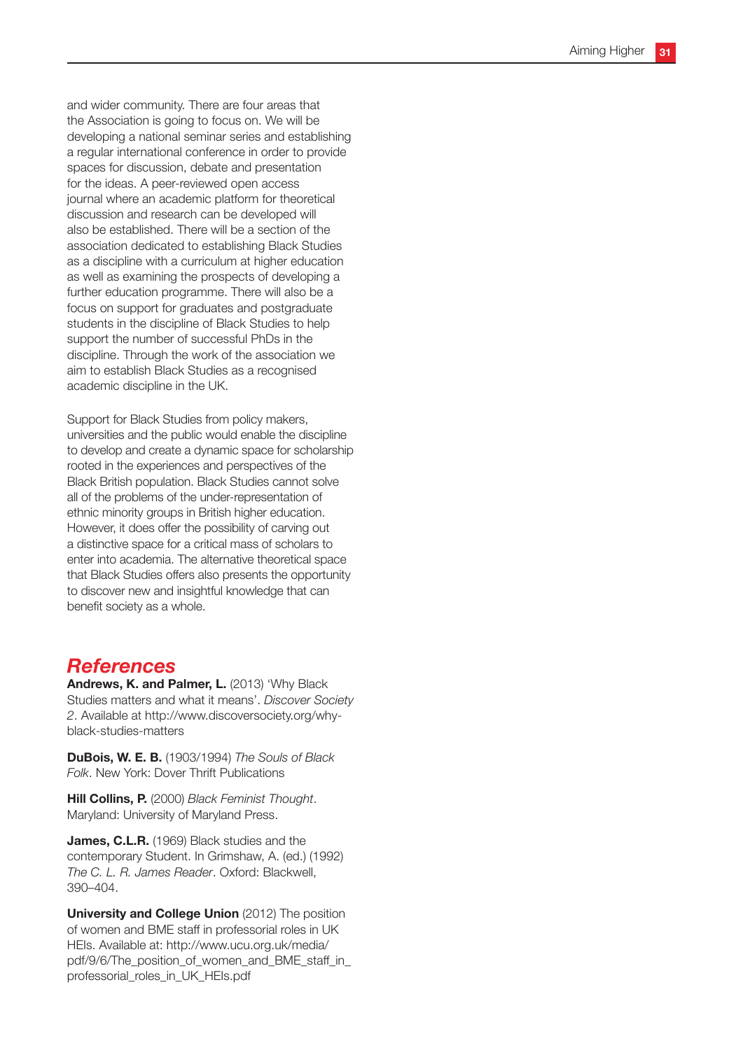and wider community. There are four areas that the Association is going to focus on. We will be developing a national seminar series and establishing a regular international conference in order to provide spaces for discussion, debate and presentation for the ideas. A peer-reviewed open access journal where an academic platform for theoretical discussion and research can be developed will also be established. There will be a section of the association dedicated to establishing Black Studies as a discipline with a curriculum at higher education as well as examining the prospects of developing a further education programme. There will also be a focus on support for graduates and postgraduate students in the discipline of Black Studies to help support the number of successful PhDs in the discipline. Through the work of the association we aim to establish Black Studies as a recognised academic discipline in the UK.

Support for Black Studies from policy makers, universities and the public would enable the discipline to develop and create a dynamic space for scholarship rooted in the experiences and perspectives of the Black British population. Black Studies cannot solve all of the problems of the under-representation of ethnic minority groups in British higher education. However, it does offer the possibility of carving out a distinctive space for a critical mass of scholars to enter into academia. The alternative theoretical space that Black Studies offers also presents the opportunity to discover new and insightful knowledge that can benefit society as a whole.

## *References*

**Andrews, K. and Palmer, L.** (2013) 'Why Black Studies matters and what it means'. *Discover Society 2*. Available at http://www.discoversociety.org/why-black-studies-matters

**DuBois, W. E. B.** (1903/1994) *The Souls of Black Folk*. New York: Dover Thrift Publications

**Hill Collins, P.** (2000) *Black Feminist Thought*. Maryland: University of Maryland Press.

**James, C.L.R.** (1969) Black studies and the contemporary Student. In Grimshaw, A. (ed.) (1992) *The C. L. R. James Reader*. Oxford: Blackwell, 390–404.

**University and College Union** (2012) The position of women and BME staff in professorial roles in UK HEIs. Available at: http://www.ucu.org.uk/media/pdf/9/6/The_position_of_women_and_BME_staff_in_professorial_roles_in_UK_HEIs.pdf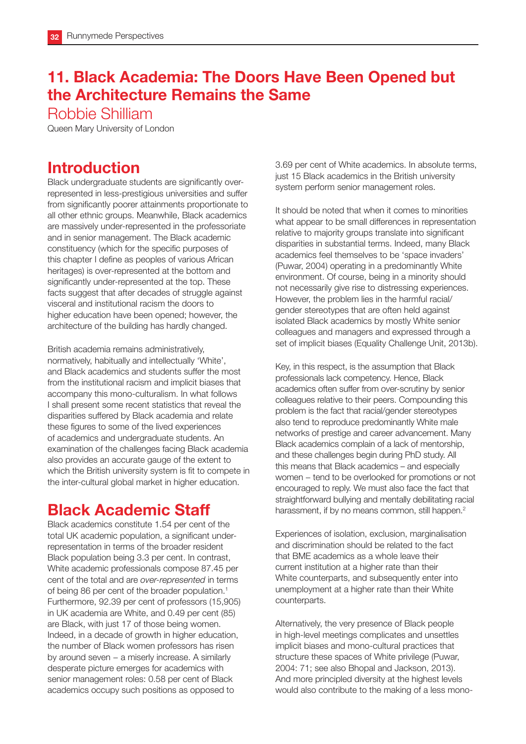## 11. Black Academia: The Doors Have Been Opened but the Architecture Remains the Same

Robbie Shilliam

Queen Mary University of London

## Introduction

Black undergraduate students are significantly over-represented in less-prestigious universities and suffer from significantly poorer attainments proportionate to all other ethnic groups. Meanwhile, Black academics are massively under-represented in the professoriate and in senior management. The Black academic constituency (which for the specific purposes of this chapter I define as peoples of various African heritages) is over-represented at the bottom and significantly under-represented at the top. These facts suggest that after decades of struggle against visceral and institutional racism the doors to higher education have been opened; however, the architecture of the building has hardly changed.

British academia remains administratively, normatively, habitually and intellectually 'White', and Black academics and students suffer the most from the institutional racism and implicit biases that accompany this mono-culturalism. In what follows I shall present some recent statistics that reveal the disparities suffered by Black academia and relate these figures to some of the lived experiences of academics and undergraduate students. An examination of the challenges facing Black academia also provides an accurate gauge of the extent to which the British university system is fit to compete in the inter-cultural global market in higher education.

## Black Academic Staff

Black academics constitute 1.54 per cent of the total UK academic population, a significant under-representation in terms of the broader resident Black population being 3.3 per cent. In contrast, White academic professionals compose 87.45 per cent of the total and are *over-represented* in terms of being 86 per cent of the broader population.[1] Furthermore, 92.39 per cent of professors (15,905) in UK academia are White, and 0.49 per cent (85) are Black, with just 17 of those being women. Indeed, in a decade of growth in higher education, the number of Black women professors has risen by around seven – a miserly increase. A similarly desperate picture emerges for academics with senior management roles: 0.58 per cent of Black academics occupy such positions as opposed to 3.69 per cent of White academics. In absolute terms, just 15 Black academics in the British university system perform senior management roles.

It should be noted that when it comes to minorities what appear to be small differences in representation relative to majority groups translate into significant disparities in substantial terms. Indeed, many Black academics feel themselves to be 'space invaders' (Puwar, 2004) operating in a predominantly White environment. Of course, being in a minority should not necessarily give rise to distressing experiences. However, the problem lies in the harmful racial/gender stereotypes that are often held against isolated Black academics by mostly White senior colleagues and managers and expressed through a set of implicit biases (Equality Challenge Unit, 2013b).

Key, in this respect, is the assumption that Black professionals lack competency. Hence, Black academics often suffer from over-scrutiny by senior colleagues relative to their peers. Compounding this problem is the fact that racial/gender stereotypes also tend to reproduce predominantly White male networks of prestige and career advancement. Many Black academics complain of a lack of mentorship, and these challenges begin during PhD study. All this means that Black academics – and especially women – tend to be overlooked for promotions or not encouraged to reply. We must also face the fact that straightforward bullying and mentally debilitating racial harassment, if by no means common, still happen.[2]

Experiences of isolation, exclusion, marginalisation and discrimination should be related to the fact that BME academics as a whole leave their current institution at a higher rate than their White counterparts, and subsequently enter into unemployment at a higher rate than their White counterparts.

Alternatively, the very presence of Black people in high-level meetings complicates and unsettles implicit biases and mono-cultural practices that structure these spaces of White privilege (Puwar, 2004: 71; see also Bhopal and Jackson, 2013). And more principled diversity at the highest levels would also contribute to the making of a less mono-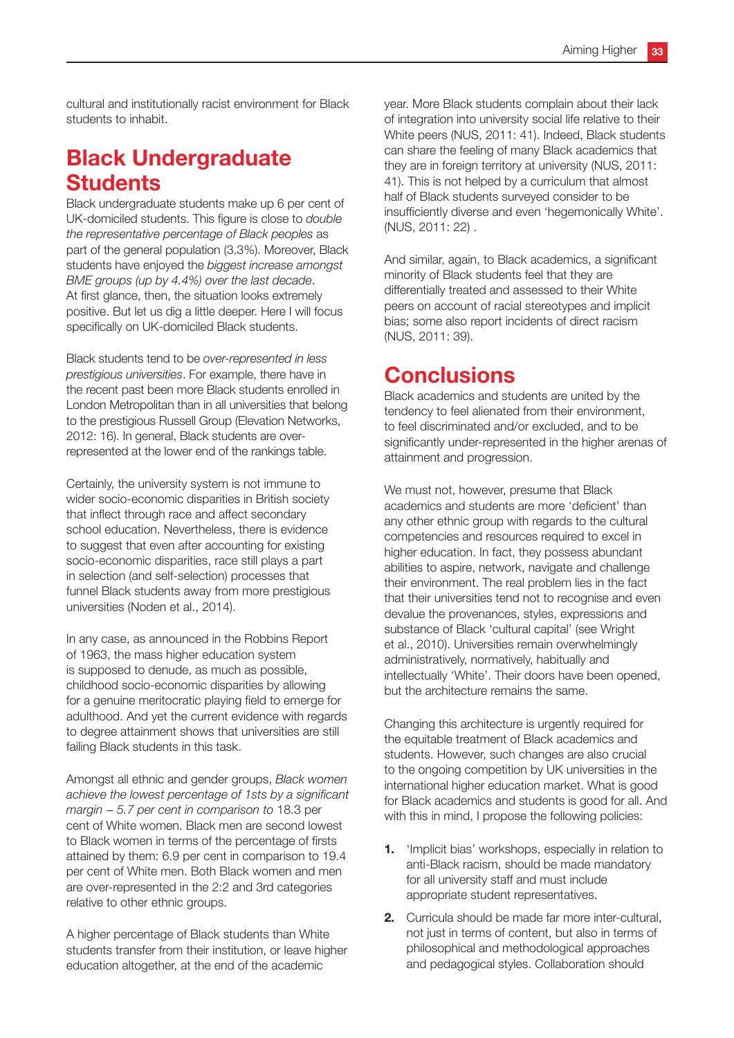cultural and institutionally racist environment for Black students to inhabit.

## Black Undergraduate Students

Black undergraduate students make up 6 per cent of UK-domiciled students. This figure is close to *double the representative percentage of Black peoples* as part of the general population (3.3%). Moreover, Black students have enjoyed the *biggest increase amongst BME groups (up by 4.4%) over the last decade*. At first glance, then, the situation looks extremely positive. But let us dig a little deeper. Here I will focus specifically on UK-domiciled Black students.

Black students tend to be *over-represented in less prestigious universities*. For example, there have in the recent past been more Black students enrolled in London Metropolitan than in all universities that belong to the prestigious Russell Group (Elevation Networks, 2012: 16). In general, Black students are over-represented at the lower end of the rankings table.

Certainly, the university system is not immune to wider socio-economic disparities in British society that inflect through race and affect secondary school education. Nevertheless, there is evidence to suggest that even after accounting for existing socio-economic disparities, race still plays a part in selection (and self-selection) processes that funnel Black students away from more prestigious universities (Noden et al., 2014).

In any case, as announced in the Robbins Report of 1963, the mass higher education system is supposed to denude, as much as possible, childhood socio-economic disparities by allowing for a genuine meritocratic playing field to emerge for adulthood. And yet the current evidence with regards to degree attainment shows that universities are still failing Black students in this task.

Amongst all ethnic and gender groups, *Black women achieve the lowest percentage of 1sts by a significant margin – 5.7 per cent in comparison to* 18.3 per cent of White women. Black men are second lowest to Black women in terms of the percentage of firsts attained by them: 6.9 per cent in comparison to 19.4 per cent of White men. Both Black women and men are over-represented in the 2:2 and 3rd categories relative to other ethnic groups.

A higher percentage of Black students than White students transfer from their institution, or leave higher education altogether, at the end of the academic year. More Black students complain about their lack of integration into university social life relative to their White peers (NUS, 2011: 41). Indeed, Black students can share the feeling of many Black academics that they are in foreign territory at university (NUS, 2011: 41). This is not helped by a curriculum that almost half of Black students surveyed consider to be insufficiently diverse and even 'hegemonically White'. (NUS, 2011: 22) .

And similar, again, to Black academics, a significant minority of Black students feel that they are differentially treated and assessed to their White peers on account of racial stereotypes and implicit bias; some also report incidents of direct racism (NUS, 2011: 39).

## Conclusions

Black academics and students are united by the tendency to feel alienated from their environment, to feel discriminated and/or excluded, and to be significantly under-represented in the higher arenas of attainment and progression.

We must not, however, presume that Black academics and students are more 'deficient' than any other ethnic group with regards to the cultural competencies and resources required to excel in higher education. In fact, they possess abundant abilities to aspire, network, navigate and challenge their environment. The real problem lies in the fact that their universities tend not to recognise and even devalue the provenances, styles, expressions and substance of Black 'cultural capital' (see Wright et al., 2010). Universities remain overwhelmingly administratively, normatively, habitually and intellectually 'White'. Their doors have been opened, but the architecture remains the same.

Changing this architecture is urgently required for the equitable treatment of Black academics and students. However, such changes are also crucial to the ongoing competition by UK universities in the international higher education market. What is good for Black academics and students is good for all. And with this in mind, I propose the following policies:

1. 'Implicit bias' workshops, especially in relation to anti-Black racism, should be made mandatory for all university staff and must include appropriate student representatives.
2. Curricula should be made far more inter-cultural, not just in terms of content, but also in terms of philosophical and methodological approaches and pedagogical styles. Collaboration should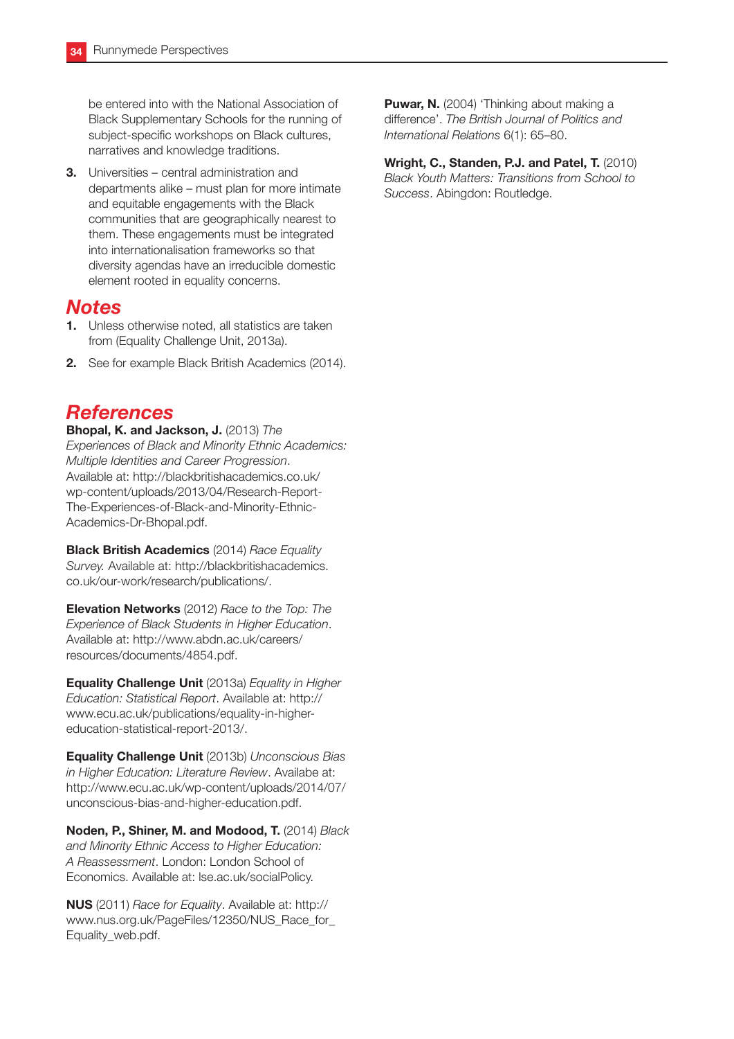be entered into with the National Association of Black Supplementary Schools for the running of subject-specific workshops on Black cultures, narratives and knowledge traditions.

3. Universities – central administration and departments alike – must plan for more intimate and equitable engagements with the Black communities that are geographically nearest to them. These engagements must be integrated into internationalisation frameworks so that diversity agendas have an irreducible domestic element rooted in equality concerns.

## *Notes*

1. Unless otherwise noted, all statistics are taken from (Equality Challenge Unit, 2013a).
2. See for example Black British Academics (2014).

## *References*

**Bhopal, K. and Jackson, J.** (2013) *The Experiences of Black and Minority Ethnic Academics: Multiple Identities and Career Progression*. Available at: http://blackbritishacademics.co.uk/wp-content/uploads/2013/04/Research-Report-The-Experiences-of-Black-and-Minority-Ethnic-Academics-Dr-Bhopal.pdf.

**Black British Academics** (2014) *Race Equality Survey.* Available at: http://blackbritishacademics.co.uk/our-work/research/publications/.

**Elevation Networks** (2012) *Race to the Top: The Experience of Black Students in Higher Education*. Available at: http://www.abdn.ac.uk/careers/resources/documents/4854.pdf.

**Equality Challenge Unit** (2013a) *Equality in Higher Education: Statistical Report*. Available at: http://www.ecu.ac.uk/publications/equality-in-higher-education-statistical-report-2013/.

**Equality Challenge Unit** (2013b) *Unconscious Bias in Higher Education: Literature Review*. Availabe at: http://www.ecu.ac.uk/wp-content/uploads/2014/07/unconscious-bias-and-higher-education.pdf.

**Noden, P., Shiner, M. and Modood, T.** (2014) *Black and Minority Ethnic Access to Higher Education: A Reassessment*. London: London School of Economics. Available at: lse.ac.uk/socialPolicy.

**NUS** (2011) *Race for Equality*. Available at: http://www.nus.org.uk/PageFiles/12350/NUS_Race_for_Equality_web.pdf.

**Puwar, N.** (2004) 'Thinking about making a difference'. *The British Journal of Politics and International Relations* 6(1): 65–80.

**Wright, C., Standen, P.J. and Patel, T.** (2010) *Black Youth Matters: Transitions from School to Success*. Abingdon: Routledge.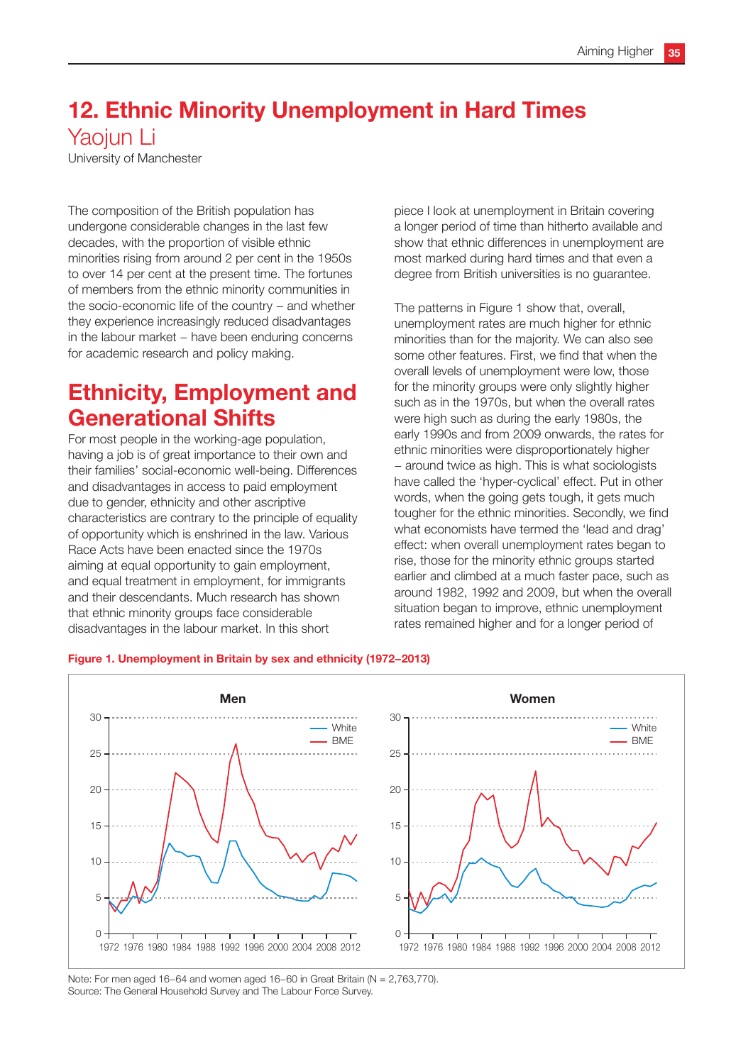# 12. Ethnic Minority Unemployment in Hard Times

Yaojun Li

University of Manchester

The composition of the British population has undergone considerable changes in the last few decades, with the proportion of visible ethnic minorities rising from around 2 per cent in the 1950s to over 14 per cent at the present time. The fortunes of members from the ethnic minority communities in the socio-economic life of the country – and whether they experience increasingly reduced disadvantages in the labour market – have been enduring concerns for academic research and policy making.

## Ethnicity, Employment and Generational Shifts

For most people in the working-age population, having a job is of great importance to their own and their families' social-economic well-being. Differences and disadvantages in access to paid employment due to gender, ethnicity and other ascriptive characteristics are contrary to the principle of equality of opportunity which is enshrined in the law. Various Race Acts have been enacted since the 1970s aiming at equal opportunity to gain employment, and equal treatment in employment, for immigrants and their descendants. Much research has shown that ethnic minority groups face considerable disadvantages in the labour market. In this short piece I look at unemployment in Britain covering a longer period of time than hitherto available and show that ethnic differences in unemployment are most marked during hard times and that even a degree from British universities is no guarantee.

The patterns in Figure 1 show that, overall, unemployment rates are much higher for ethnic minorities than for the majority. We can also see some other features. First, we find that when the overall levels of unemployment were low, those for the minority groups were only slightly higher such as in the 1970s, but when the overall rates were high such as during the early 1980s, the early 1990s and from 2009 onwards, the rates for ethnic minorities were disproportionately higher – around twice as high. This is what sociologists have called the 'hyper-cyclical' effect. Put in other words, when the going gets tough, it gets much tougher for the ethnic minorities. Secondly, we find what economists have termed the 'lead and drag' effect: when overall unemployment rates began to rise, those for the minority ethnic groups started earlier and climbed at a much faster pace, such as around 1982, 1992 and 2009, but when the overall situation began to improve, ethnic unemployment rates remained higher and for a longer period of

**Figure 1. Unemployment in Britain by sex and ethnicity (1972–2013)**

Note: For men aged 16–64 and women aged 16–60 in Great Britain (N = 2,763,770).
Source: The General Household Survey and The Labour Force Survey.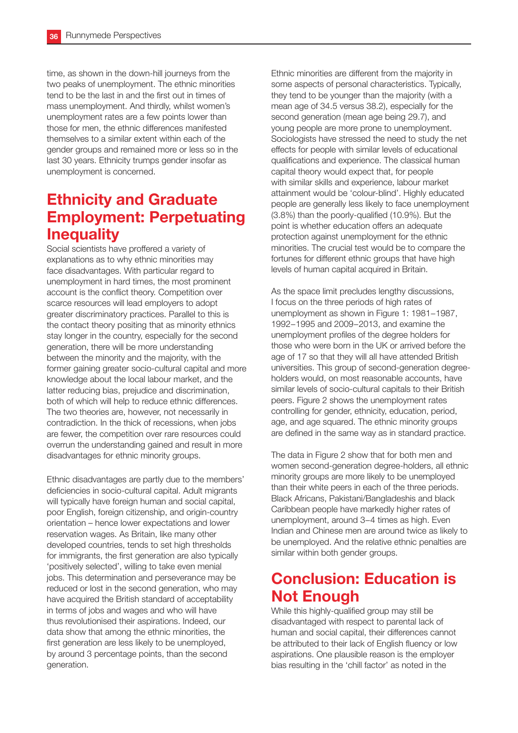time, as shown in the down-hill journeys from the two peaks of unemployment. The ethnic minorities tend to be the last in and the first out in times of mass unemployment. And thirdly, whilst women's unemployment rates are a few points lower than those for men, the ethnic differences manifested themselves to a similar extent within each of the gender groups and remained more or less so in the last 30 years. Ethnicity trumps gender insofar as unemployment is concerned.

## Ethnicity and Graduate Employment: Perpetuating Inequality

Social scientists have proffered a variety of explanations as to why ethnic minorities may face disadvantages. With particular regard to unemployment in hard times, the most prominent account is the conflict theory. Competition over scarce resources will lead employers to adopt greater discriminatory practices. Parallel to this is the contact theory positing that as minority ethnics stay longer in the country, especially for the second generation, there will be more understanding between the minority and the majority, with the former gaining greater socio-cultural capital and more knowledge about the local labour market, and the latter reducing bias, prejudice and discrimination, both of which will help to reduce ethnic differences. The two theories are, however, not necessarily in contradiction. In the thick of recessions, when jobs are fewer, the competition over rare resources could overrun the understanding gained and result in more disadvantages for ethnic minority groups.

Ethnic disadvantages are partly due to the members' deficiencies in socio-cultural capital. Adult migrants will typically have foreign human and social capital, poor English, foreign citizenship, and origin-country orientation – hence lower expectations and lower reservation wages. As Britain, like many other developed countries, tends to set high thresholds for immigrants, the first generation are also typically 'positively selected', willing to take even menial jobs. This determination and perseverance may be reduced or lost in the second generation, who may have acquired the British standard of acceptability in terms of jobs and wages and who will have thus revolutionised their aspirations. Indeed, our data show that among the ethnic minorities, the first generation are less likely to be unemployed, by around 3 percentage points, than the second generation.

Ethnic minorities are different from the majority in some aspects of personal characteristics. Typically, they tend to be younger than the majority (with a mean age of 34.5 versus 38.2), especially for the second generation (mean age being 29.7), and young people are more prone to unemployment. Sociologists have stressed the need to study the net effects for people with similar levels of educational qualifications and experience. The classical human capital theory would expect that, for people with similar skills and experience, labour market attainment would be 'colour-blind'. Highly educated people are generally less likely to face unemployment (3.8%) than the poorly-qualified (10.9%). But the point is whether education offers an adequate protection against unemployment for the ethnic minorities. The crucial test would be to compare the fortunes for different ethnic groups that have high levels of human capital acquired in Britain.

As the space limit precludes lengthy discussions, I focus on the three periods of high rates of unemployment as shown in Figure 1: 1981–1987, 1992–1995 and 2009–2013, and examine the unemployment profiles of the degree holders for those who were born in the UK or arrived before the age of 17 so that they will all have attended British universities. This group of second-generation degree-holders would, on most reasonable accounts, have similar levels of socio-cultural capitals to their British peers. Figure 2 shows the unemployment rates controlling for gender, ethnicity, education, period, age, and age squared. The ethnic minority groups are defined in the same way as in standard practice.

The data in Figure 2 show that for both men and women second-generation degree-holders, all ethnic minority groups are more likely to be unemployed than their white peers in each of the three periods. Black Africans, Pakistani/Bangladeshis and black Caribbean people have markedly higher rates of unemployment, around 3–4 times as high. Even Indian and Chinese men are around twice as likely to be unemployed. And the relative ethnic penalties are similar within both gender groups.

## Conclusion: Education is Not Enough

While this highly-qualified group may still be disadvantaged with respect to parental lack of human and social capital, their differences cannot be attributed to their lack of English fluency or low aspirations. One plausible reason is the employer bias resulting in the 'chill factor' as noted in the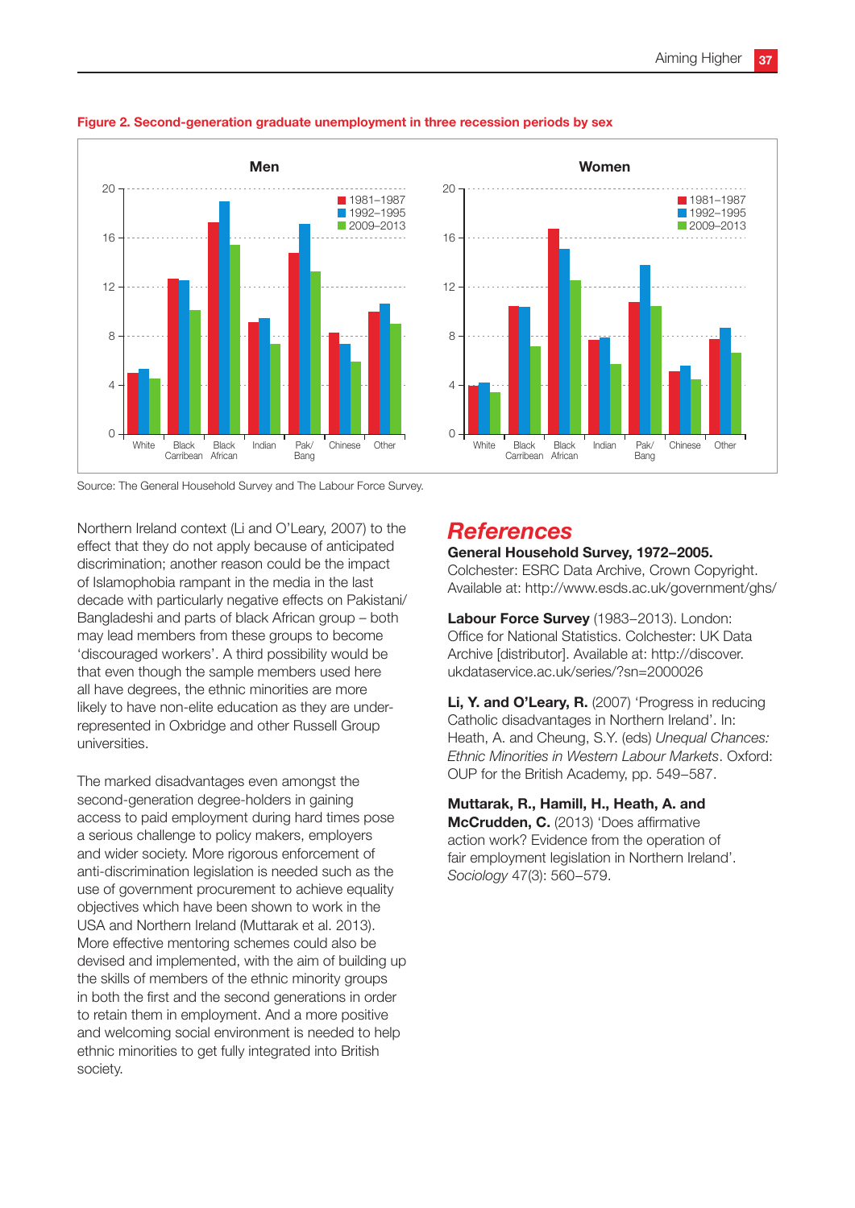**Figure 2. Second-generation graduate unemployment in three recession periods by sex**

Source: The General Household Survey and The Labour Force Survey.

Northern Ireland context (Li and O'Leary, 2007) to the effect that they do not apply because of anticipated discrimination; another reason could be the impact of Islamophobia rampant in the media in the last decade with particularly negative effects on Pakistani/ Bangladeshi and parts of black African group – both may lead members from these groups to become 'discouraged workers'. A third possibility would be that even though the sample members used here all have degrees, the ethnic minorities are more likely to have non-elite education as they are under-represented in Oxbridge and other Russell Group universities.

The marked disadvantages even amongst the second-generation degree-holders in gaining access to paid employment during hard times pose a serious challenge to policy makers, employers and wider society. More rigorous enforcement of anti-discrimination legislation is needed such as the use of government procurement to achieve equality objectives which have been shown to work in the USA and Northern Ireland (Muttarak et al. 2013). More effective mentoring schemes could also be devised and implemented, with the aim of building up the skills of members of the ethnic minority groups in both the first and the second generations in order to retain them in employment. And a more positive and welcoming social environment is needed to help ethnic minorities to get fully integrated into British society.

## References

**General Household Survey, 1972–2005.** Colchester: ESRC Data Archive, Crown Copyright. Available at: http://www.esds.ac.uk/government/ghs/

**Labour Force Survey** (1983–2013). London: Office for National Statistics. Colchester: UK Data Archive [distributor]. Available at: http://discover.ukdataservice.ac.uk/series/?sn=2000026

**Li, Y. and O'Leary, R.** (2007) 'Progress in reducing Catholic disadvantages in Northern Ireland'. In: Heath, A. and Cheung, S.Y. (eds) *Unequal Chances: Ethnic Minorities in Western Labour Markets*. Oxford: OUP for the British Academy, pp. 549–587.

**Muttarak, R., Hamill, H., Heath, A. and McCrudden, C.** (2013) 'Does affirmative action work? Evidence from the operation of fair employment legislation in Northern Ireland'. *Sociology* 47(3): 560–579.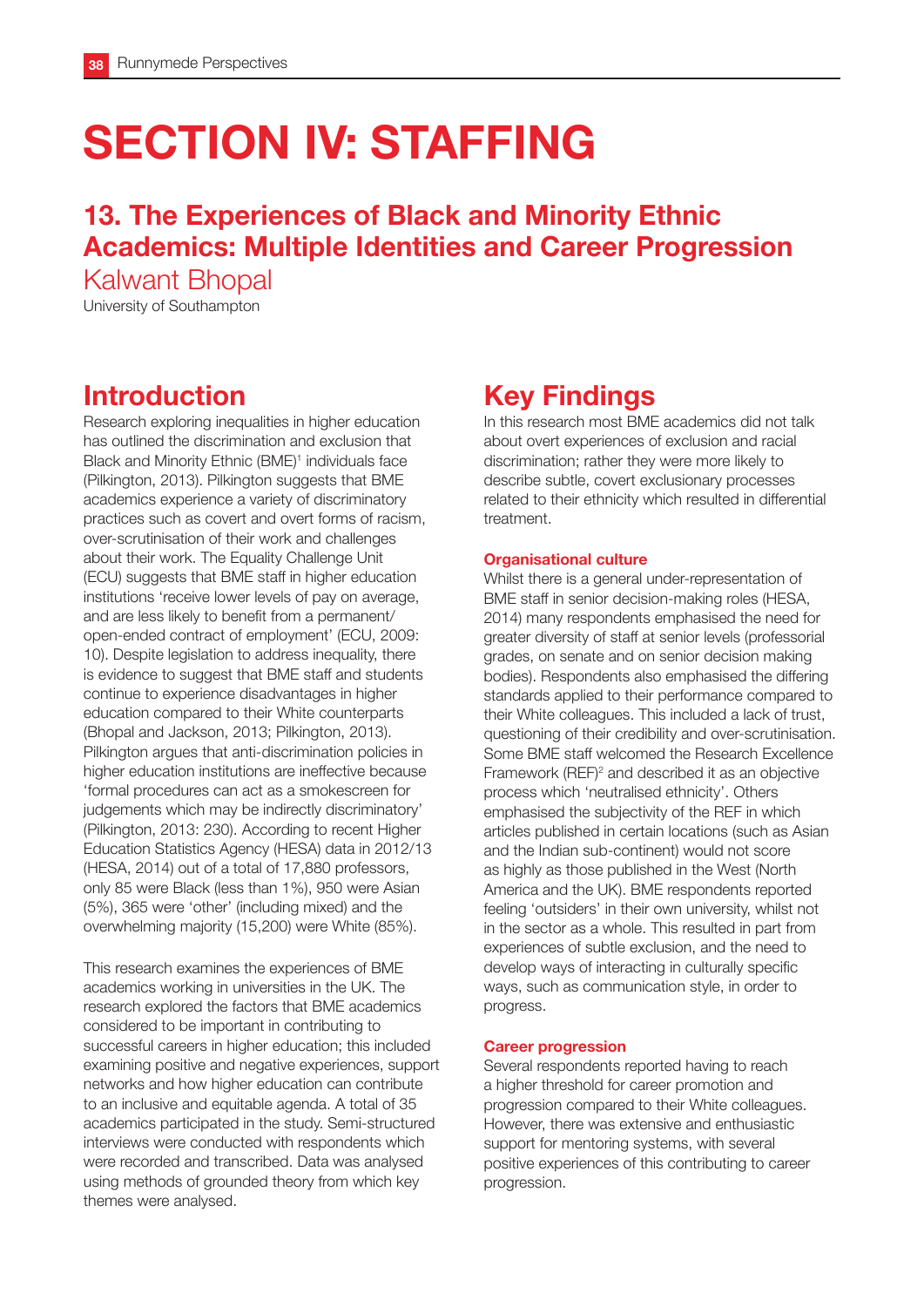# SECTION IV: STAFFING

## 13. The Experiences of Black and Minority Ethnic Academics: Multiple Identities and Career Progression

Kalwant Bhopal

University of Southampton

## Introduction

Research exploring inequalities in higher education has outlined the discrimination and exclusion that Black and Minority Ethnic (BME)[1] individuals face (Pilkington, 2013). Pilkington suggests that BME academics experience a variety of discriminatory practices such as covert and overt forms of racism, over-scrutinisation of their work and challenges about their work. The Equality Challenge Unit (ECU) suggests that BME staff in higher education institutions 'receive lower levels of pay on average, and are less likely to benefit from a permanent/open-ended contract of employment' (ECU, 2009: 10). Despite legislation to address inequality, there is evidence to suggest that BME staff and students continue to experience disadvantages in higher education compared to their White counterparts (Bhopal and Jackson, 2013; Pilkington, 2013). Pilkington argues that anti-discrimination policies in higher education institutions are ineffective because 'formal procedures can act as a smokescreen for judgements which may be indirectly discriminatory' (Pilkington, 2013: 230). According to recent Higher Education Statistics Agency (HESA) data in 2012/13 (HESA, 2014) out of a total of 17,880 professors, only 85 were Black (less than 1%), 950 were Asian (5%), 365 were 'other' (including mixed) and the overwhelming majority (15,200) were White (85%).

This research examines the experiences of BME academics working in universities in the UK. The research explored the factors that BME academics considered to be important in contributing to successful careers in higher education; this included examining positive and negative experiences, support networks and how higher education can contribute to an inclusive and equitable agenda. A total of 35 academics participated in the study. Semi-structured interviews were conducted with respondents which were recorded and transcribed. Data was analysed using methods of grounded theory from which key themes were analysed.

## Key Findings

In this research most BME academics did not talk about overt experiences of exclusion and racial discrimination; rather they were more likely to describe subtle, covert exclusionary processes related to their ethnicity which resulted in differential treatment.

### Organisational culture

Whilst there is a general under-representation of BME staff in senior decision-making roles (HESA, 2014) many respondents emphasised the need for greater diversity of staff at senior levels (professorial grades, on senate and on senior decision making bodies). Respondents also emphasised the differing standards applied to their performance compared to their White colleagues. This included a lack of trust, questioning of their credibility and over-scrutinisation. Some BME staff welcomed the Research Excellence Framework (REF)[2] and described it as an objective process which 'neutralised ethnicity'. Others emphasised the subjectivity of the REF in which articles published in certain locations (such as Asian and the Indian sub-continent) would not score as highly as those published in the West (North America and the UK). BME respondents reported feeling 'outsiders' in their own university, whilst not in the sector as a whole. This resulted in part from experiences of subtle exclusion, and the need to develop ways of interacting in culturally specific ways, such as communication style, in order to progress.

### Career progression

Several respondents reported having to reach a higher threshold for career promotion and progression compared to their White colleagues. However, there was extensive and enthusiastic support for mentoring systems, with several positive experiences of this contributing to career progression.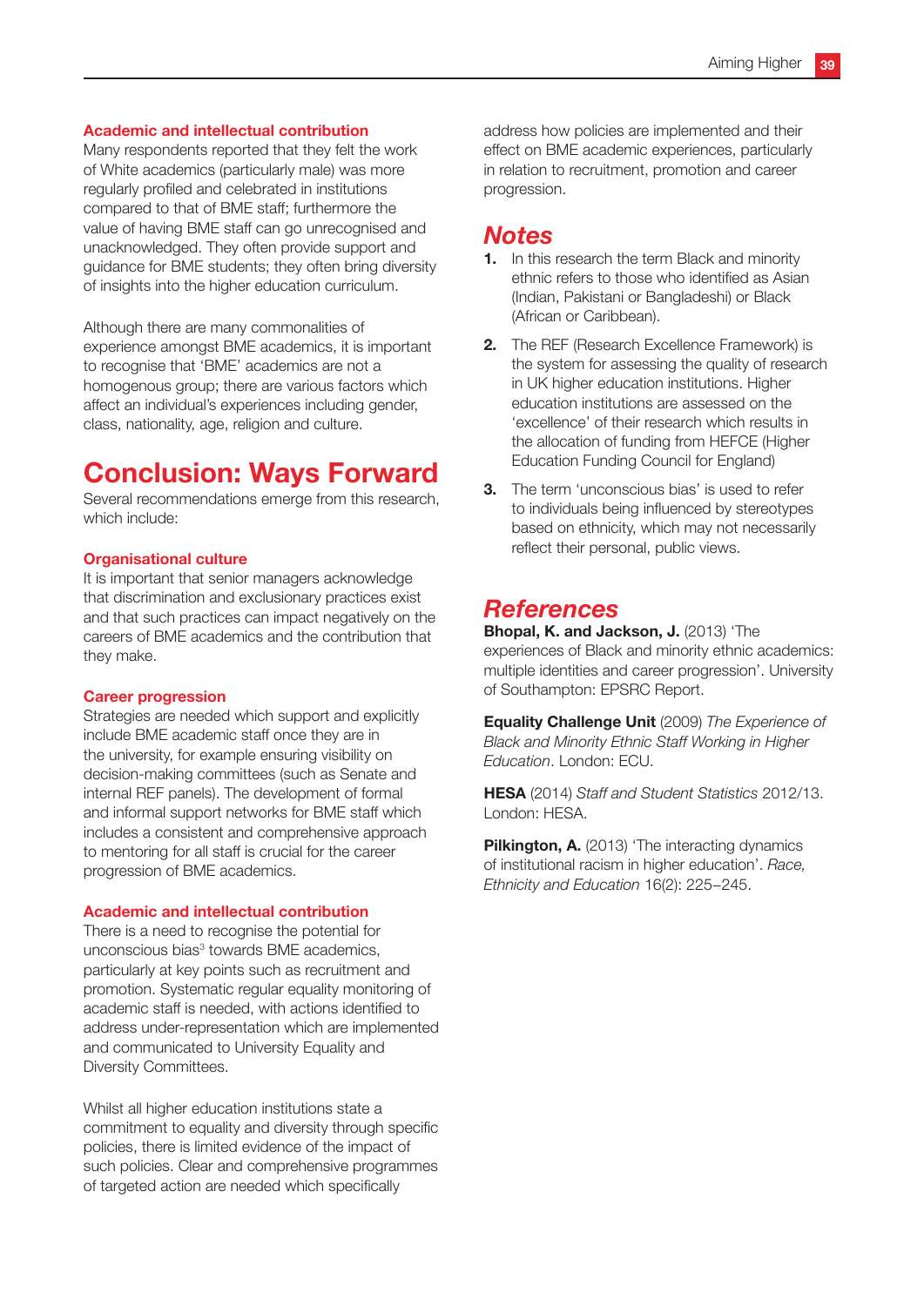### Academic and intellectual contribution

Many respondents reported that they felt the work of White academics (particularly male) was more regularly profiled and celebrated in institutions compared to that of BME staff; furthermore the value of having BME staff can go unrecognised and unacknowledged. They often provide support and guidance for BME students; they often bring diversity of insights into the higher education curriculum.

Although there are many commonalities of experience amongst BME academics, it is important to recognise that 'BME' academics are not a homogenous group; there are various factors which affect an individual's experiences including gender, class, nationality, age, religion and culture.

## Conclusion: Ways Forward

Several recommendations emerge from this research, which include:

### Organisational culture

It is important that senior managers acknowledge that discrimination and exclusionary practices exist and that such practices can impact negatively on the careers of BME academics and the contribution that they make.

### Career progression

Strategies are needed which support and explicitly include BME academic staff once they are in the university, for example ensuring visibility on decision-making committees (such as Senate and internal REF panels). The development of formal and informal support networks for BME staff which includes a consistent and comprehensive approach to mentoring for all staff is crucial for the career progression of BME academics.

### Academic and intellectual contribution

There is a need to recognise the potential for unconscious bias[3] towards BME academics, particularly at key points such as recruitment and promotion. Systematic regular equality monitoring of academic staff is needed, with actions identified to address under-representation which are implemented and communicated to University Equality and Diversity Committees.

Whilst all higher education institutions state a commitment to equality and diversity through specific policies, there is limited evidence of the impact of such policies. Clear and comprehensive programmes of targeted action are needed which specifically address how policies are implemented and their effect on BME academic experiences, particularly in relation to recruitment, promotion and career progression.

## *Notes*

1. In this research the term Black and minority ethnic refers to those who identified as Asian (Indian, Pakistani or Bangladeshi) or Black (African or Caribbean).
2. The REF (Research Excellence Framework) is the system for assessing the quality of research in UK higher education institutions. Higher education institutions are assessed on the 'excellence' of their research which results in the allocation of funding from HEFCE (Higher Education Funding Council for England)
3. The term 'unconscious bias' is used to refer to individuals being influenced by stereotypes based on ethnicity, which may not necessarily reflect their personal, public views.

## *References*

**Bhopal, K. and Jackson, J.** (2013) 'The experiences of Black and minority ethnic academics: multiple identities and career progression'. University of Southampton: EPSRC Report.

**Equality Challenge Unit** (2009) *The Experience of Black and Minority Ethnic Staff Working in Higher Education*. London: ECU.

**HESA** (2014) *Staff and Student Statistics* 2012/13. London: HESA.

**Pilkington, A.** (2013) 'The interacting dynamics of institutional racism in higher education'. *Race, Ethnicity and Education* 16(2): 225–245.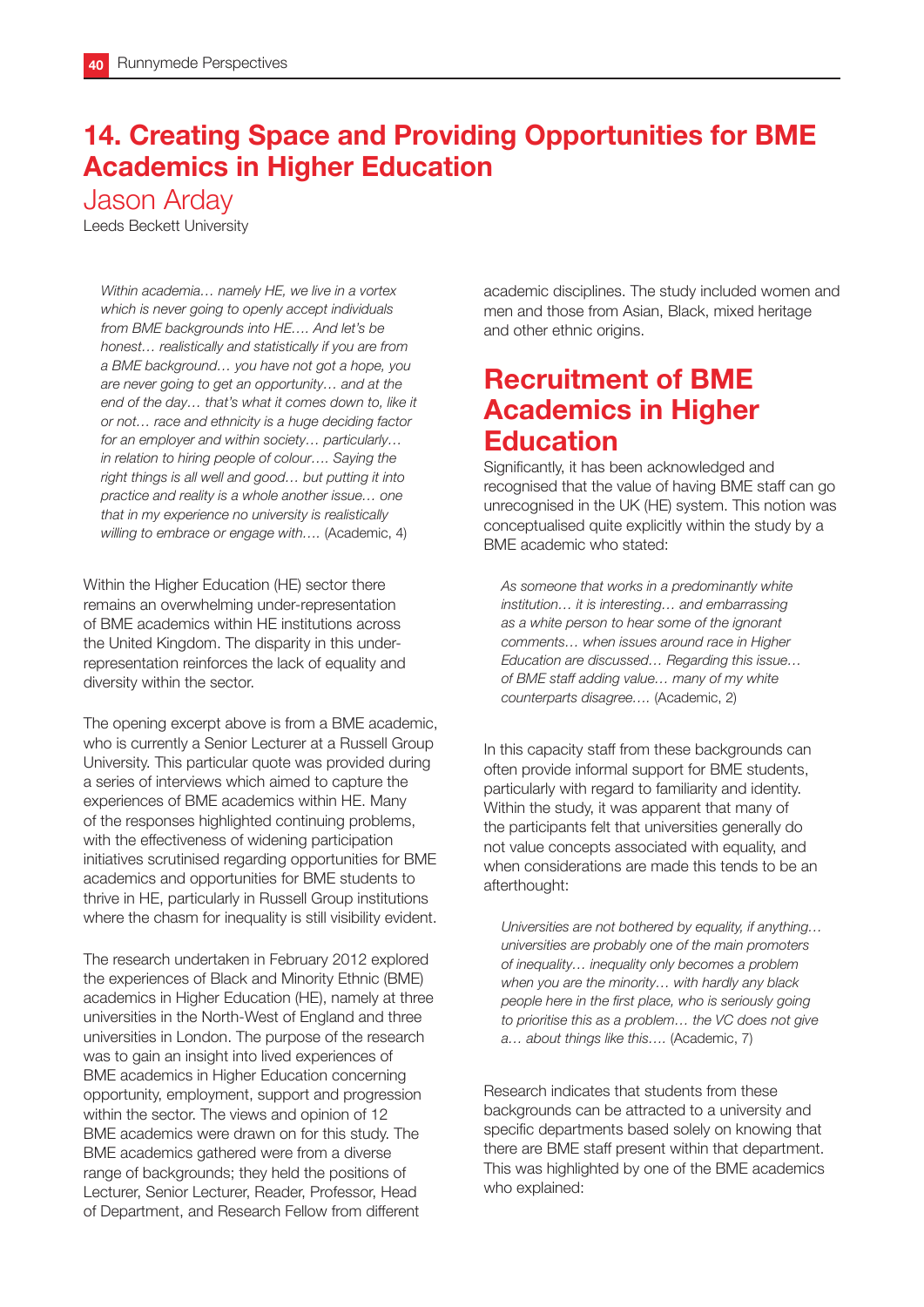# 14. Creating Space and Providing Opportunities for BME Academics in Higher Education

## Jason Arday

Leeds Beckett University

> *Within academia… namely HE, we live in a vortex which is never going to openly accept individuals from BME backgrounds into HE…. And let's be honest… realistically and statistically if you are from a BME background… you have not got a hope, you are never going to get an opportunity… and at the end of the day… that's what it comes down to, like it or not… race and ethnicity is a huge deciding factor for an employer and within society… particularly… in relation to hiring people of colour…. Saying the right things is all well and good… but putting it into practice and reality is a whole another issue… one that in my experience no university is realistically willing to embrace or engage with….* (Academic, 4)

Within the Higher Education (HE) sector there remains an overwhelming under-representation of BME academics within HE institutions across the United Kingdom. The disparity in this under-representation reinforces the lack of equality and diversity within the sector.

The opening excerpt above is from a BME academic, who is currently a Senior Lecturer at a Russell Group University. This particular quote was provided during a series of interviews which aimed to capture the experiences of BME academics within HE. Many of the responses highlighted continuing problems, with the effectiveness of widening participation initiatives scrutinised regarding opportunities for BME academics and opportunities for BME students to thrive in HE, particularly in Russell Group institutions where the chasm for inequality is still visibility evident.

The research undertaken in February 2012 explored the experiences of Black and Minority Ethnic (BME) academics in Higher Education (HE), namely at three universities in the North-West of England and three universities in London. The purpose of the research was to gain an insight into lived experiences of BME academics in Higher Education concerning opportunity, employment, support and progression within the sector. The views and opinion of 12 BME academics were drawn on for this study. The BME academics gathered were from a diverse range of backgrounds; they held the positions of Lecturer, Senior Lecturer, Reader, Professor, Head of Department, and Research Fellow from different academic disciplines. The study included women and men and those from Asian, Black, mixed heritage and other ethnic origins.

## Recruitment of BME Academics in Higher Education

Significantly, it has been acknowledged and recognised that the value of having BME staff can go unrecognised in the UK (HE) system. This notion was conceptualised quite explicitly within the study by a BME academic who stated:

> *As someone that works in a predominantly white institution… it is interesting… and embarrassing as a white person to hear some of the ignorant comments… when issues around race in Higher Education are discussed… Regarding this issue… of BME staff adding value… many of my white counterparts disagree….* (Academic, 2)

In this capacity staff from these backgrounds can often provide informal support for BME students, particularly with regard to familiarity and identity. Within the study, it was apparent that many of the participants felt that universities generally do not value concepts associated with equality, and when considerations are made this tends to be an afterthought:

> *Universities are not bothered by equality, if anything… universities are probably one of the main promoters of inequality… inequality only becomes a problem when you are the minority… with hardly any black people here in the first place, who is seriously going to prioritise this as a problem… the VC does not give a… about things like this….* (Academic, 7)

Research indicates that students from these backgrounds can be attracted to a university and specific departments based solely on knowing that there are BME staff present within that department. This was highlighted by one of the BME academics who explained: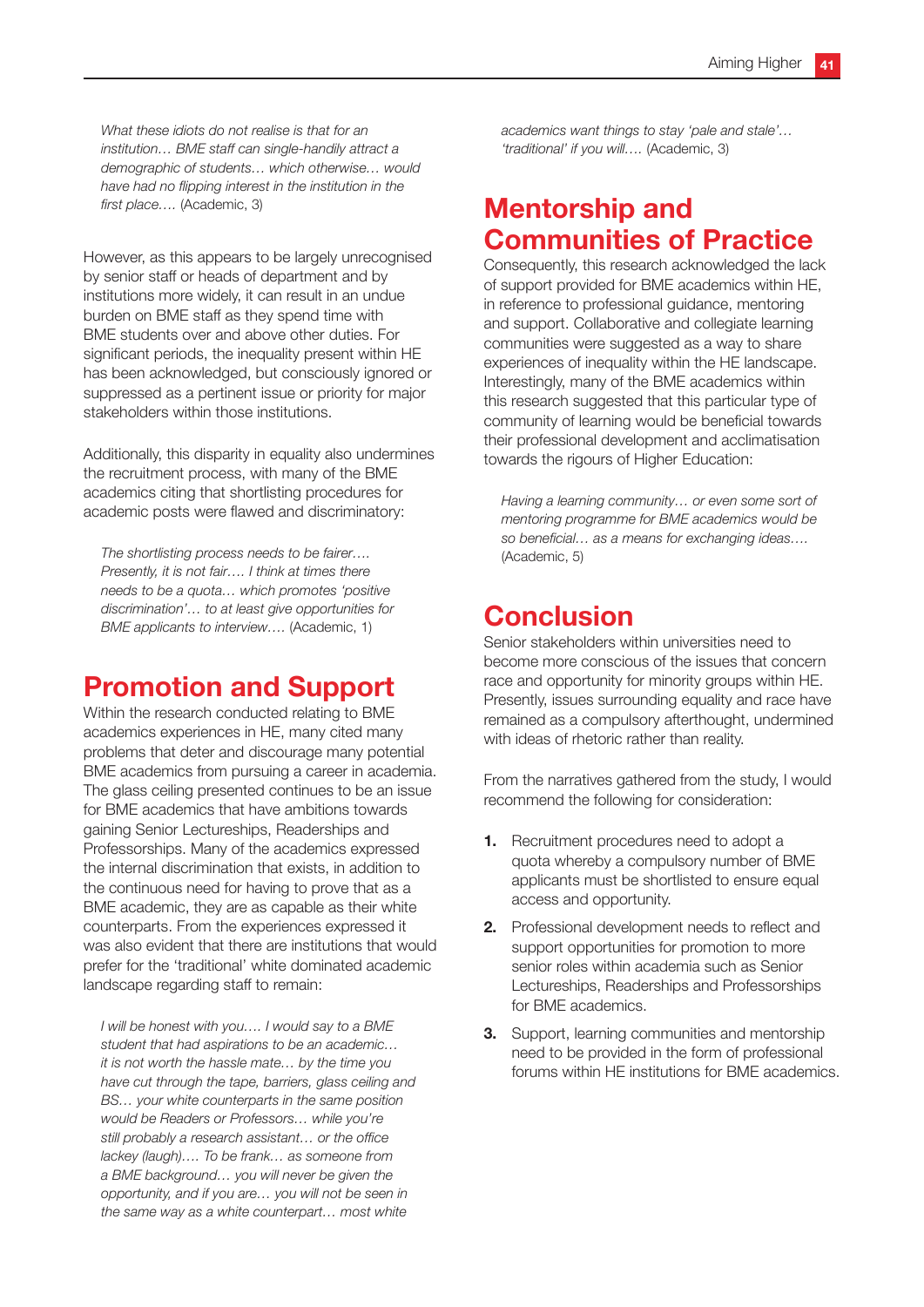*What these idiots do not realise is that for an institution… BME staff can single-handily attract a demographic of students… which otherwise… would have had no flipping interest in the institution in the first place….* (Academic, 3)

However, as this appears to be largely unrecognised by senior staff or heads of department and by institutions more widely, it can result in an undue burden on BME staff as they spend time with BME students over and above other duties. For significant periods, the inequality present within HE has been acknowledged, but consciously ignored or suppressed as a pertinent issue or priority for major stakeholders within those institutions.

Additionally, this disparity in equality also undermines the recruitment process, with many of the BME academics citing that shortlisting procedures for academic posts were flawed and discriminatory:

*The shortlisting process needs to be fairer…. Presently, it is not fair…. I think at times there needs to be a quota… which promotes 'positive discrimination'… to at least give opportunities for BME applicants to interview….* (Academic, 1)

## Promotion and Support

Within the research conducted relating to BME academics experiences in HE, many cited many problems that deter and discourage many potential BME academics from pursuing a career in academia. The glass ceiling presented continues to be an issue for BME academics that have ambitions towards gaining Senior Lectureships, Readerships and Professorships. Many of the academics expressed the internal discrimination that exists, in addition to the continuous need for having to prove that as a BME academic, they are as capable as their white counterparts. From the experiences expressed it was also evident that there are institutions that would prefer for the 'traditional' white dominated academic landscape regarding staff to remain:

*I will be honest with you…. I would say to a BME student that had aspirations to be an academic… it is not worth the hassle mate… by the time you have cut through the tape, barriers, glass ceiling and BS… your white counterparts in the same position would be Readers or Professors… while you're still probably a research assistant… or the office lackey (laugh)…. To be frank… as someone from a BME background… you will never be given the opportunity, and if you are… you will not be seen in the same way as a white counterpart… most white academics want things to stay 'pale and stale'… 'traditional' if you will….* (Academic, 3)

## Mentorship and Communities of Practice

Consequently, this research acknowledged the lack of support provided for BME academics within HE, in reference to professional guidance, mentoring and support. Collaborative and collegiate learning communities were suggested as a way to share experiences of inequality within the HE landscape. Interestingly, many of the BME academics within this research suggested that this particular type of community of learning would be beneficial towards their professional development and acclimatisation towards the rigours of Higher Education:

*Having a learning community… or even some sort of mentoring programme for BME academics would be so beneficial… as a means for exchanging ideas….* (Academic, 5)

## Conclusion

Senior stakeholders within universities need to become more conscious of the issues that concern race and opportunity for minority groups within HE. Presently, issues surrounding equality and race have remained as a compulsory afterthought, undermined with ideas of rhetoric rather than reality.

From the narratives gathered from the study, I would recommend the following for consideration:

1. Recruitment procedures need to adopt a quota whereby a compulsory number of BME applicants must be shortlisted to ensure equal access and opportunity.
2. Professional development needs to reflect and support opportunities for promotion to more senior roles within academia such as Senior Lectureships, Readerships and Professorships for BME academics.
3. Support, learning communities and mentorship need to be provided in the form of professional forums within HE institutions for BME academics.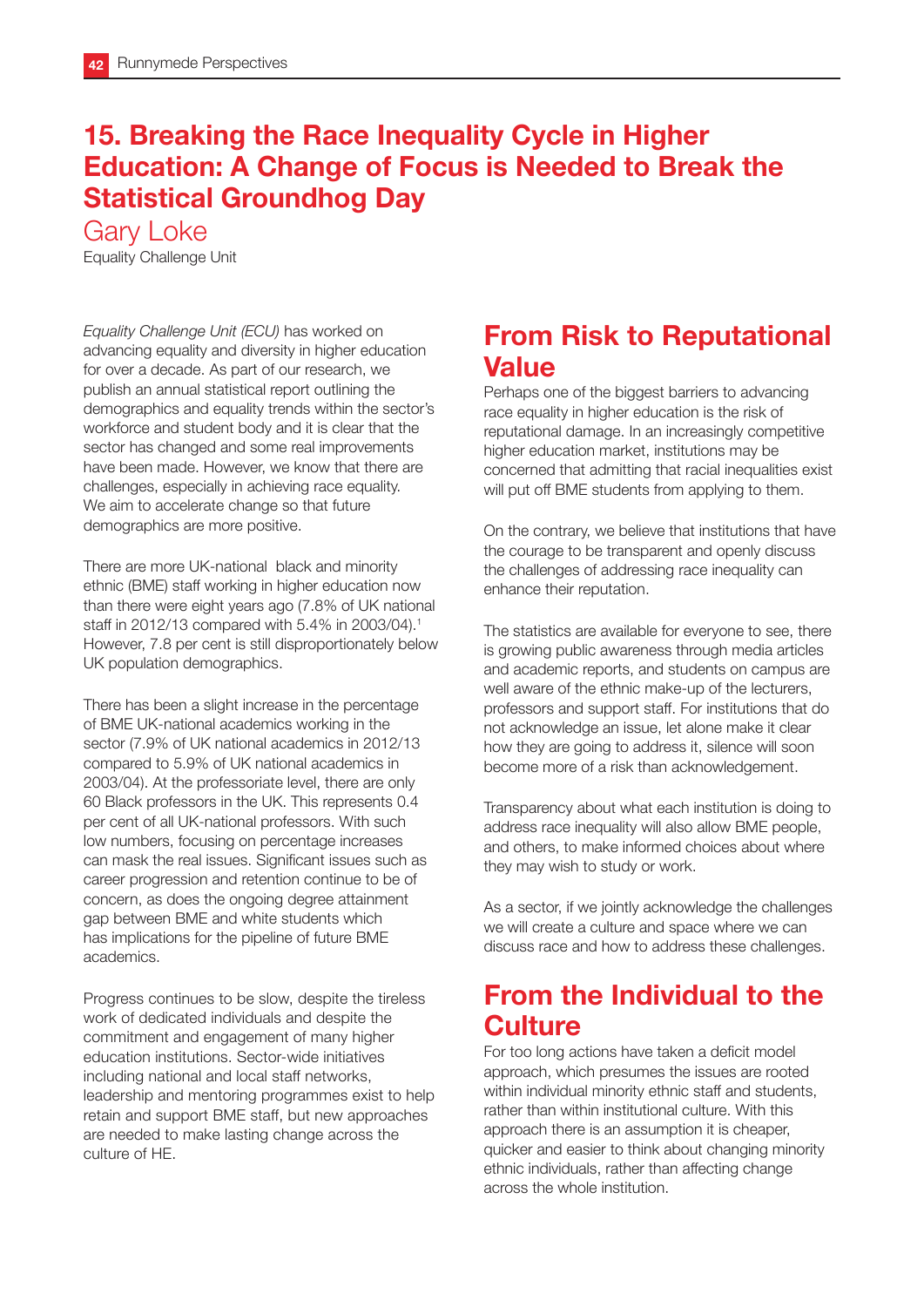## 15. Breaking the Race Inequality Cycle in Higher Education: A Change of Focus is Needed to Break the Statistical Groundhog Day

Gary Loke

Equality Challenge Unit

*Equality Challenge Unit (ECU)* has worked on advancing equality and diversity in higher education for over a decade. As part of our research, we publish an annual statistical report outlining the demographics and equality trends within the sector's workforce and student body and it is clear that the sector has changed and some real improvements have been made. However, we know that there are challenges, especially in achieving race equality. We aim to accelerate change so that future demographics are more positive.

There are more UK-national black and minority ethnic (BME) staff working in higher education now than there were eight years ago (7.8% of UK national staff in 2012/13 compared with 5.4% in 2003/04).[1] However, 7.8 per cent is still disproportionately below UK population demographics.

There has been a slight increase in the percentage of BME UK-national academics working in the sector (7.9% of UK national academics in 2012/13 compared to 5.9% of UK national academics in 2003/04). At the professoriate level, there are only 60 Black professors in the UK. This represents 0.4 per cent of all UK-national professors. With such low numbers, focusing on percentage increases can mask the real issues. Significant issues such as career progression and retention continue to be of concern, as does the ongoing degree attainment gap between BME and white students which has implications for the pipeline of future BME academics.

Progress continues to be slow, despite the tireless work of dedicated individuals and despite the commitment and engagement of many higher education institutions. Sector-wide initiatives including national and local staff networks, leadership and mentoring programmes exist to help retain and support BME staff, but new approaches are needed to make lasting change across the culture of HE.

### From Risk to Reputational Value

Perhaps one of the biggest barriers to advancing race equality in higher education is the risk of reputational damage. In an increasingly competitive higher education market, institutions may be concerned that admitting that racial inequalities exist will put off BME students from applying to them.

On the contrary, we believe that institutions that have the courage to be transparent and openly discuss the challenges of addressing race inequality can enhance their reputation.

The statistics are available for everyone to see, there is growing public awareness through media articles and academic reports, and students on campus are well aware of the ethnic make-up of the lecturers, professors and support staff. For institutions that do not acknowledge an issue, let alone make it clear how they are going to address it, silence will soon become more of a risk than acknowledgement.

Transparency about what each institution is doing to address race inequality will also allow BME people, and others, to make informed choices about where they may wish to study or work.

As a sector, if we jointly acknowledge the challenges we will create a culture and space where we can discuss race and how to address these challenges.

### From the Individual to the Culture

For too long actions have taken a deficit model approach, which presumes the issues are rooted within individual minority ethnic staff and students, rather than within institutional culture. With this approach there is an assumption it is cheaper, quicker and easier to think about changing minority ethnic individuals, rather than affecting change across the whole institution.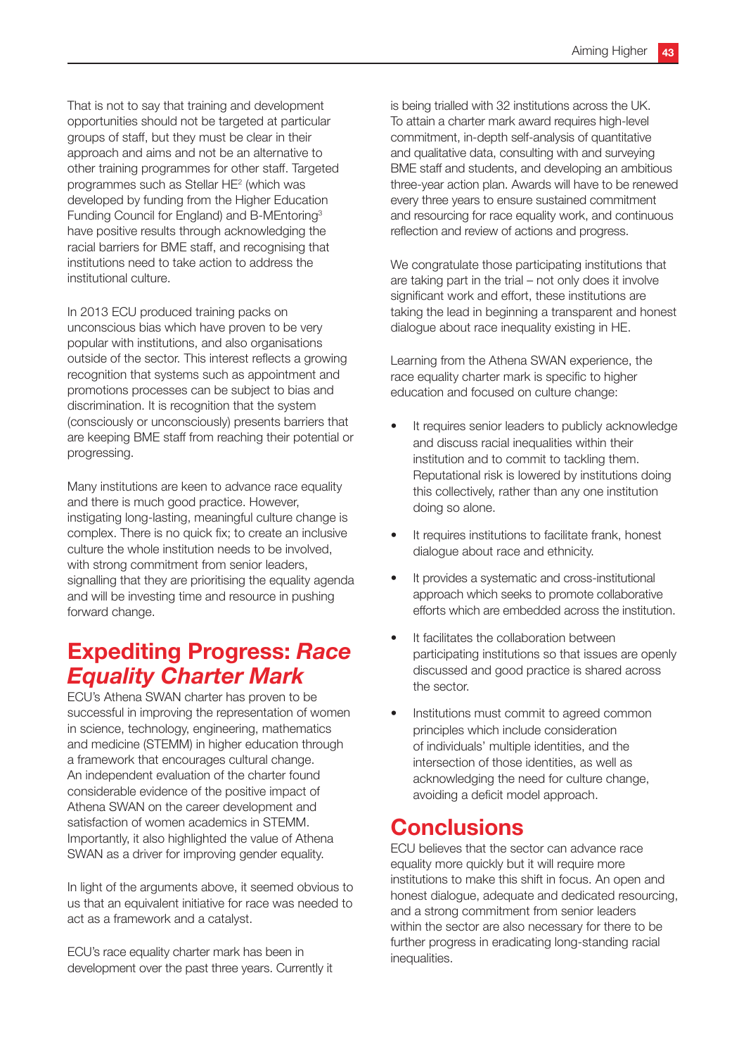That is not to say that training and development opportunities should not be targeted at particular groups of staff, but they must be clear in their approach and aims and not be an alternative to other training programmes for other staff. Targeted programmes such as Stellar HE[2] (which was developed by funding from the Higher Education Funding Council for England) and B-MEntoring[3] have positive results through acknowledging the racial barriers for BME staff, and recognising that institutions need to take action to address the institutional culture.

In 2013 ECU produced training packs on unconscious bias which have proven to be very popular with institutions, and also organisations outside of the sector. This interest reflects a growing recognition that systems such as appointment and promotions processes can be subject to bias and discrimination. It is recognition that the system (consciously or unconsciously) presents barriers that are keeping BME staff from reaching their potential or progressing.

Many institutions are keen to advance race equality and there is much good practice. However, instigating long-lasting, meaningful culture change is complex. There is no quick fix; to create an inclusive culture the whole institution needs to be involved, with strong commitment from senior leaders, signalling that they are prioritising the equality agenda and will be investing time and resource in pushing forward change.

## Expediting Progress: *Race Equality Charter Mark*

ECU's Athena SWAN charter has proven to be successful in improving the representation of women in science, technology, engineering, mathematics and medicine (STEMM) in higher education through a framework that encourages cultural change. An independent evaluation of the charter found considerable evidence of the positive impact of Athena SWAN on the career development and satisfaction of women academics in STEMM. Importantly, it also highlighted the value of Athena SWAN as a driver for improving gender equality.

In light of the arguments above, it seemed obvious to us that an equivalent initiative for race was needed to act as a framework and a catalyst.

ECU's race equality charter mark has been in development over the past three years. Currently it is being trialled with 32 institutions across the UK. To attain a charter mark award requires high-level commitment, in-depth self-analysis of quantitative and qualitative data, consulting with and surveying BME staff and students, and developing an ambitious three-year action plan. Awards will have to be renewed every three years to ensure sustained commitment and resourcing for race equality work, and continuous reflection and review of actions and progress.

We congratulate those participating institutions that are taking part in the trial – not only does it involve significant work and effort, these institutions are taking the lead in beginning a transparent and honest dialogue about race inequality existing in HE.

Learning from the Athena SWAN experience, the race equality charter mark is specific to higher education and focused on culture change:

- It requires senior leaders to publicly acknowledge and discuss racial inequalities within their institution and to commit to tackling them. Reputational risk is lowered by institutions doing this collectively, rather than any one institution doing so alone.
- It requires institutions to facilitate frank, honest dialogue about race and ethnicity.
- It provides a systematic and cross-institutional approach which seeks to promote collaborative efforts which are embedded across the institution.
- It facilitates the collaboration between participating institutions so that issues are openly discussed and good practice is shared across the sector.
- Institutions must commit to agreed common principles which include consideration of individuals' multiple identities, and the intersection of those identities, as well as acknowledging the need for culture change, avoiding a deficit model approach.

## Conclusions

ECU believes that the sector can advance race equality more quickly but it will require more institutions to make this shift in focus. An open and honest dialogue, adequate and dedicated resourcing, and a strong commitment from senior leaders within the sector are also necessary for there to be further progress in eradicating long-standing racial inequalities.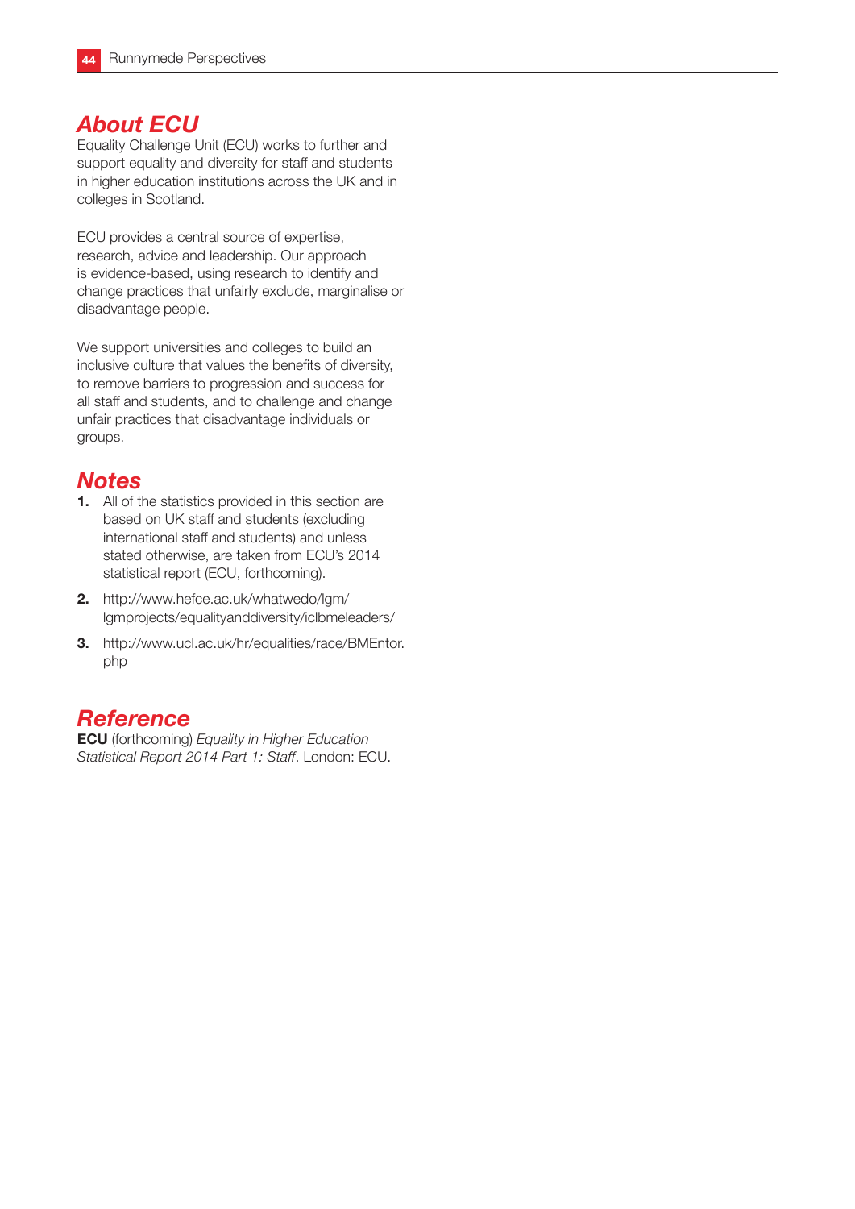## About ECU

Equality Challenge Unit (ECU) works to further and support equality and diversity for staff and students in higher education institutions across the UK and in colleges in Scotland.

ECU provides a central source of expertise, research, advice and leadership. Our approach is evidence-based, using research to identify and change practices that unfairly exclude, marginalise or disadvantage people.

We support universities and colleges to build an inclusive culture that values the benefits of diversity, to remove barriers to progression and success for all staff and students, and to challenge and change unfair practices that disadvantage individuals or groups.

## Notes

1. All of the statistics provided in this section are based on UK staff and students (excluding international staff and students) and unless stated otherwise, are taken from ECU's 2014 statistical report (ECU, forthcoming).
2. http://www.hefce.ac.uk/whatwedo/lgm/lgmprojects/equalityanddiversity/iclbmeleaders/
3. http://www.ucl.ac.uk/hr/equalities/race/BMEntor.php

## Reference

**ECU** (forthcoming) *Equality in Higher Education Statistical Report 2014 Part 1: Staff*. London: ECU.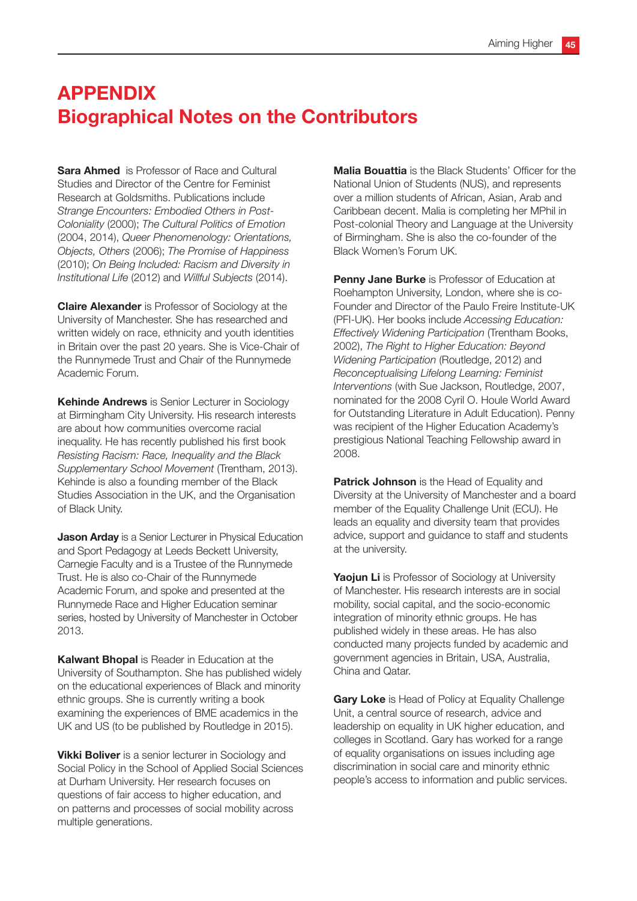# APPENDIX
# Biographical Notes on the Contributors

**Sara Ahmed** is Professor of Race and Cultural Studies and Director of the Centre for Feminist Research at Goldsmiths. Publications include *Strange Encounters: Embodied Others in Post-Coloniality* (2000); *The Cultural Politics of Emotion* (2004, 2014), *Queer Phenomenology: Orientations, Objects, Others* (2006); *The Promise of Happiness* (2010); *On Being Included: Racism and Diversity in Institutional Life* (2012) and *Willful Subjects* (2014).

**Claire Alexander** is Professor of Sociology at the University of Manchester. She has researched and written widely on race, ethnicity and youth identities in Britain over the past 20 years. She is Vice-Chair of the Runnymede Trust and Chair of the Runnymede Academic Forum.

**Kehinde Andrews** is Senior Lecturer in Sociology at Birmingham City University. His research interests are about how communities overcome racial inequality. He has recently published his first book *Resisting Racism: Race, Inequality and the Black Supplementary School Movement* (Trentham, 2013). Kehinde is also a founding member of the Black Studies Association in the UK, and the Organisation of Black Unity.

**Jason Arday** is a Senior Lecturer in Physical Education and Sport Pedagogy at Leeds Beckett University, Carnegie Faculty and is a Trustee of the Runnymede Trust. He is also co-Chair of the Runnymede Academic Forum, and spoke and presented at the Runnymede Race and Higher Education seminar series, hosted by University of Manchester in October 2013.

**Kalwant Bhopal** is Reader in Education at the University of Southampton. She has published widely on the educational experiences of Black and minority ethnic groups. She is currently writing a book examining the experiences of BME academics in the UK and US (to be published by Routledge in 2015).

**Vikki Boliver** is a senior lecturer in Sociology and Social Policy in the School of Applied Social Sciences at Durham University. Her research focuses on questions of fair access to higher education, and on patterns and processes of social mobility across multiple generations.

**Malia Bouattia** is the Black Students' Officer for the National Union of Students (NUS), and represents over a million students of African, Asian, Arab and Caribbean decent. Malia is completing her MPhil in Post-colonial Theory and Language at the University of Birmingham. She is also the co-founder of the Black Women's Forum UK.

**Penny Jane Burke** is Professor of Education at Roehampton University, London, where she is co-Founder and Director of the Paulo Freire Institute-UK (PFI-UK). Her books include *Accessing Education: Effectively Widening Participation* (Trentham Books, 2002), *The Right to Higher Education: Beyond Widening Participation* (Routledge, 2012) and *Reconceptualising Lifelong Learning: Feminist Interventions* (with Sue Jackson, Routledge, 2007, nominated for the 2008 Cyril O. Houle World Award for Outstanding Literature in Adult Education). Penny was recipient of the Higher Education Academy's prestigious National Teaching Fellowship award in 2008.

**Patrick Johnson** is the Head of Equality and Diversity at the University of Manchester and a board member of the Equality Challenge Unit (ECU). He leads an equality and diversity team that provides advice, support and guidance to staff and students at the university.

**Yaojun Li** is Professor of Sociology at University of Manchester. His research interests are in social mobility, social capital, and the socio-economic integration of minority ethnic groups. He has published widely in these areas. He has also conducted many projects funded by academic and government agencies in Britain, USA, Australia, China and Qatar.

**Gary Loke** is Head of Policy at Equality Challenge Unit, a central source of research, advice and leadership on equality in UK higher education, and colleges in Scotland. Gary has worked for a range of equality organisations on issues including age discrimination in social care and minority ethnic people's access to information and public services.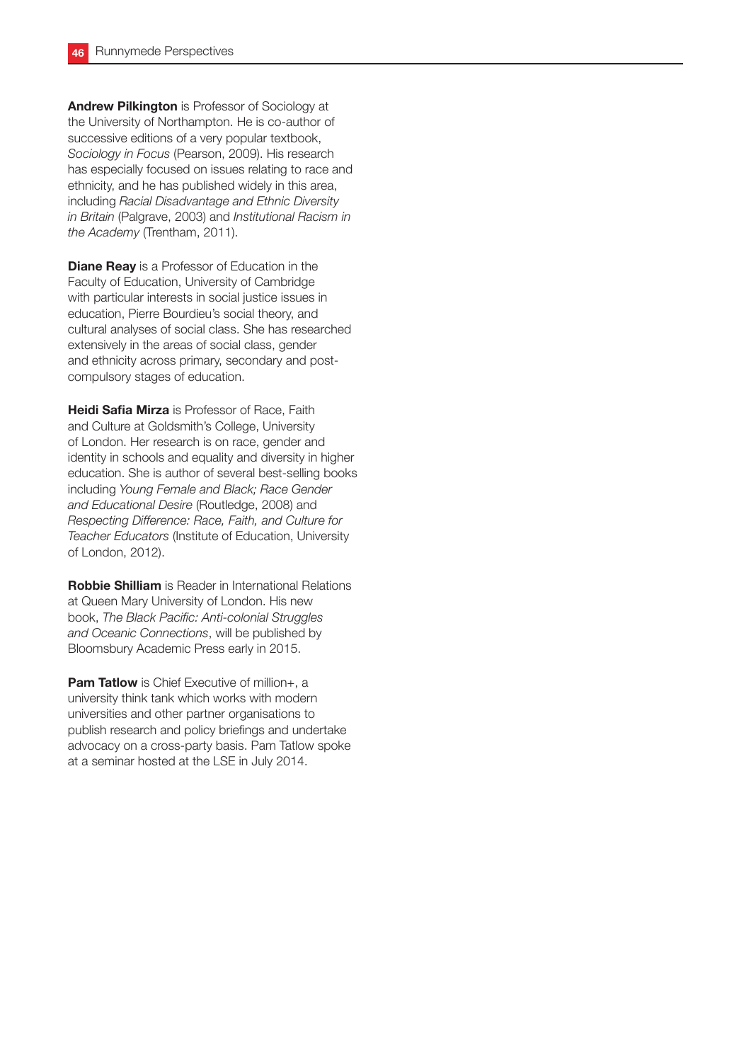**Andrew Pilkington** is Professor of Sociology at the University of Northampton. He is co-author of successive editions of a very popular textbook, *Sociology in Focus* (Pearson, 2009). His research has especially focused on issues relating to race and ethnicity, and he has published widely in this area, including *Racial Disadvantage and Ethnic Diversity in Britain* (Palgrave, 2003) and *Institutional Racism in the Academy* (Trentham, 2011).

**Diane Reay** is a Professor of Education in the Faculty of Education, University of Cambridge with particular interests in social justice issues in education, Pierre Bourdieu's social theory, and cultural analyses of social class. She has researched extensively in the areas of social class, gender and ethnicity across primary, secondary and post-compulsory stages of education.

**Heidi Safia Mirza** is Professor of Race, Faith and Culture at Goldsmith's College, University of London. Her research is on race, gender and identity in schools and equality and diversity in higher education. She is author of several best-selling books including *Young Female and Black; Race Gender and Educational Desire* (Routledge, 2008) and *Respecting Difference: Race, Faith, and Culture for Teacher Educators* (Institute of Education, University of London, 2012).

**Robbie Shilliam** is Reader in International Relations at Queen Mary University of London. His new book, *The Black Pacific: Anti-colonial Struggles and Oceanic Connections*, will be published by Bloomsbury Academic Press early in 2015.

**Pam Tatlow** is Chief Executive of million+, a university think tank which works with modern universities and other partner organisations to publish research and policy briefings and undertake advocacy on a cross-party basis. Pam Tatlow spoke at a seminar hosted at the LSE in July 2014.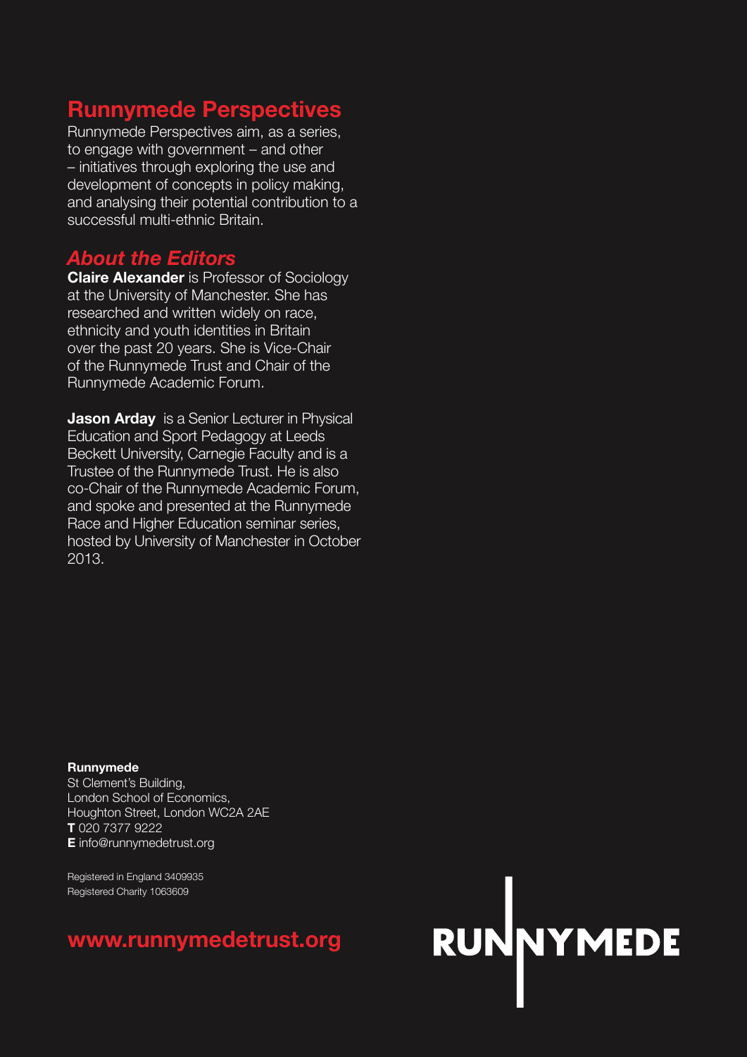## Runnymede Perspectives

Runnymede Perspectives aim, as a series, to engage with government – and other – initiatives through exploring the use and development of concepts in policy making, and analysing their potential contribution to a successful multi-ethnic Britain.

### *About the Editors*

**Claire Alexander** is Professor of Sociology at the University of Manchester. She has researched and written widely on race, ethnicity and youth identities in Britain over the past 20 years. She is Vice-Chair of the Runnymede Trust and Chair of the Runnymede Academic Forum.

**Jason Arday** is a Senior Lecturer in Physical Education and Sport Pedagogy at Leeds Beckett University, Carnegie Faculty and is a Trustee of the Runnymede Trust. He is also co-Chair of the Runnymede Academic Forum, and spoke and presented at the Runnymede Race and Higher Education seminar series, hosted by University of Manchester in October 2013.

**Runnymede**
St Clement's Building,
London School of Economics,
Houghton Street, London WC2A 2AE
**T** 020 7377 9222
**E** info@runnymedetrust.org

Registered in England 3409935
Registered Charity 1063609

**www.runnymedetrust.org**

RUNNYMEDE